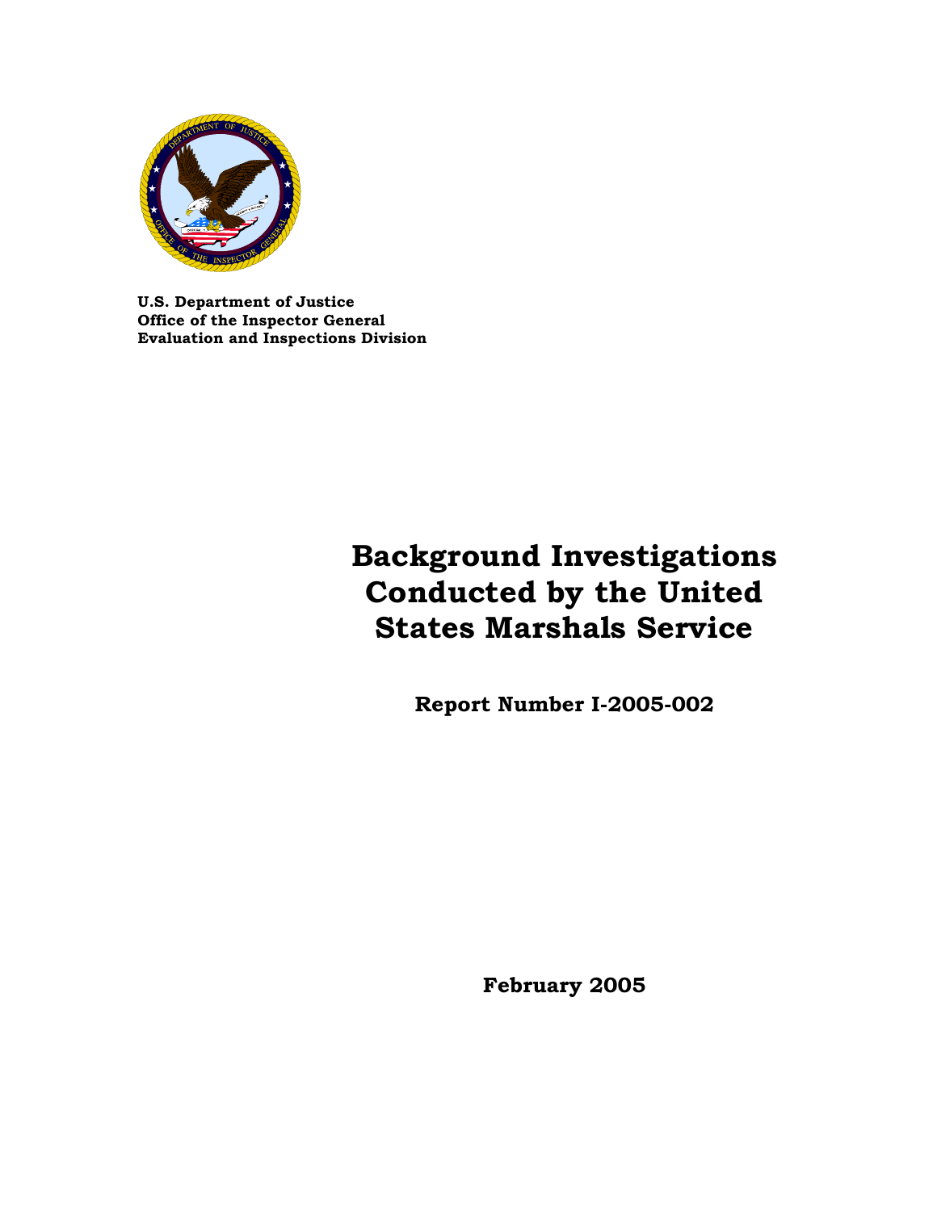**U.S. Department of Justice**
**Office of the Inspector General**
**Evaluation and Inspections Division**

# Background Investigations Conducted by the United States Marshals Service

**Report Number I-2005-002**

**February 2005**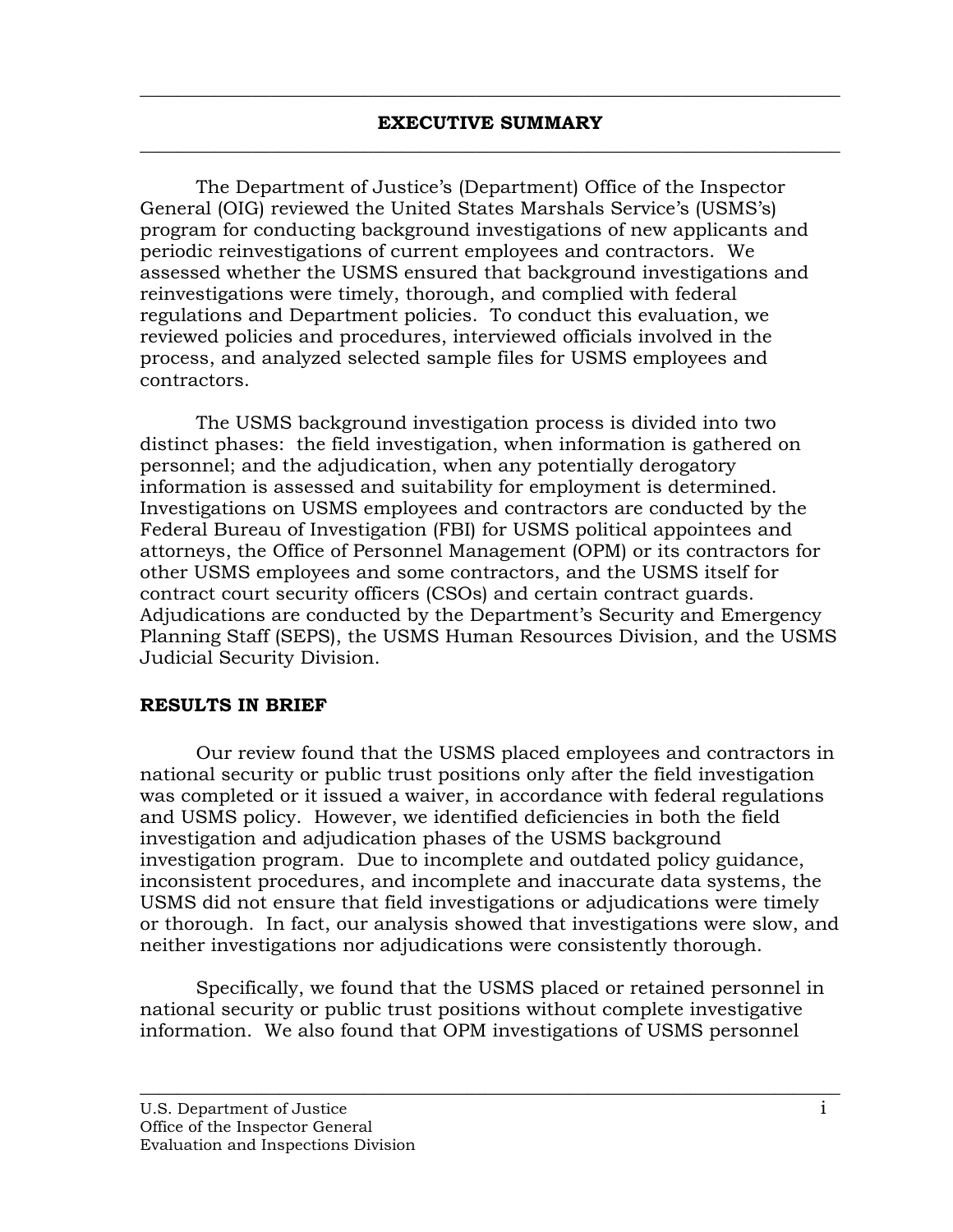## EXECUTIVE SUMMARY

The Department of Justice's (Department) Office of the Inspector General (OIG) reviewed the United States Marshals Service's (USMS's) program for conducting background investigations of new applicants and periodic reinvestigations of current employees and contractors. We assessed whether the USMS ensured that background investigations and reinvestigations were timely, thorough, and complied with federal regulations and Department policies. To conduct this evaluation, we reviewed policies and procedures, interviewed officials involved in the process, and analyzed selected sample files for USMS employees and contractors.

The USMS background investigation process is divided into two distinct phases: the field investigation, when information is gathered on personnel; and the adjudication, when any potentially derogatory information is assessed and suitability for employment is determined. Investigations on USMS employees and contractors are conducted by the Federal Bureau of Investigation (FBI) for USMS political appointees and attorneys, the Office of Personnel Management (OPM) or its contractors for other USMS employees and some contractors, and the USMS itself for contract court security officers (CSOs) and certain contract guards. Adjudications are conducted by the Department's Security and Emergency Planning Staff (SEPS), the USMS Human Resources Division, and the USMS Judicial Security Division.

### RESULTS IN BRIEF

Our review found that the USMS placed employees and contractors in national security or public trust positions only after the field investigation was completed or it issued a waiver, in accordance with federal regulations and USMS policy. However, we identified deficiencies in both the field investigation and adjudication phases of the USMS background investigation program. Due to incomplete and outdated policy guidance, inconsistent procedures, and incomplete and inaccurate data systems, the USMS did not ensure that field investigations or adjudications were timely or thorough. In fact, our analysis showed that investigations were slow, and neither investigations nor adjudications were consistently thorough.

Specifically, we found that the USMS placed or retained personnel in national security or public trust positions without complete investigative information. We also found that OPM investigations of USMS personnel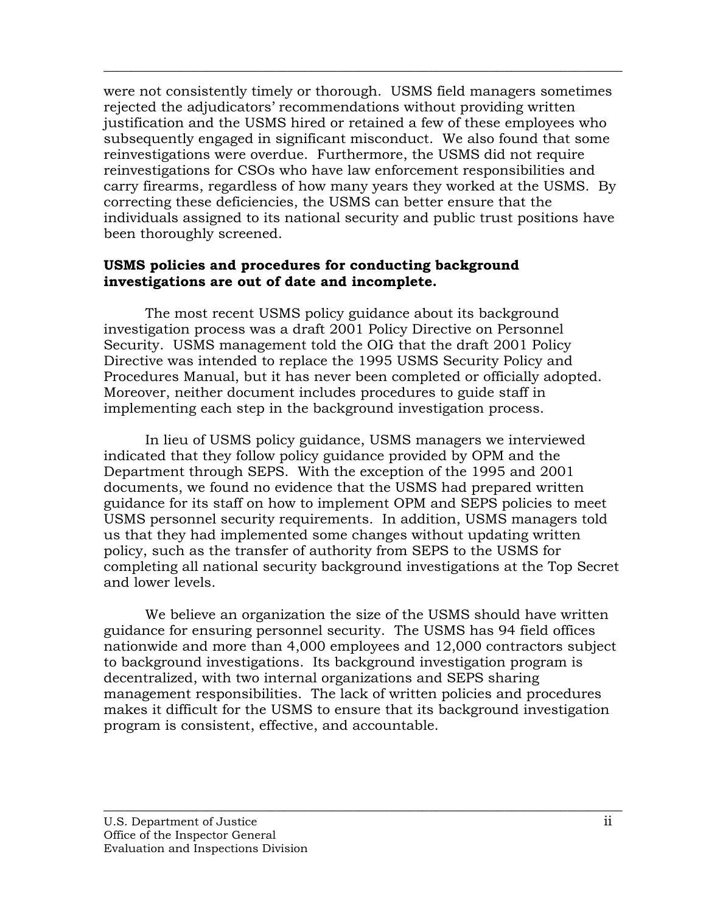were not consistently timely or thorough. USMS field managers sometimes rejected the adjudicators' recommendations without providing written justification and the USMS hired or retained a few of these employees who subsequently engaged in significant misconduct. We also found that some reinvestigations were overdue. Furthermore, the USMS did not require reinvestigations for CSOs who have law enforcement responsibilities and carry firearms, regardless of how many years they worked at the USMS. By correcting these deficiencies, the USMS can better ensure that the individuals assigned to its national security and public trust positions have been thoroughly screened.

**USMS policies and procedures for conducting background investigations are out of date and incomplete.**

The most recent USMS policy guidance about its background investigation process was a draft 2001 Policy Directive on Personnel Security. USMS management told the OIG that the draft 2001 Policy Directive was intended to replace the 1995 USMS Security Policy and Procedures Manual, but it has never been completed or officially adopted. Moreover, neither document includes procedures to guide staff in implementing each step in the background investigation process.

In lieu of USMS policy guidance, USMS managers we interviewed indicated that they follow policy guidance provided by OPM and the Department through SEPS. With the exception of the 1995 and 2001 documents, we found no evidence that the USMS had prepared written guidance for its staff on how to implement OPM and SEPS policies to meet USMS personnel security requirements. In addition, USMS managers told us that they had implemented some changes without updating written policy, such as the transfer of authority from SEPS to the USMS for completing all national security background investigations at the Top Secret and lower levels.

We believe an organization the size of the USMS should have written guidance for ensuring personnel security. The USMS has 94 field offices nationwide and more than 4,000 employees and 12,000 contractors subject to background investigations. Its background investigation program is decentralized, with two internal organizations and SEPS sharing management responsibilities. The lack of written policies and procedures makes it difficult for the USMS to ensure that its background investigation program is consistent, effective, and accountable.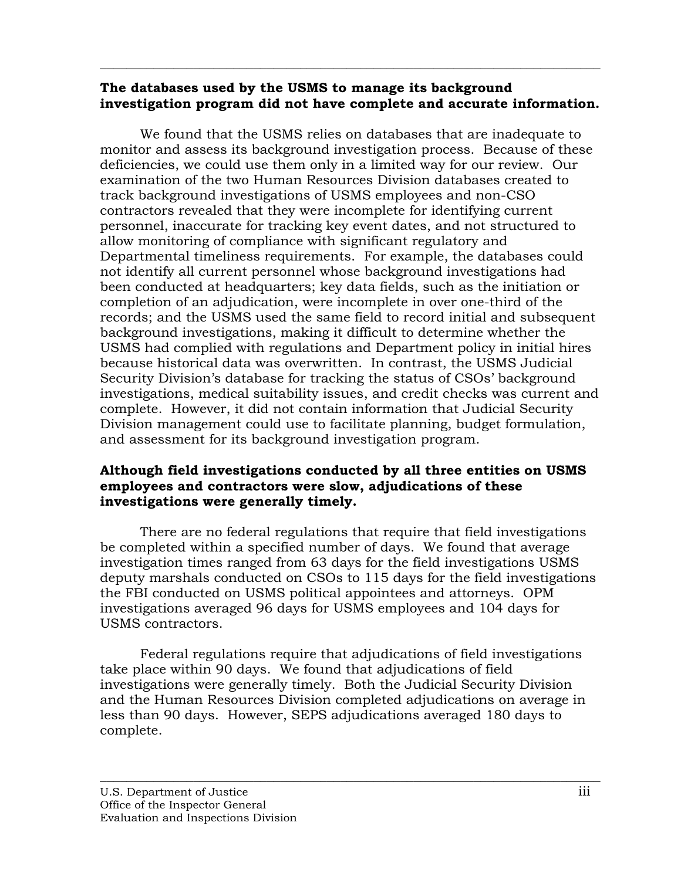**The databases used by the USMS to manage its background investigation program did not have complete and accurate information.**

We found that the USMS relies on databases that are inadequate to monitor and assess its background investigation process. Because of these deficiencies, we could use them only in a limited way for our review. Our examination of the two Human Resources Division databases created to track background investigations of USMS employees and non-CSO contractors revealed that they were incomplete for identifying current personnel, inaccurate for tracking key event dates, and not structured to allow monitoring of compliance with significant regulatory and Departmental timeliness requirements. For example, the databases could not identify all current personnel whose background investigations had been conducted at headquarters; key data fields, such as the initiation or completion of an adjudication, were incomplete in over one-third of the records; and the USMS used the same field to record initial and subsequent background investigations, making it difficult to determine whether the USMS had complied with regulations and Department policy in initial hires because historical data was overwritten. In contrast, the USMS Judicial Security Division's database for tracking the status of CSOs' background investigations, medical suitability issues, and credit checks was current and complete. However, it did not contain information that Judicial Security Division management could use to facilitate planning, budget formulation, and assessment for its background investigation program.

**Although field investigations conducted by all three entities on USMS employees and contractors were slow, adjudications of these investigations were generally timely.**

There are no federal regulations that require that field investigations be completed within a specified number of days. We found that average investigation times ranged from 63 days for the field investigations USMS deputy marshals conducted on CSOs to 115 days for the field investigations the FBI conducted on USMS political appointees and attorneys. OPM investigations averaged 96 days for USMS employees and 104 days for USMS contractors.

Federal regulations require that adjudications of field investigations take place within 90 days. We found that adjudications of field investigations were generally timely. Both the Judicial Security Division and the Human Resources Division completed adjudications on average in less than 90 days. However, SEPS adjudications averaged 180 days to complete.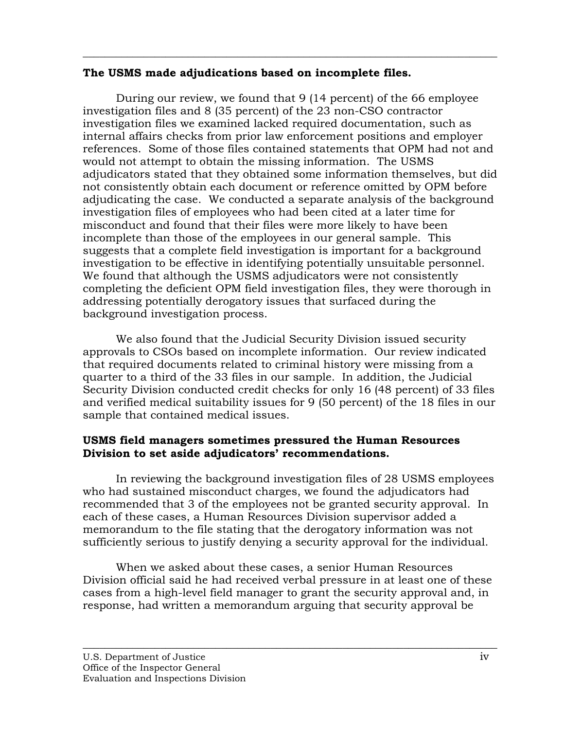**The USMS made adjudications based on incomplete files.**

During our review, we found that 9 (14 percent) of the 66 employee investigation files and 8 (35 percent) of the 23 non-CSO contractor investigation files we examined lacked required documentation, such as internal affairs checks from prior law enforcement positions and employer references. Some of those files contained statements that OPM had not and would not attempt to obtain the missing information. The USMS adjudicators stated that they obtained some information themselves, but did not consistently obtain each document or reference omitted by OPM before adjudicating the case. We conducted a separate analysis of the background investigation files of employees who had been cited at a later time for misconduct and found that their files were more likely to have been incomplete than those of the employees in our general sample. This suggests that a complete field investigation is important for a background investigation to be effective in identifying potentially unsuitable personnel. We found that although the USMS adjudicators were not consistently completing the deficient OPM field investigation files, they were thorough in addressing potentially derogatory issues that surfaced during the background investigation process.

We also found that the Judicial Security Division issued security approvals to CSOs based on incomplete information. Our review indicated that required documents related to criminal history were missing from a quarter to a third of the 33 files in our sample. In addition, the Judicial Security Division conducted credit checks for only 16 (48 percent) of 33 files and verified medical suitability issues for 9 (50 percent) of the 18 files in our sample that contained medical issues.

**USMS field managers sometimes pressured the Human Resources Division to set aside adjudicators' recommendations.**

In reviewing the background investigation files of 28 USMS employees who had sustained misconduct charges, we found the adjudicators had recommended that 3 of the employees not be granted security approval. In each of these cases, a Human Resources Division supervisor added a memorandum to the file stating that the derogatory information was not sufficiently serious to justify denying a security approval for the individual.

When we asked about these cases, a senior Human Resources Division official said he had received verbal pressure in at least one of these cases from a high-level field manager to grant the security approval and, in response, had written a memorandum arguing that security approval be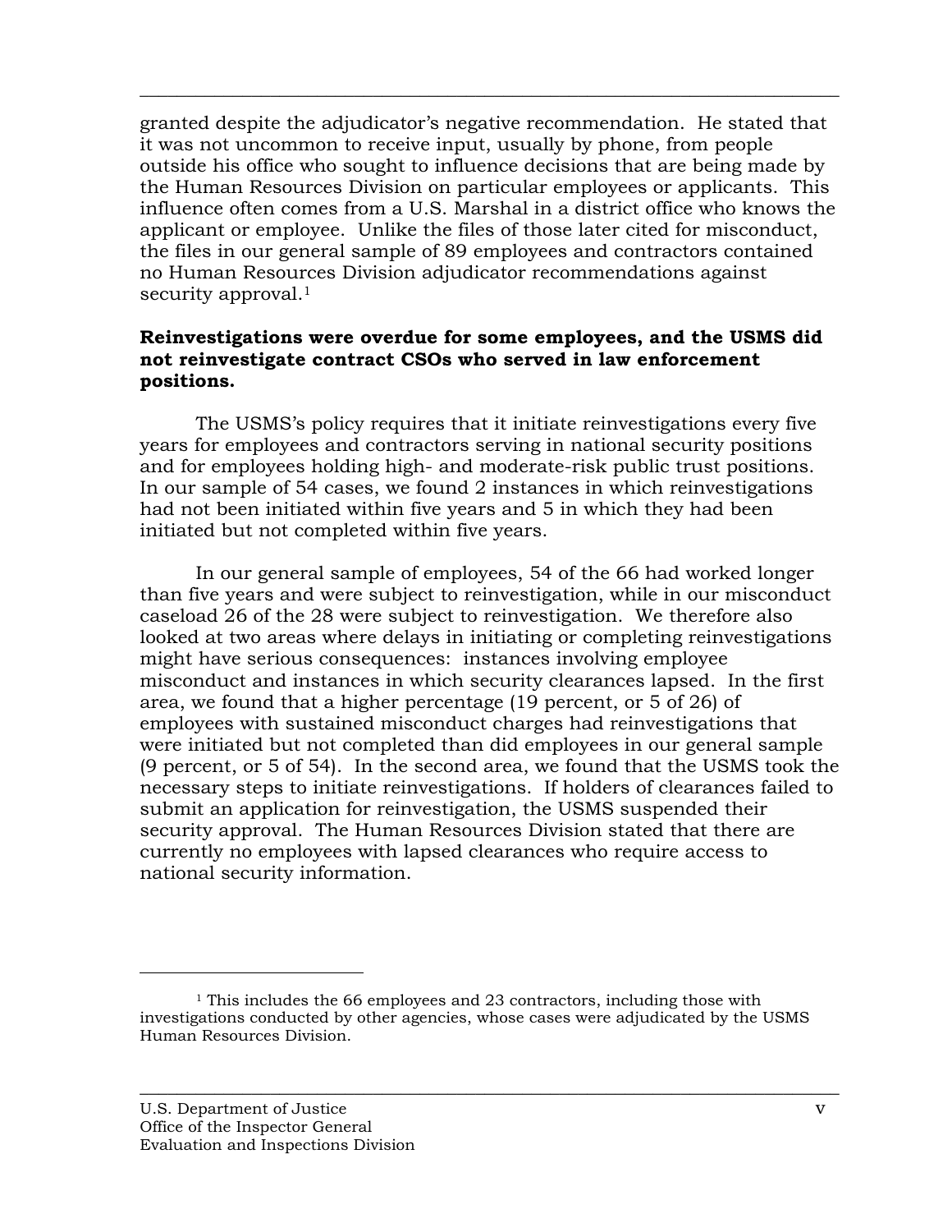granted despite the adjudicator's negative recommendation. He stated that it was not uncommon to receive input, usually by phone, from people outside his office who sought to influence decisions that are being made by the Human Resources Division on particular employees or applicants. This influence often comes from a U.S. Marshal in a district office who knows the applicant or employee. Unlike the files of those later cited for misconduct, the files in our general sample of 89 employees and contractors contained no Human Resources Division adjudicator recommendations against security approval.[1]

**Reinvestigations were overdue for some employees, and the USMS did not reinvestigate contract CSOs who served in law enforcement positions.**

The USMS's policy requires that it initiate reinvestigations every five years for employees and contractors serving in national security positions and for employees holding high- and moderate-risk public trust positions. In our sample of 54 cases, we found 2 instances in which reinvestigations had not been initiated within five years and 5 in which they had been initiated but not completed within five years.

In our general sample of employees, 54 of the 66 had worked longer than five years and were subject to reinvestigation, while in our misconduct caseload 26 of the 28 were subject to reinvestigation. We therefore also looked at two areas where delays in initiating or completing reinvestigations might have serious consequences: instances involving employee misconduct and instances in which security clearances lapsed. In the first area, we found that a higher percentage (19 percent, or 5 of 26) of employees with sustained misconduct charges had reinvestigations that were initiated but not completed than did employees in our general sample (9 percent, or 5 of 54). In the second area, we found that the USMS took the necessary steps to initiate reinvestigations. If holders of clearances failed to submit an application for reinvestigation, the USMS suspended their security approval. The Human Resources Division stated that there are currently no employees with lapsed clearances who require access to national security information.

[1] This includes the 66 employees and 23 contractors, including those with investigations conducted by other agencies, whose cases were adjudicated by the USMS Human Resources Division.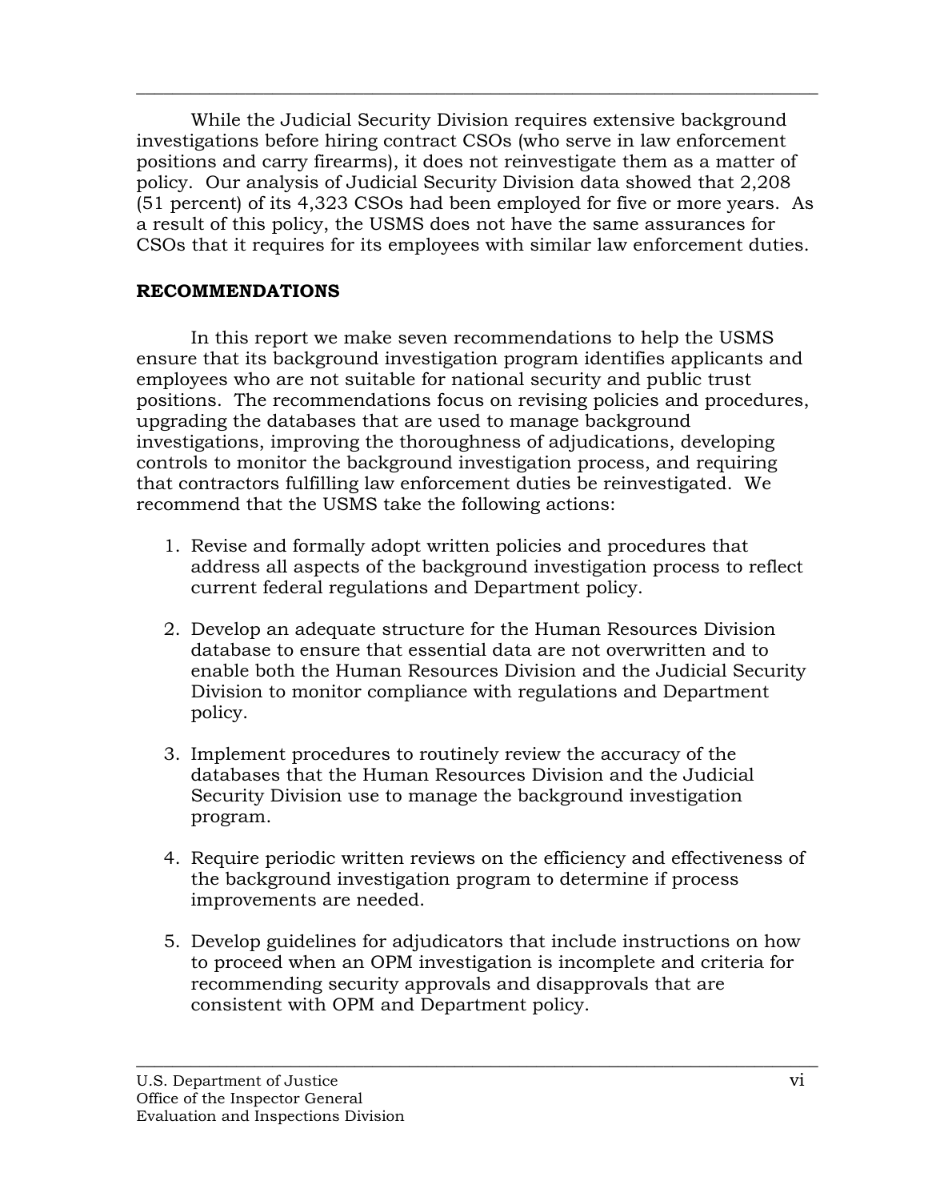While the Judicial Security Division requires extensive background investigations before hiring contract CSOs (who serve in law enforcement positions and carry firearms), it does not reinvestigate them as a matter of policy. Our analysis of Judicial Security Division data showed that 2,208 (51 percent) of its 4,323 CSOs had been employed for five or more years. As a result of this policy, the USMS does not have the same assurances for CSOs that it requires for its employees with similar law enforcement duties.

## RECOMMENDATIONS

In this report we make seven recommendations to help the USMS ensure that its background investigation program identifies applicants and employees who are not suitable for national security and public trust positions. The recommendations focus on revising policies and procedures, upgrading the databases that are used to manage background investigations, improving the thoroughness of adjudications, developing controls to monitor the background investigation process, and requiring that contractors fulfilling law enforcement duties be reinvestigated. We recommend that the USMS take the following actions:

1. Revise and formally adopt written policies and procedures that address all aspects of the background investigation process to reflect current federal regulations and Department policy.

2. Develop an adequate structure for the Human Resources Division database to ensure that essential data are not overwritten and to enable both the Human Resources Division and the Judicial Security Division to monitor compliance with regulations and Department policy.

3. Implement procedures to routinely review the accuracy of the databases that the Human Resources Division and the Judicial Security Division use to manage the background investigation program.

4. Require periodic written reviews on the efficiency and effectiveness of the background investigation program to determine if process improvements are needed.

5. Develop guidelines for adjudicators that include instructions on how to proceed when an OPM investigation is incomplete and criteria for recommending security approvals and disapprovals that are consistent with OPM and Department policy.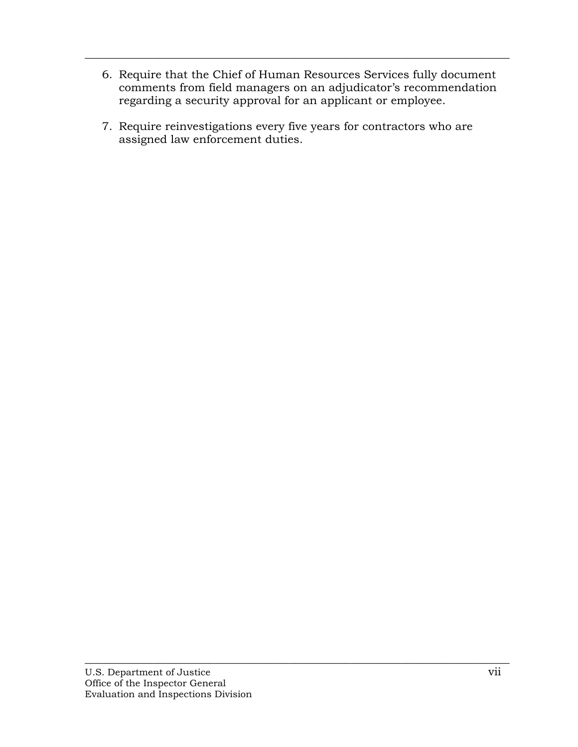6. Require that the Chief of Human Resources Services fully document comments from field managers on an adjudicator's recommendation regarding a security approval for an applicant or employee.

7. Require reinvestigations every five years for contractors who are assigned law enforcement duties.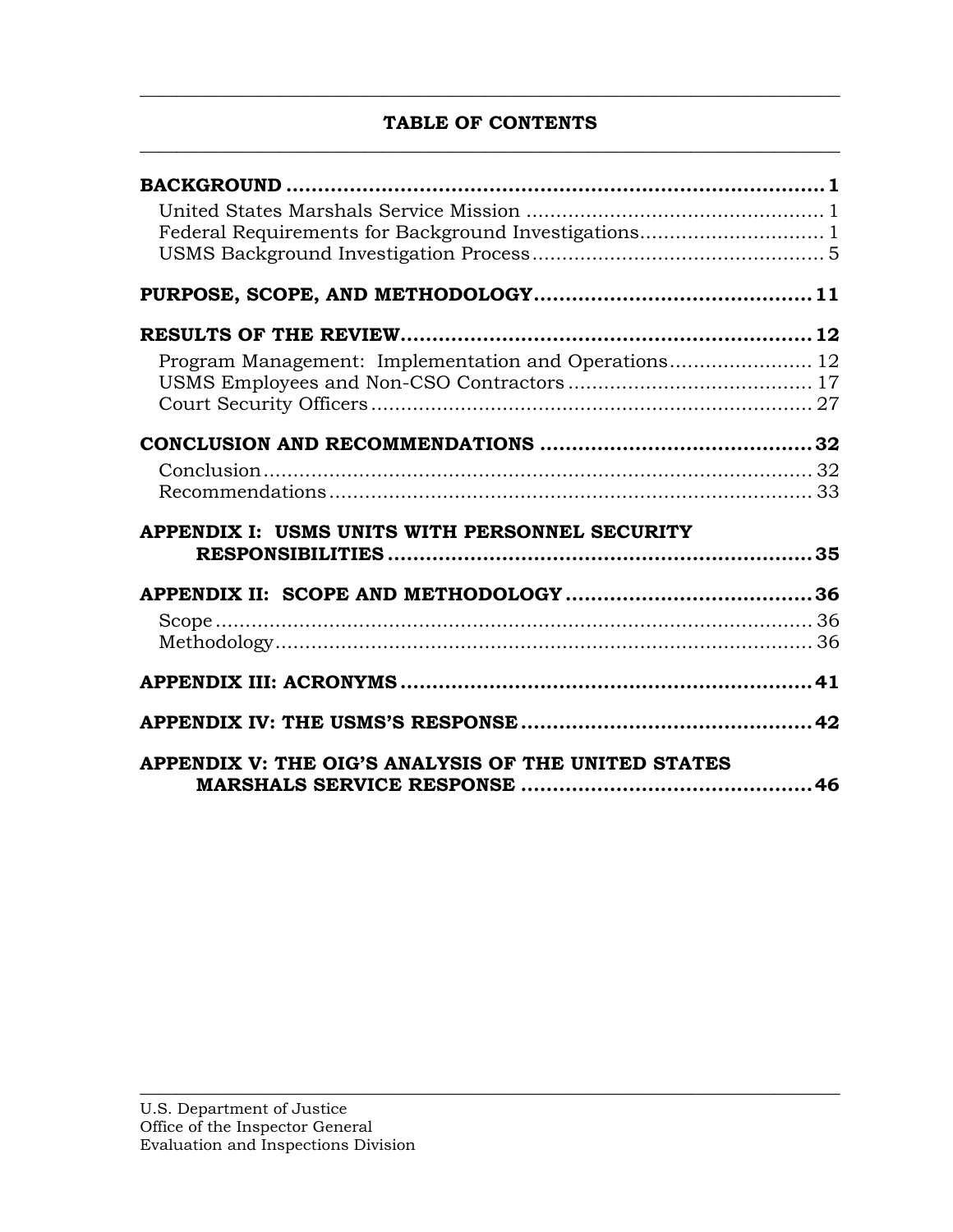## TABLE OF CONTENTS

**BACKGROUND .................................................................................. 1**

United States Marshals Service Mission ................................................. 1
Federal Requirements for Background Investigations.............................. 1
USMS Background Investigation Process ................................................ 5

**PURPOSE, SCOPE, AND METHODOLOGY........................................... 11**

**RESULTS OF THE REVIEW................................................................ 12**

Program Management: Implementation and Operations........................ 12
USMS Employees and Non-CSO Contractors ......................................... 17
Court Security Officers ......................................................................... 27

**CONCLUSION AND RECOMMENDATIONS ........................................... 32**

Conclusion ........................................................................................... 32
Recommendations ................................................................................ 33

**APPENDIX I: USMS UNITS WITH PERSONNEL SECURITY RESPONSIBILITIES .................................................................. 35**

**APPENDIX II: SCOPE AND METHODOLOGY ....................................... 36**

Scope .................................................................................................... 36
Methodology .......................................................................................... 36

**APPENDIX III: ACRONYMS ................................................................. 41**

**APPENDIX IV: THE USMS'S RESPONSE .............................................. 42**

**APPENDIX V: THE OIG'S ANALYSIS OF THE UNITED STATES MARSHALS SERVICE RESPONSE ............................................. 46**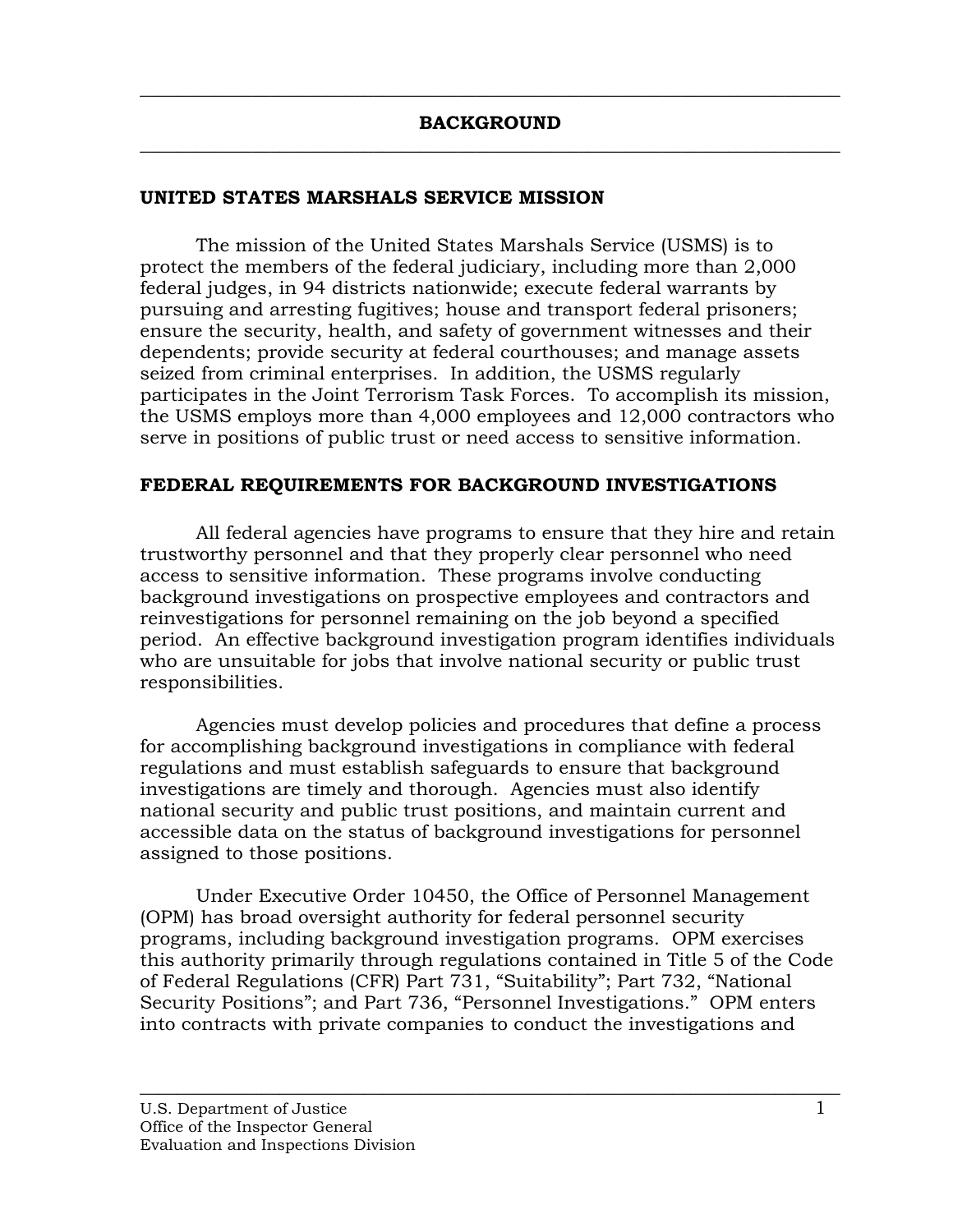# BACKGROUND

## UNITED STATES MARSHALS SERVICE MISSION

The mission of the United States Marshals Service (USMS) is to protect the members of the federal judiciary, including more than 2,000 federal judges, in 94 districts nationwide; execute federal warrants by pursuing and arresting fugitives; house and transport federal prisoners; ensure the security, health, and safety of government witnesses and their dependents; provide security at federal courthouses; and manage assets seized from criminal enterprises. In addition, the USMS regularly participates in the Joint Terrorism Task Forces. To accomplish its mission, the USMS employs more than 4,000 employees and 12,000 contractors who serve in positions of public trust or need access to sensitive information.

## FEDERAL REQUIREMENTS FOR BACKGROUND INVESTIGATIONS

All federal agencies have programs to ensure that they hire and retain trustworthy personnel and that they properly clear personnel who need access to sensitive information. These programs involve conducting background investigations on prospective employees and contractors and reinvestigations for personnel remaining on the job beyond a specified period. An effective background investigation program identifies individuals who are unsuitable for jobs that involve national security or public trust responsibilities.

Agencies must develop policies and procedures that define a process for accomplishing background investigations in compliance with federal regulations and must establish safeguards to ensure that background investigations are timely and thorough. Agencies must also identify national security and public trust positions, and maintain current and accessible data on the status of background investigations for personnel assigned to those positions.

Under Executive Order 10450, the Office of Personnel Management (OPM) has broad oversight authority for federal personnel security programs, including background investigation programs. OPM exercises this authority primarily through regulations contained in Title 5 of the Code of Federal Regulations (CFR) Part 731, "Suitability"; Part 732, "National Security Positions"; and Part 736, "Personnel Investigations." OPM enters into contracts with private companies to conduct the investigations and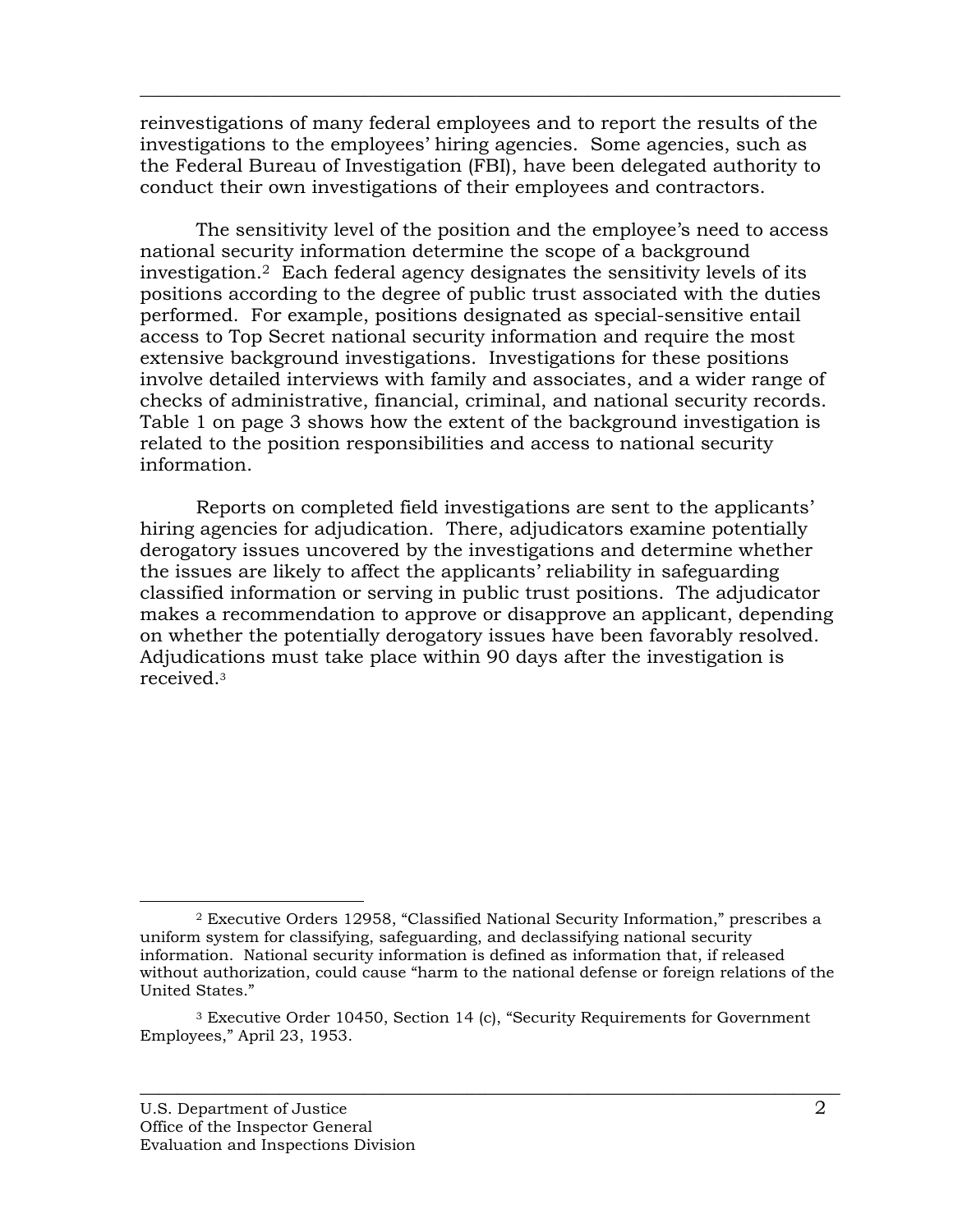reinvestigations of many federal employees and to report the results of the investigations to the employees' hiring agencies. Some agencies, such as the Federal Bureau of Investigation (FBI), have been delegated authority to conduct their own investigations of their employees and contractors.

The sensitivity level of the position and the employee's need to access national security information determine the scope of a background investigation.[2] Each federal agency designates the sensitivity levels of its positions according to the degree of public trust associated with the duties performed. For example, positions designated as special-sensitive entail access to Top Secret national security information and require the most extensive background investigations. Investigations for these positions involve detailed interviews with family and associates, and a wider range of checks of administrative, financial, criminal, and national security records. Table 1 on page 3 shows how the extent of the background investigation is related to the position responsibilities and access to national security information.

Reports on completed field investigations are sent to the applicants' hiring agencies for adjudication. There, adjudicators examine potentially derogatory issues uncovered by the investigations and determine whether the issues are likely to affect the applicants' reliability in safeguarding classified information or serving in public trust positions. The adjudicator makes a recommendation to approve or disapprove an applicant, depending on whether the potentially derogatory issues have been favorably resolved. Adjudications must take place within 90 days after the investigation is received.[3]

---

[2] Executive Orders 12958, "Classified National Security Information," prescribes a uniform system for classifying, safeguarding, and declassifying national security information. National security information is defined as information that, if released without authorization, could cause "harm to the national defense or foreign relations of the United States."

[3] Executive Order 10450, Section 14 (c), "Security Requirements for Government Employees," April 23, 1953.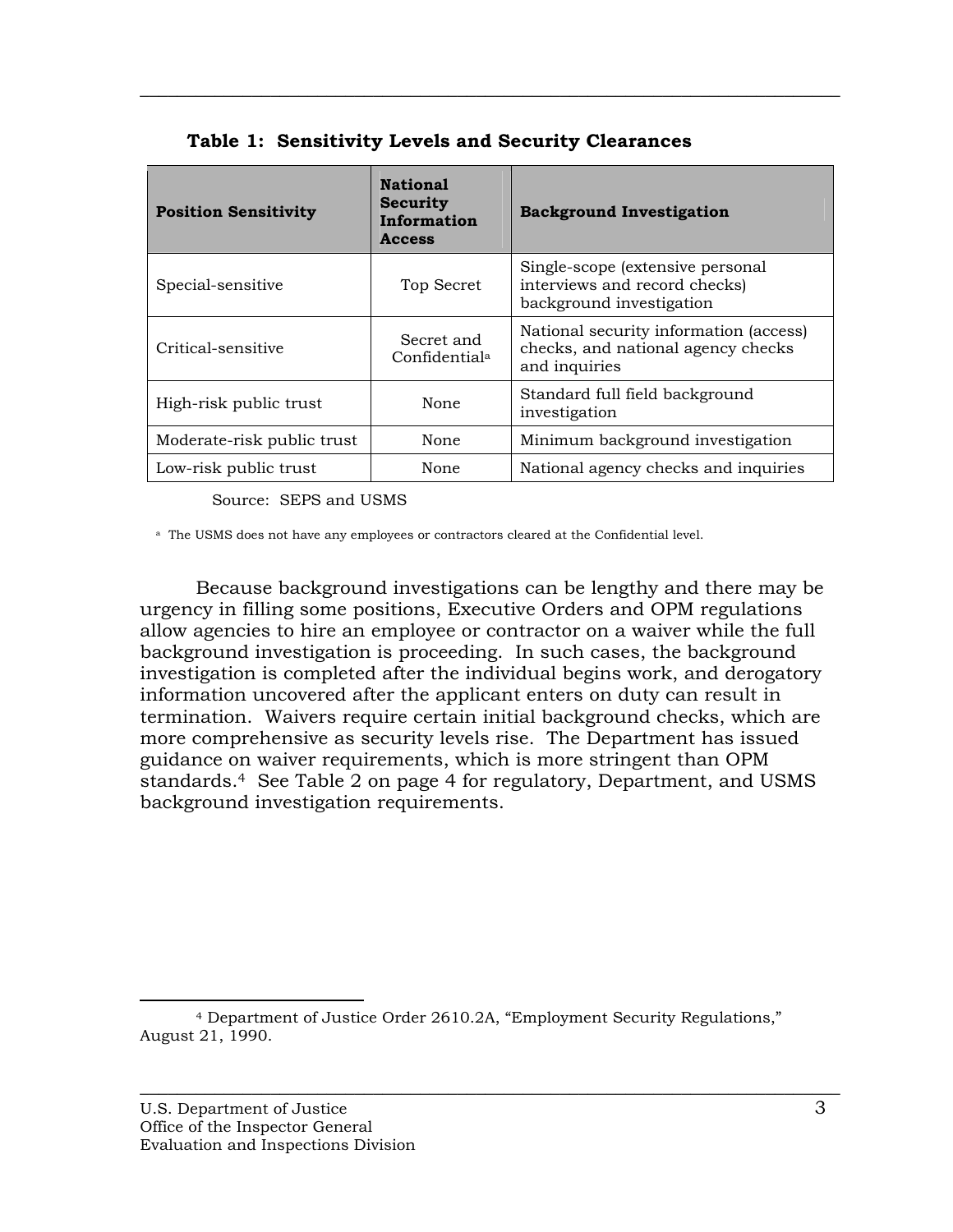**Table 1: Sensitivity Levels and Security Clearances**

| Position Sensitivity | National Security Information Access | Background Investigation |
|---|---|---|
| Special-sensitive | Top Secret | Single-scope (extensive personal interviews and record checks) background investigation |
| Critical-sensitive | Secret and Confidential[a] | National security information (access) checks, and national agency checks and inquiries |
| High-risk public trust | None | Standard full field background investigation |
| Moderate-risk public trust | None | Minimum background investigation |
| Low-risk public trust | None | National agency checks and inquiries |

Source: SEPS and USMS

[a] The USMS does not have any employees or contractors cleared at the Confidential level.

Because background investigations can be lengthy and there may be urgency in filling some positions, Executive Orders and OPM regulations allow agencies to hire an employee or contractor on a waiver while the full background investigation is proceeding. In such cases, the background investigation is completed after the individual begins work, and derogatory information uncovered after the applicant enters on duty can result in termination. Waivers require certain initial background checks, which are more comprehensive as security levels rise. The Department has issued guidance on waiver requirements, which is more stringent than OPM standards.[4] See Table 2 on page 4 for regulatory, Department, and USMS background investigation requirements.

[4] Department of Justice Order 2610.2A, "Employment Security Regulations," August 21, 1990.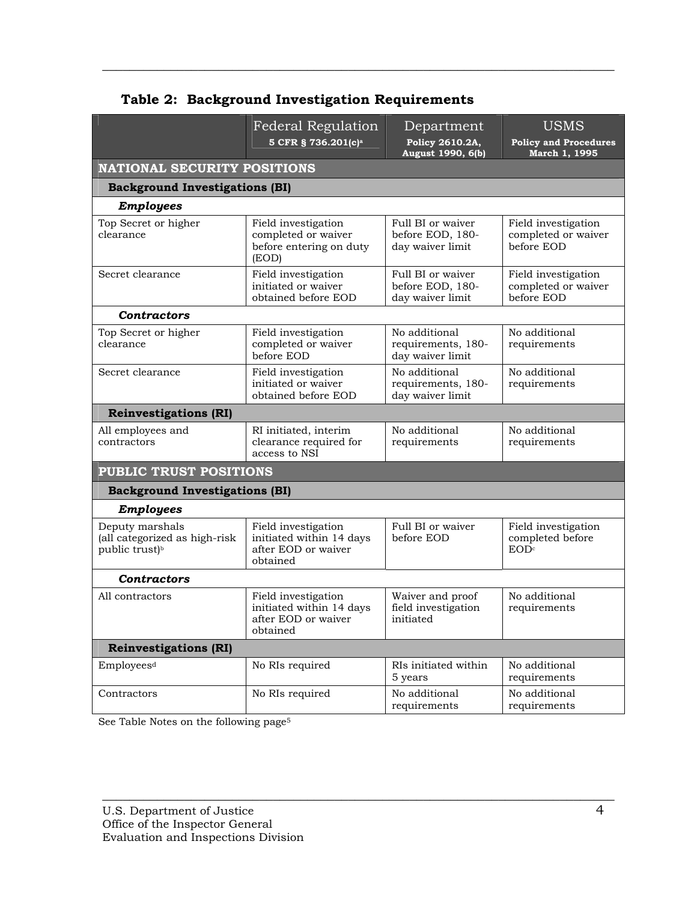**Table 2: Background Investigation Requirements**

| | Federal Regulation 5 CFR § 736.201(c)[a] | Department Policy 2610.2A, August 1990, 6(b) | USMS Policy and Procedures March 1, 1995 |
|---|---|---|---|
| **NATIONAL SECURITY POSITIONS** | | | |
| **Background Investigations (BI)** | | | |
| ***Employees*** | | | |
| Top Secret or higher clearance | Field investigation completed or waiver before entering on duty (EOD) | Full BI or waiver before EOD, 180-day waiver limit | Field investigation completed or waiver before EOD |
| Secret clearance | Field investigation initiated or waiver obtained before EOD | Full BI or waiver before EOD, 180-day waiver limit | Field investigation completed or waiver before EOD |
| ***Contractors*** | | | |
| Top Secret or higher clearance | Field investigation completed or waiver before EOD | No additional requirements, 180-day waiver limit | No additional requirements |
| Secret clearance | Field investigation initiated or waiver obtained before EOD | No additional requirements, 180-day waiver limit | No additional requirements |
| **Reinvestigations (RI)** | | | |
| All employees and contractors | RI initiated, interim clearance required for access to NSI | No additional requirements | No additional requirements |
| **PUBLIC TRUST POSITIONS** | | | |
| **Background Investigations (BI)** | | | |
| ***Employees*** | | | |
| Deputy marshals (all categorized as high-risk public trust)[b] | Field investigation initiated within 14 days after EOD or waiver obtained | Full BI or waiver before EOD | Field investigation completed before EOD[c] |
| ***Contractors*** | | | |
| All contractors | Field investigation initiated within 14 days after EOD or waiver obtained | Waiver and proof field investigation initiated | No additional requirements |
| **Reinvestigations (RI)** | | | |
| Employees[d] | No RIs required | RIs initiated within 5 years | No additional requirements |
| Contractors | No RIs required | No additional requirements | No additional requirements |

See Table Notes on the following page[5]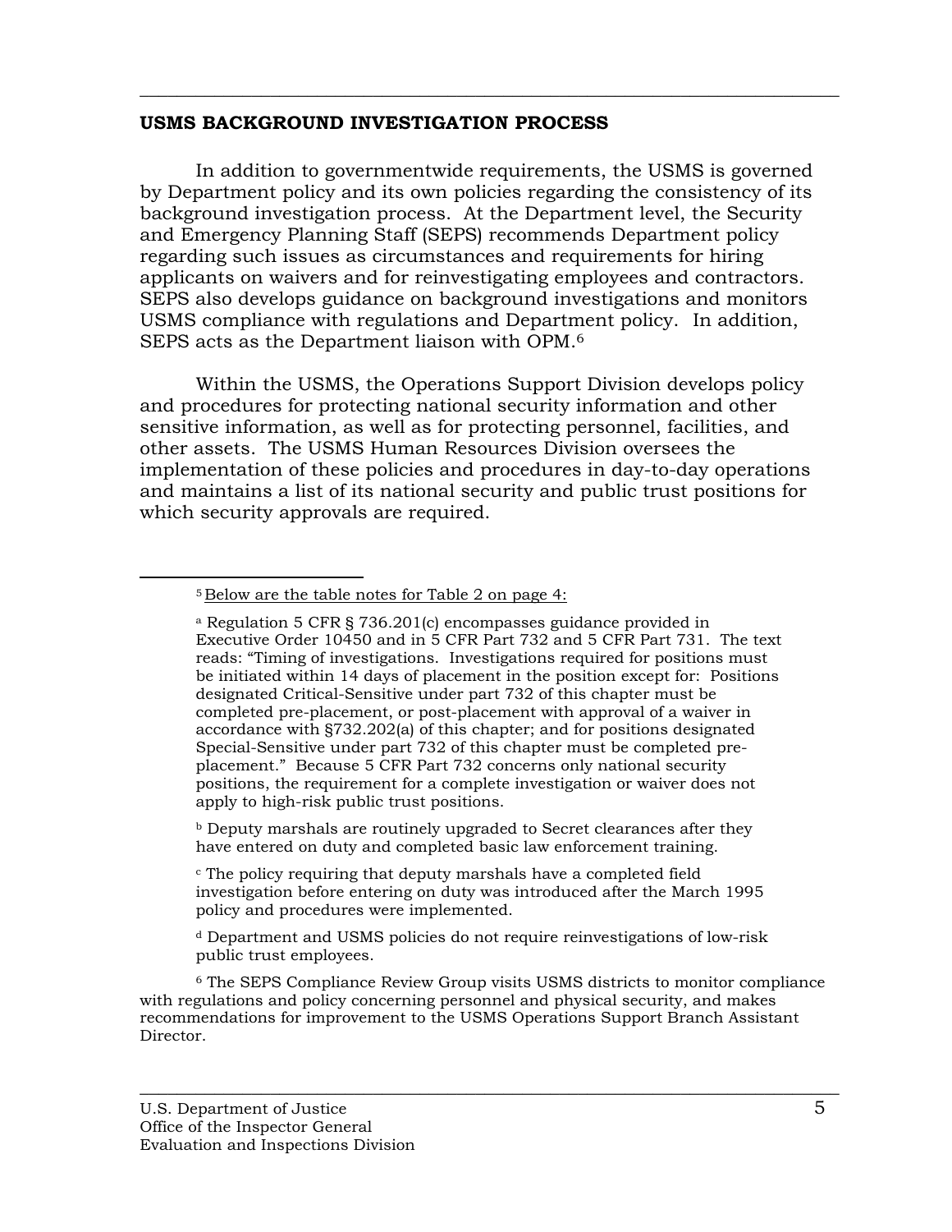## USMS BACKGROUND INVESTIGATION PROCESS

In addition to governmentwide requirements, the USMS is governed by Department policy and its own policies regarding the consistency of its background investigation process. At the Department level, the Security and Emergency Planning Staff (SEPS) recommends Department policy regarding such issues as circumstances and requirements for hiring applicants on waivers and for reinvestigating employees and contractors. SEPS also develops guidance on background investigations and monitors USMS compliance with regulations and Department policy. In addition, SEPS acts as the Department liaison with OPM.[6]

Within the USMS, the Operations Support Division develops policy and procedures for protecting national security information and other sensitive information, as well as for protecting personnel, facilities, and other assets. The USMS Human Resources Division oversees the implementation of these policies and procedures in day-to-day operations and maintains a list of its national security and public trust positions for which security approvals are required.

---

[5] Below are the table notes for Table 2 on page 4:

[a] Regulation 5 CFR § 736.201(c) encompasses guidance provided in Executive Order 10450 and in 5 CFR Part 732 and 5 CFR Part 731. The text reads: "Timing of investigations. Investigations required for positions must be initiated within 14 days of placement in the position except for: Positions designated Critical-Sensitive under part 732 of this chapter must be completed pre-placement, or post-placement with approval of a waiver in accordance with §732.202(a) of this chapter; and for positions designated Special-Sensitive under part 732 of this chapter must be completed pre-placement." Because 5 CFR Part 732 concerns only national security positions, the requirement for a complete investigation or waiver does not apply to high-risk public trust positions.

[b] Deputy marshals are routinely upgraded to Secret clearances after they have entered on duty and completed basic law enforcement training.

[c] The policy requiring that deputy marshals have a completed field investigation before entering on duty was introduced after the March 1995 policy and procedures were implemented.

[d] Department and USMS policies do not require reinvestigations of low-risk public trust employees.

[6] The SEPS Compliance Review Group visits USMS districts to monitor compliance with regulations and policy concerning personnel and physical security, and makes recommendations for improvement to the USMS Operations Support Branch Assistant Director.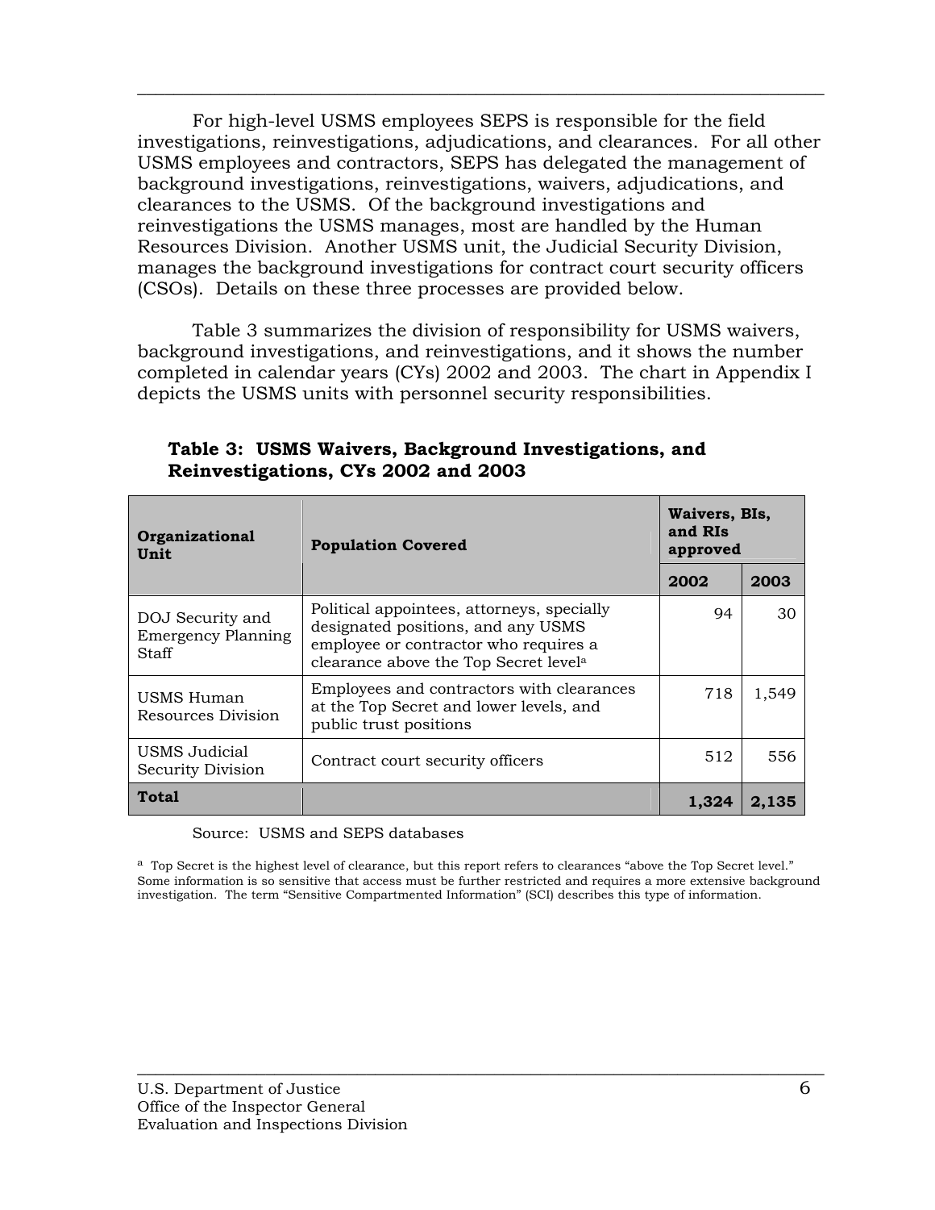For high-level USMS employees SEPS is responsible for the field investigations, reinvestigations, adjudications, and clearances. For all other USMS employees and contractors, SEPS has delegated the management of background investigations, reinvestigations, waivers, adjudications, and clearances to the USMS. Of the background investigations and reinvestigations the USMS manages, most are handled by the Human Resources Division. Another USMS unit, the Judicial Security Division, manages the background investigations for contract court security officers (CSOs). Details on these three processes are provided below.

Table 3 summarizes the division of responsibility for USMS waivers, background investigations, and reinvestigations, and it shows the number completed in calendar years (CYs) 2002 and 2003. The chart in Appendix I depicts the USMS units with personnel security responsibilities.

**Table 3: USMS Waivers, Background Investigations, and Reinvestigations, CYs 2002 and 2003**

| Organizational Unit | Population Covered | Waivers, BIs, and RIs approved | |
|---|---|---|---|
| | | 2002 | 2003 |
| DOJ Security and Emergency Planning Staff | Political appointees, attorneys, specially designated positions, and any USMS employee or contractor who requires a clearance above the Top Secret level[a] | 94 | 30 |
| USMS Human Resources Division | Employees and contractors with clearances at the Top Secret and lower levels, and public trust positions | 718 | 1,549 |
| USMS Judicial Security Division | Contract court security officers | 512 | 556 |
| **Total** | | **1,324** | **2,135** |

Source: USMS and SEPS databases

[a] Top Secret is the highest level of clearance, but this report refers to clearances "above the Top Secret level." Some information is so sensitive that access must be further restricted and requires a more extensive background investigation. The term "Sensitive Compartmented Information" (SCI) describes this type of information.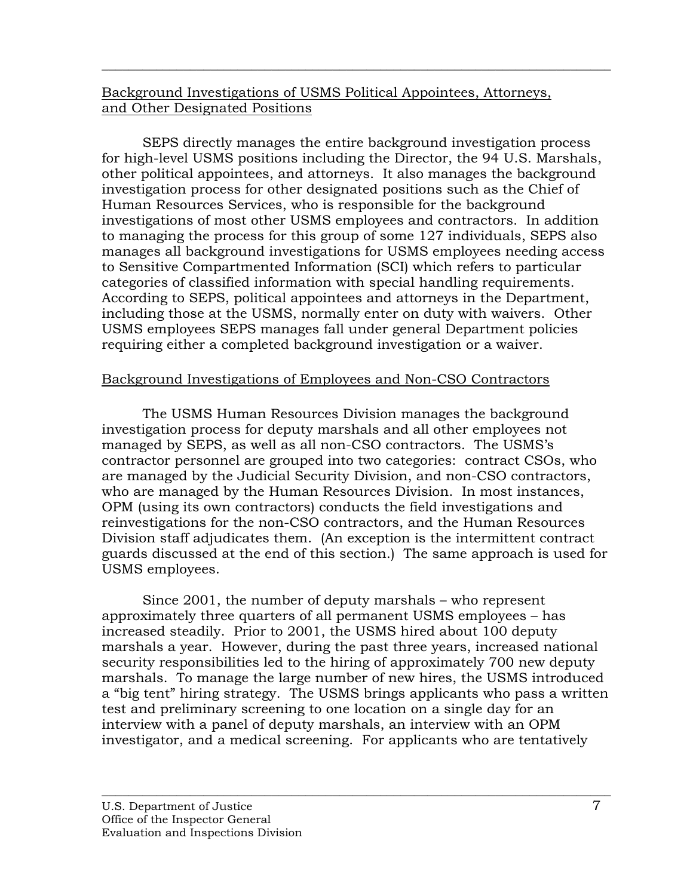Background Investigations of USMS Political Appointees, Attorneys, and Other Designated Positions

SEPS directly manages the entire background investigation process for high-level USMS positions including the Director, the 94 U.S. Marshals, other political appointees, and attorneys. It also manages the background investigation process for other designated positions such as the Chief of Human Resources Services, who is responsible for the background investigations of most other USMS employees and contractors. In addition to managing the process for this group of some 127 individuals, SEPS also manages all background investigations for USMS employees needing access to Sensitive Compartmented Information (SCI) which refers to particular categories of classified information with special handling requirements. According to SEPS, political appointees and attorneys in the Department, including those at the USMS, normally enter on duty with waivers. Other USMS employees SEPS manages fall under general Department policies requiring either a completed background investigation or a waiver.

Background Investigations of Employees and Non-CSO Contractors

The USMS Human Resources Division manages the background investigation process for deputy marshals and all other employees not managed by SEPS, as well as all non-CSO contractors. The USMS's contractor personnel are grouped into two categories: contract CSOs, who are managed by the Judicial Security Division, and non-CSO contractors, who are managed by the Human Resources Division. In most instances, OPM (using its own contractors) conducts the field investigations and reinvestigations for the non-CSO contractors, and the Human Resources Division staff adjudicates them. (An exception is the intermittent contract guards discussed at the end of this section.) The same approach is used for USMS employees.

Since 2001, the number of deputy marshals – who represent approximately three quarters of all permanent USMS employees – has increased steadily. Prior to 2001, the USMS hired about 100 deputy marshals a year. However, during the past three years, increased national security responsibilities led to the hiring of approximately 700 new deputy marshals. To manage the large number of new hires, the USMS introduced a "big tent" hiring strategy. The USMS brings applicants who pass a written test and preliminary screening to one location on a single day for an interview with a panel of deputy marshals, an interview with an OPM investigator, and a medical screening. For applicants who are tentatively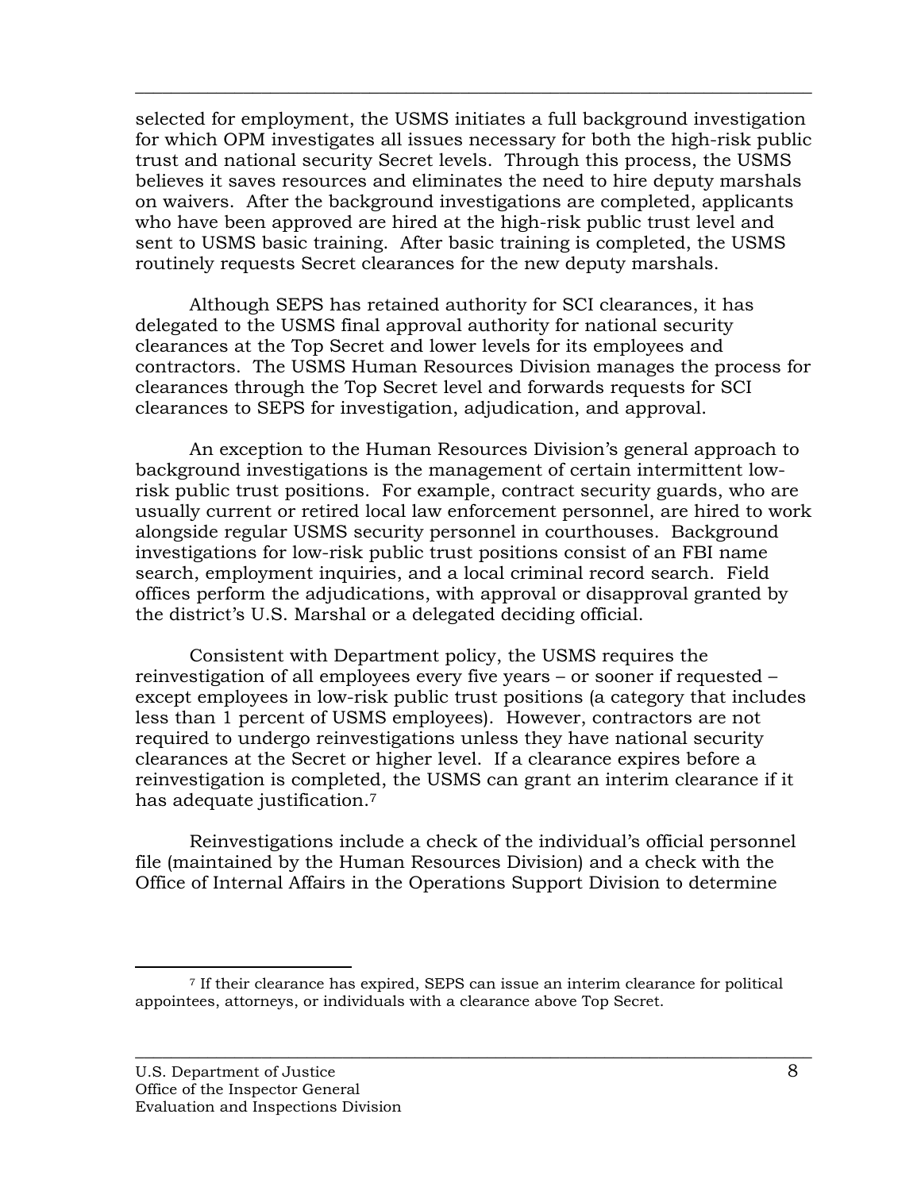selected for employment, the USMS initiates a full background investigation for which OPM investigates all issues necessary for both the high-risk public trust and national security Secret levels. Through this process, the USMS believes it saves resources and eliminates the need to hire deputy marshals on waivers. After the background investigations are completed, applicants who have been approved are hired at the high-risk public trust level and sent to USMS basic training. After basic training is completed, the USMS routinely requests Secret clearances for the new deputy marshals.

Although SEPS has retained authority for SCI clearances, it has delegated to the USMS final approval authority for national security clearances at the Top Secret and lower levels for its employees and contractors. The USMS Human Resources Division manages the process for clearances through the Top Secret level and forwards requests for SCI clearances to SEPS for investigation, adjudication, and approval.

An exception to the Human Resources Division's general approach to background investigations is the management of certain intermittent low-risk public trust positions. For example, contract security guards, who are usually current or retired local law enforcement personnel, are hired to work alongside regular USMS security personnel in courthouses. Background investigations for low-risk public trust positions consist of an FBI name search, employment inquiries, and a local criminal record search. Field offices perform the adjudications, with approval or disapproval granted by the district's U.S. Marshal or a delegated deciding official.

Consistent with Department policy, the USMS requires the reinvestigation of all employees every five years – or sooner if requested – except employees in low-risk public trust positions (a category that includes less than 1 percent of USMS employees). However, contractors are not required to undergo reinvestigations unless they have national security clearances at the Secret or higher level. If a clearance expires before a reinvestigation is completed, the USMS can grant an interim clearance if it has adequate justification.[7]

Reinvestigations include a check of the individual's official personnel file (maintained by the Human Resources Division) and a check with the Office of Internal Affairs in the Operations Support Division to determine

[7] If their clearance has expired, SEPS can issue an interim clearance for political appointees, attorneys, or individuals with a clearance above Top Secret.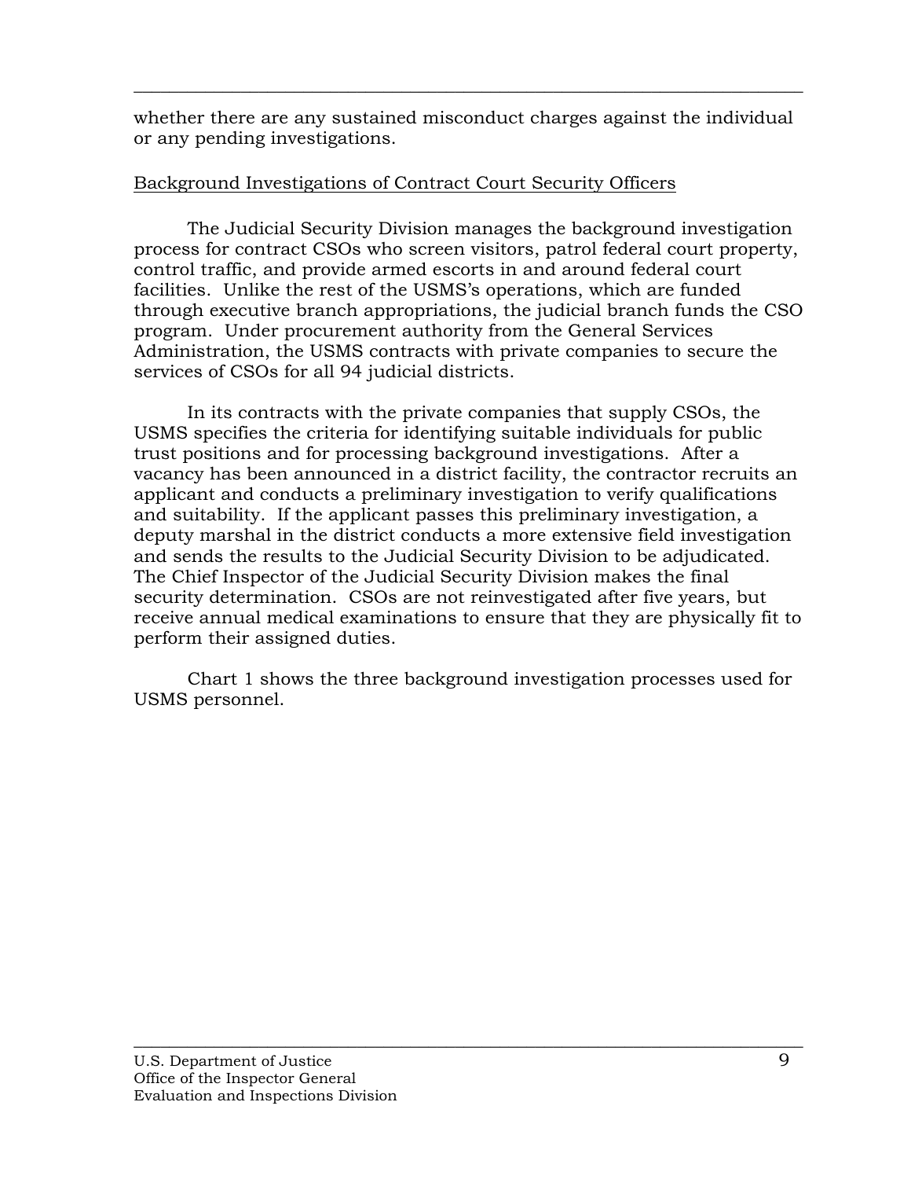whether there are any sustained misconduct charges against the individual or any pending investigations.

Background Investigations of Contract Court Security Officers

The Judicial Security Division manages the background investigation process for contract CSOs who screen visitors, patrol federal court property, control traffic, and provide armed escorts in and around federal court facilities. Unlike the rest of the USMS's operations, which are funded through executive branch appropriations, the judicial branch funds the CSO program. Under procurement authority from the General Services Administration, the USMS contracts with private companies to secure the services of CSOs for all 94 judicial districts.

In its contracts with the private companies that supply CSOs, the USMS specifies the criteria for identifying suitable individuals for public trust positions and for processing background investigations. After a vacancy has been announced in a district facility, the contractor recruits an applicant and conducts a preliminary investigation to verify qualifications and suitability. If the applicant passes this preliminary investigation, a deputy marshal in the district conducts a more extensive field investigation and sends the results to the Judicial Security Division to be adjudicated. The Chief Inspector of the Judicial Security Division makes the final security determination. CSOs are not reinvestigated after five years, but receive annual medical examinations to ensure that they are physically fit to perform their assigned duties.

Chart 1 shows the three background investigation processes used for USMS personnel.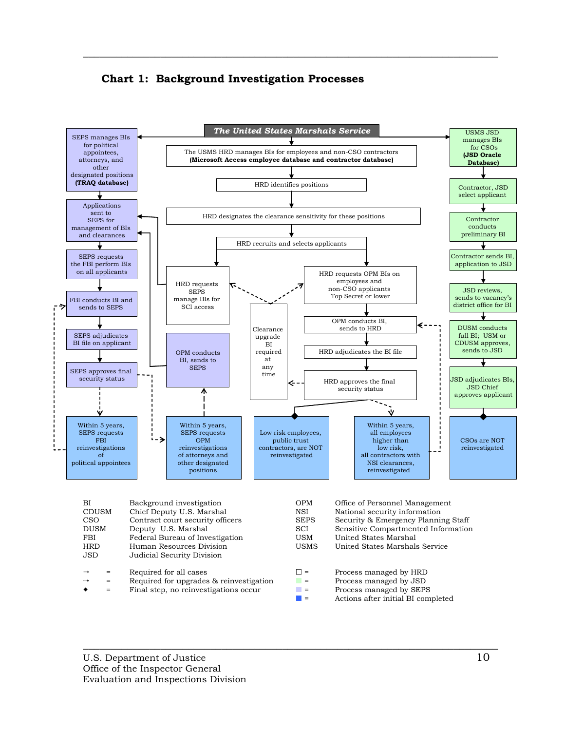## Chart 1: Background Investigation Processes

**The United States Marshals Service**

**SEPS column (Process managed by SEPS):**

- SEPS manages BIs for political appointees, attorneys, and other designated positions **(TRAQ database)**
- Applications sent to SEPS for management of BIs and clearances
- SEPS requests the FBI perform BIs on all applicants
- FBI conducts BI and sends to SEPS
- SEPS adjudicates BI file on applicant
- SEPS approves final security status
- Within 5 years, SEPS requests FBI reinvestigations of political appointees
- Within 5 years, SEPS requests OPM reinvestigations of attorneys and other designated positions
- OPM conducts BI, sends to SEPS

**HRD column (Process managed by HRD):**

- The USMS HRD manages BIs for employees and non-CSO contractors **(Microsoft Access employee database and contractor database)**
- HRD identifies positions
- HRD designates the clearance sensitivity for these positions
- HRD recruits and selects applicants
- HRD requests SEPS manage BIs for SCI access
- HRD requests OPM BIs on employees and non-CSO applicants Top Secret or lower
- OPM conducts BI, sends to HRD
- HRD adjudicates the BI file
- HRD approves the final security status
- Clearance upgrade BI required at any time
- Low risk employees, public trust contractors, are NOT reinvestigated
- Within 5 years, all employees higher than low risk, all contractors with NSI clearances, reinvestigated

**JSD column (Process managed by JSD):**

- USMS JSD manages BIs for CSOs **(JSD Oracle Database)**
- Contractor, JSD select applicant
- Contractor conducts preliminary BI
- Contractor sends BI, application to JSD
- JSD reviews, sends to vacancy's district office for BI
- DUSM conducts full BI; USM or CDUSM approves, sends to JSD
- JSD adjudicates BIs, JSD Chief approves applicant
- CSOs are NOT reinvestigated

| Abbreviation | Meaning | Abbreviation | Meaning |
|---|---|---|---|
| BI | Background investigation | OPM | Office of Personnel Management |
| CDUSM | Chief Deputy U.S. Marshal | NSI | National security information |
| CSO | Contract court security officers | SEPS | Security & Emergency Planning Staff |
| DUSM | Deputy U.S. Marshal | SCI | Sensitive Compartmented Information |
| FBI | Federal Bureau of Investigation | USM | United States Marshal |
| HRD | Human Resources Division | USMS | United States Marshals Service |
| JSD | Judicial Security Division | | |

| Symbol | Meaning | Symbol | Meaning |
|---|---|---|---|
| → (solid arrow) | Required for all cases | ☐ (white) | Process managed by HRD |
| ⇢ (dashed arrow) | Required for upgrades & reinvestigation | Green | Process managed by JSD |
| ◆ | Final step, no reinvestigations occur | Lavender | Process managed by SEPS |
| | | Blue | Actions after initial BI completed |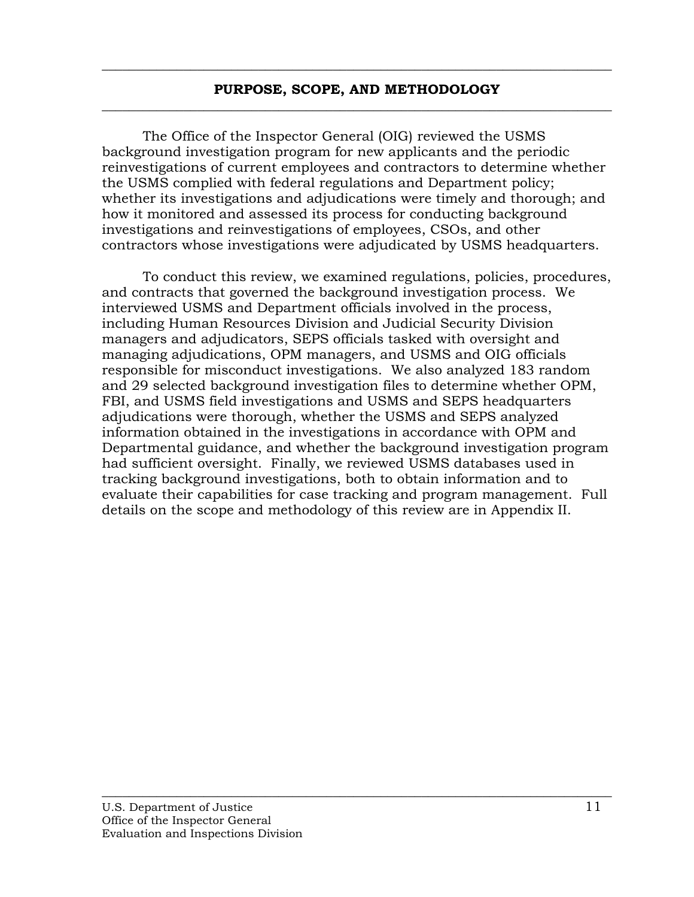## PURPOSE, SCOPE, AND METHODOLOGY

The Office of the Inspector General (OIG) reviewed the USMS background investigation program for new applicants and the periodic reinvestigations of current employees and contractors to determine whether the USMS complied with federal regulations and Department policy; whether its investigations and adjudications were timely and thorough; and how it monitored and assessed its process for conducting background investigations and reinvestigations of employees, CSOs, and other contractors whose investigations were adjudicated by USMS headquarters.

To conduct this review, we examined regulations, policies, procedures, and contracts that governed the background investigation process. We interviewed USMS and Department officials involved in the process, including Human Resources Division and Judicial Security Division managers and adjudicators, SEPS officials tasked with oversight and managing adjudications, OPM managers, and USMS and OIG officials responsible for misconduct investigations. We also analyzed 183 random and 29 selected background investigation files to determine whether OPM, FBI, and USMS field investigations and USMS and SEPS headquarters adjudications were thorough, whether the USMS and SEPS analyzed information obtained in the investigations in accordance with OPM and Departmental guidance, and whether the background investigation program had sufficient oversight. Finally, we reviewed USMS databases used in tracking background investigations, both to obtain information and to evaluate their capabilities for case tracking and program management. Full details on the scope and methodology of this review are in Appendix II.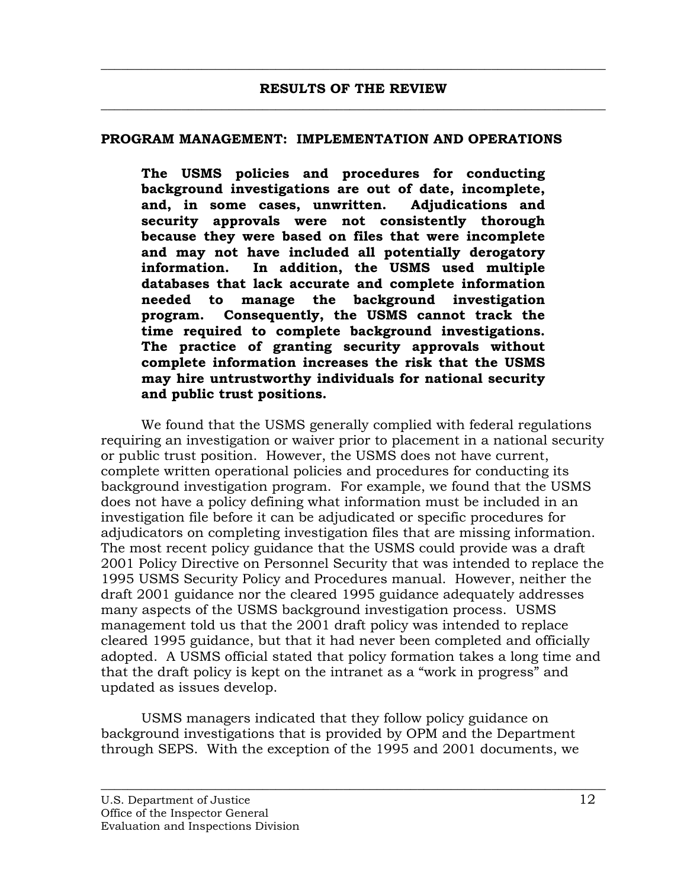## RESULTS OF THE REVIEW

### PROGRAM MANAGEMENT: IMPLEMENTATION AND OPERATIONS

> **The USMS policies and procedures for conducting background investigations are out of date, incomplete, and, in some cases, unwritten. Adjudications and security approvals were not consistently thorough because they were based on files that were incomplete and may not have included all potentially derogatory information. In addition, the USMS used multiple databases that lack accurate and complete information needed to manage the background investigation program. Consequently, the USMS cannot track the time required to complete background investigations. The practice of granting security approvals without complete information increases the risk that the USMS may hire untrustworthy individuals for national security and public trust positions.**

We found that the USMS generally complied with federal regulations requiring an investigation or waiver prior to placement in a national security or public trust position. However, the USMS does not have current, complete written operational policies and procedures for conducting its background investigation program. For example, we found that the USMS does not have a policy defining what information must be included in an investigation file before it can be adjudicated or specific procedures for adjudicators on completing investigation files that are missing information. The most recent policy guidance that the USMS could provide was a draft 2001 Policy Directive on Personnel Security that was intended to replace the 1995 USMS Security Policy and Procedures manual. However, neither the draft 2001 guidance nor the cleared 1995 guidance adequately addresses many aspects of the USMS background investigation process. USMS management told us that the 2001 draft policy was intended to replace cleared 1995 guidance, but that it had never been completed and officially adopted. A USMS official stated that policy formation takes a long time and that the draft policy is kept on the intranet as a "work in progress" and updated as issues develop.

USMS managers indicated that they follow policy guidance on background investigations that is provided by OPM and the Department through SEPS. With the exception of the 1995 and 2001 documents, we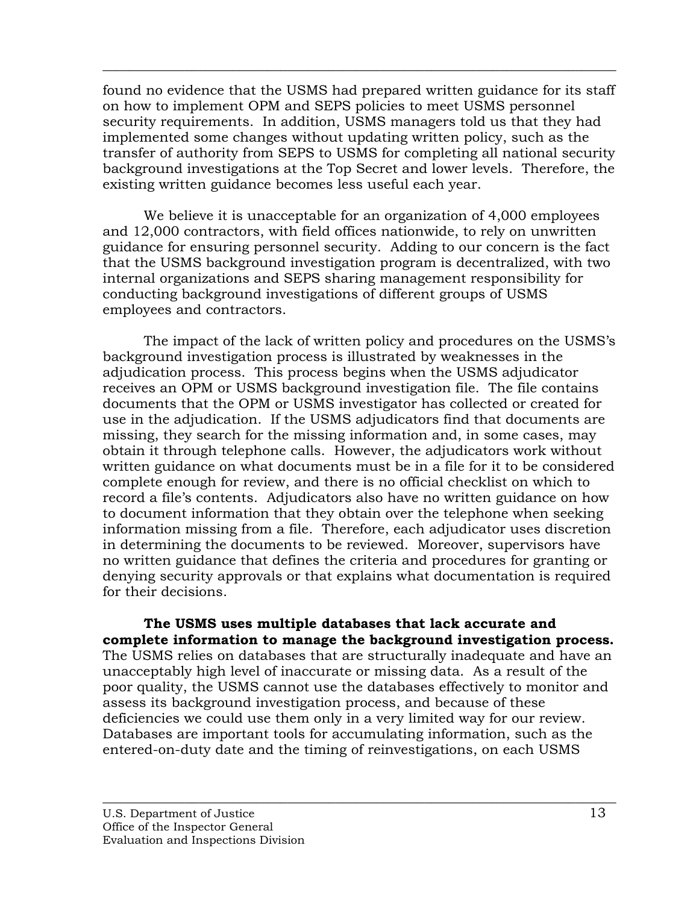found no evidence that the USMS had prepared written guidance for its staff on how to implement OPM and SEPS policies to meet USMS personnel security requirements. In addition, USMS managers told us that they had implemented some changes without updating written policy, such as the transfer of authority from SEPS to USMS for completing all national security background investigations at the Top Secret and lower levels. Therefore, the existing written guidance becomes less useful each year.

We believe it is unacceptable for an organization of 4,000 employees and 12,000 contractors, with field offices nationwide, to rely on unwritten guidance for ensuring personnel security. Adding to our concern is the fact that the USMS background investigation program is decentralized, with two internal organizations and SEPS sharing management responsibility for conducting background investigations of different groups of USMS employees and contractors.

The impact of the lack of written policy and procedures on the USMS's background investigation process is illustrated by weaknesses in the adjudication process. This process begins when the USMS adjudicator receives an OPM or USMS background investigation file. The file contains documents that the OPM or USMS investigator has collected or created for use in the adjudication. If the USMS adjudicators find that documents are missing, they search for the missing information and, in some cases, may obtain it through telephone calls. However, the adjudicators work without written guidance on what documents must be in a file for it to be considered complete enough for review, and there is no official checklist on which to record a file's contents. Adjudicators also have no written guidance on how to document information that they obtain over the telephone when seeking information missing from a file. Therefore, each adjudicator uses discretion in determining the documents to be reviewed. Moreover, supervisors have no written guidance that defines the criteria and procedures for granting or denying security approvals or that explains what documentation is required for their decisions.

**The USMS uses multiple databases that lack accurate and complete information to manage the background investigation process.** The USMS relies on databases that are structurally inadequate and have an unacceptably high level of inaccurate or missing data. As a result of the poor quality, the USMS cannot use the databases effectively to monitor and assess its background investigation process, and because of these deficiencies we could use them only in a very limited way for our review. Databases are important tools for accumulating information, such as the entered-on-duty date and the timing of reinvestigations, on each USMS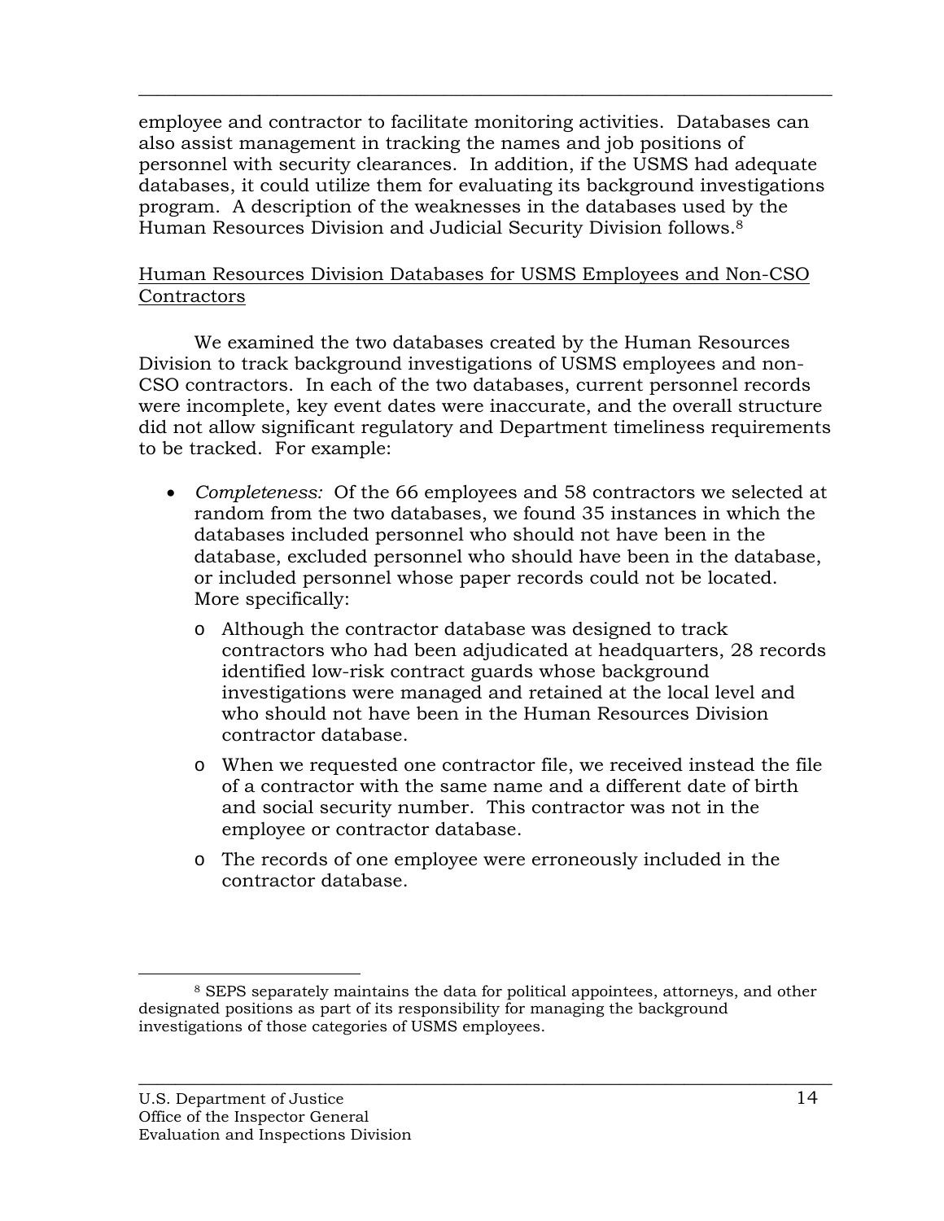employee and contractor to facilitate monitoring activities. Databases can also assist management in tracking the names and job positions of personnel with security clearances. In addition, if the USMS had adequate databases, it could utilize them for evaluating its background investigations program. A description of the weaknesses in the databases used by the Human Resources Division and Judicial Security Division follows.[8]

<u>Human Resources Division Databases for USMS Employees and Non-CSO Contractors</u>

We examined the two databases created by the Human Resources Division to track background investigations of USMS employees and non-CSO contractors. In each of the two databases, current personnel records were incomplete, key event dates were inaccurate, and the overall structure did not allow significant regulatory and Department timeliness requirements to be tracked. For example:

- *Completeness:* Of the 66 employees and 58 contractors we selected at random from the two databases, we found 35 instances in which the databases included personnel who should not have been in the database, excluded personnel who should have been in the database, or included personnel whose paper records could not be located. More specifically:
    - Although the contractor database was designed to track contractors who had been adjudicated at headquarters, 28 records identified low-risk contract guards whose background investigations were managed and retained at the local level and who should not have been in the Human Resources Division contractor database.
    - When we requested one contractor file, we received instead the file of a contractor with the same name and a different date of birth and social security number. This contractor was not in the employee or contractor database.
    - The records of one employee were erroneously included in the contractor database.

[8] SEPS separately maintains the data for political appointees, attorneys, and other designated positions as part of its responsibility for managing the background investigations of those categories of USMS employees.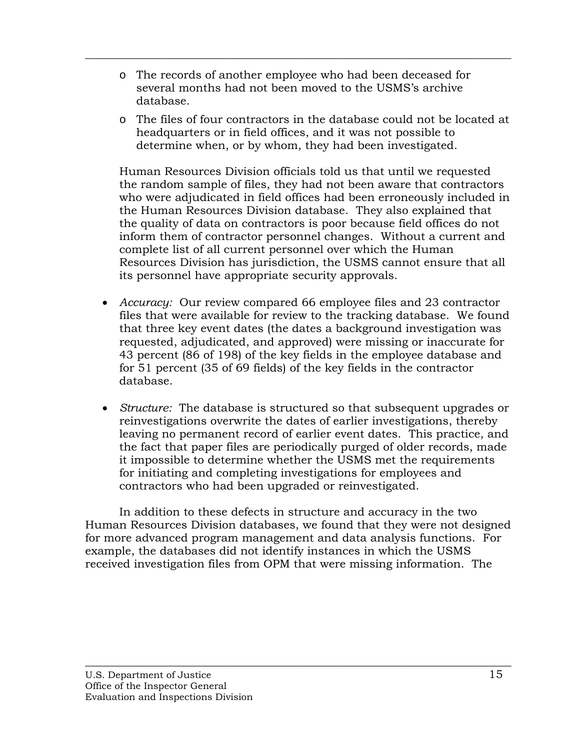- The records of another employee who had been deceased for several months had not been moved to the USMS's archive database.
- The files of four contractors in the database could not be located at headquarters or in field offices, and it was not possible to determine when, or by whom, they had been investigated.

Human Resources Division officials told us that until we requested the random sample of files, they had not been aware that contractors who were adjudicated in field offices had been erroneously included in the Human Resources Division database. They also explained that the quality of data on contractors is poor because field offices do not inform them of contractor personnel changes. Without a current and complete list of all current personnel over which the Human Resources Division has jurisdiction, the USMS cannot ensure that all its personnel have appropriate security approvals.

- *Accuracy:* Our review compared 66 employee files and 23 contractor files that were available for review to the tracking database. We found that three key event dates (the dates a background investigation was requested, adjudicated, and approved) were missing or inaccurate for 43 percent (86 of 198) of the key fields in the employee database and for 51 percent (35 of 69 fields) of the key fields in the contractor database.

- *Structure:* The database is structured so that subsequent upgrades or reinvestigations overwrite the dates of earlier investigations, thereby leaving no permanent record of earlier event dates. This practice, and the fact that paper files are periodically purged of older records, made it impossible to determine whether the USMS met the requirements for initiating and completing investigations for employees and contractors who had been upgraded or reinvestigated.

In addition to these defects in structure and accuracy in the two Human Resources Division databases, we found that they were not designed for more advanced program management and data analysis functions. For example, the databases did not identify instances in which the USMS received investigation files from OPM that were missing information. The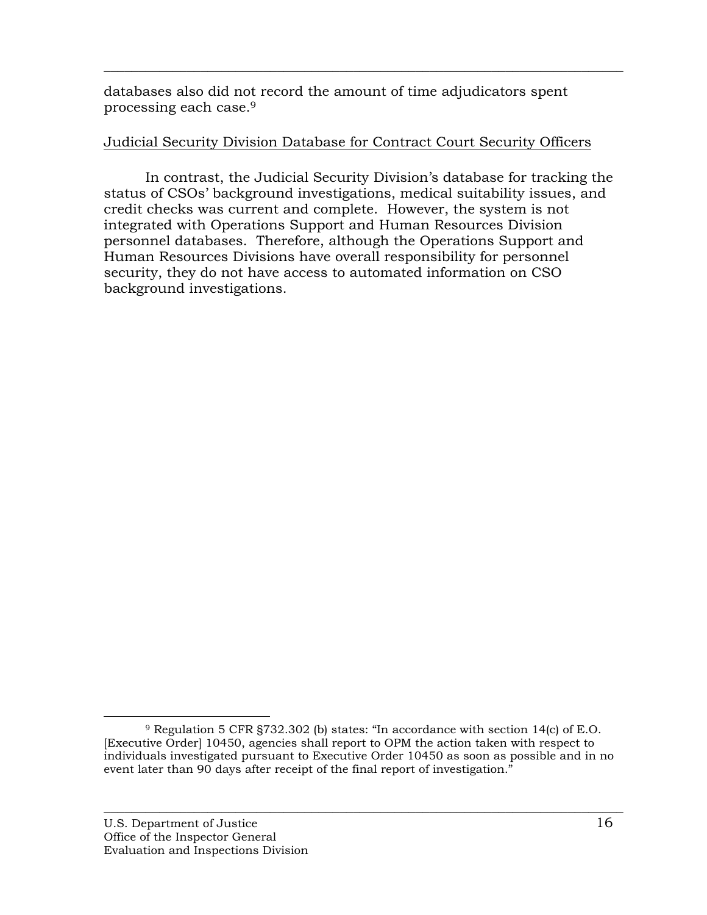databases also did not record the amount of time adjudicators spent processing each case.[9]

Judicial Security Division Database for Contract Court Security Officers

In contrast, the Judicial Security Division's database for tracking the status of CSOs' background investigations, medical suitability issues, and credit checks was current and complete. However, the system is not integrated with Operations Support and Human Resources Division personnel databases. Therefore, although the Operations Support and Human Resources Divisions have overall responsibility for personnel security, they do not have access to automated information on CSO background investigations.

[9] Regulation 5 CFR §732.302 (b) states: "In accordance with section 14(c) of E.O. [Executive Order] 10450, agencies shall report to OPM the action taken with respect to individuals investigated pursuant to Executive Order 10450 as soon as possible and in no event later than 90 days after receipt of the final report of investigation."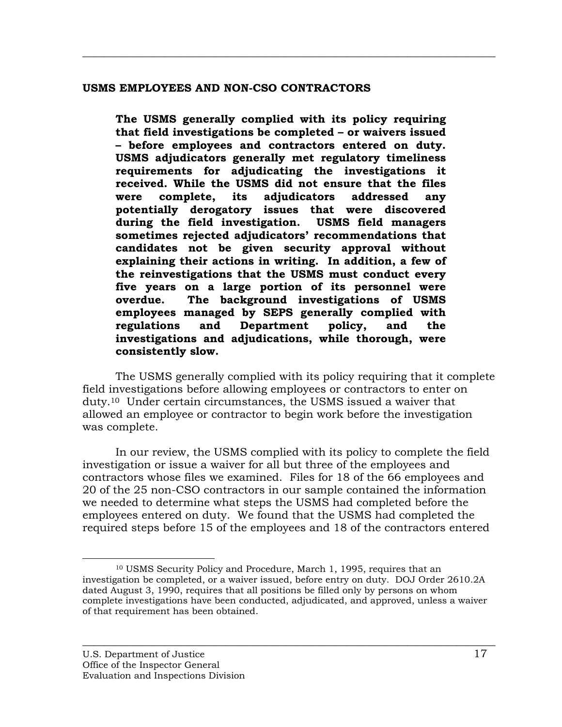## USMS EMPLOYEES AND NON-CSO CONTRACTORS

> **The USMS generally complied with its policy requiring that field investigations be completed – or waivers issued – before employees and contractors entered on duty. USMS adjudicators generally met regulatory timeliness requirements for adjudicating the investigations it received. While the USMS did not ensure that the files were complete, its adjudicators addressed any potentially derogatory issues that were discovered during the field investigation. USMS field managers sometimes rejected adjudicators' recommendations that candidates not be given security approval without explaining their actions in writing. In addition, a few of the reinvestigations that the USMS must conduct every five years on a large portion of its personnel were overdue. The background investigations of USMS employees managed by SEPS generally complied with regulations and Department policy, and the investigations and adjudications, while thorough, were consistently slow.**

The USMS generally complied with its policy requiring that it complete field investigations before allowing employees or contractors to enter on duty.[10] Under certain circumstances, the USMS issued a waiver that allowed an employee or contractor to begin work before the investigation was complete.

In our review, the USMS complied with its policy to complete the field investigation or issue a waiver for all but three of the employees and contractors whose files we examined. Files for 18 of the 66 employees and 20 of the 25 non-CSO contractors in our sample contained the information we needed to determine what steps the USMS had completed before the employees entered on duty. We found that the USMS had completed the required steps before 15 of the employees and 18 of the contractors entered

---

[10] USMS Security Policy and Procedure, March 1, 1995, requires that an investigation be completed, or a waiver issued, before entry on duty. DOJ Order 2610.2A dated August 3, 1990, requires that all positions be filled only by persons on whom complete investigations have been conducted, adjudicated, and approved, unless a waiver of that requirement has been obtained.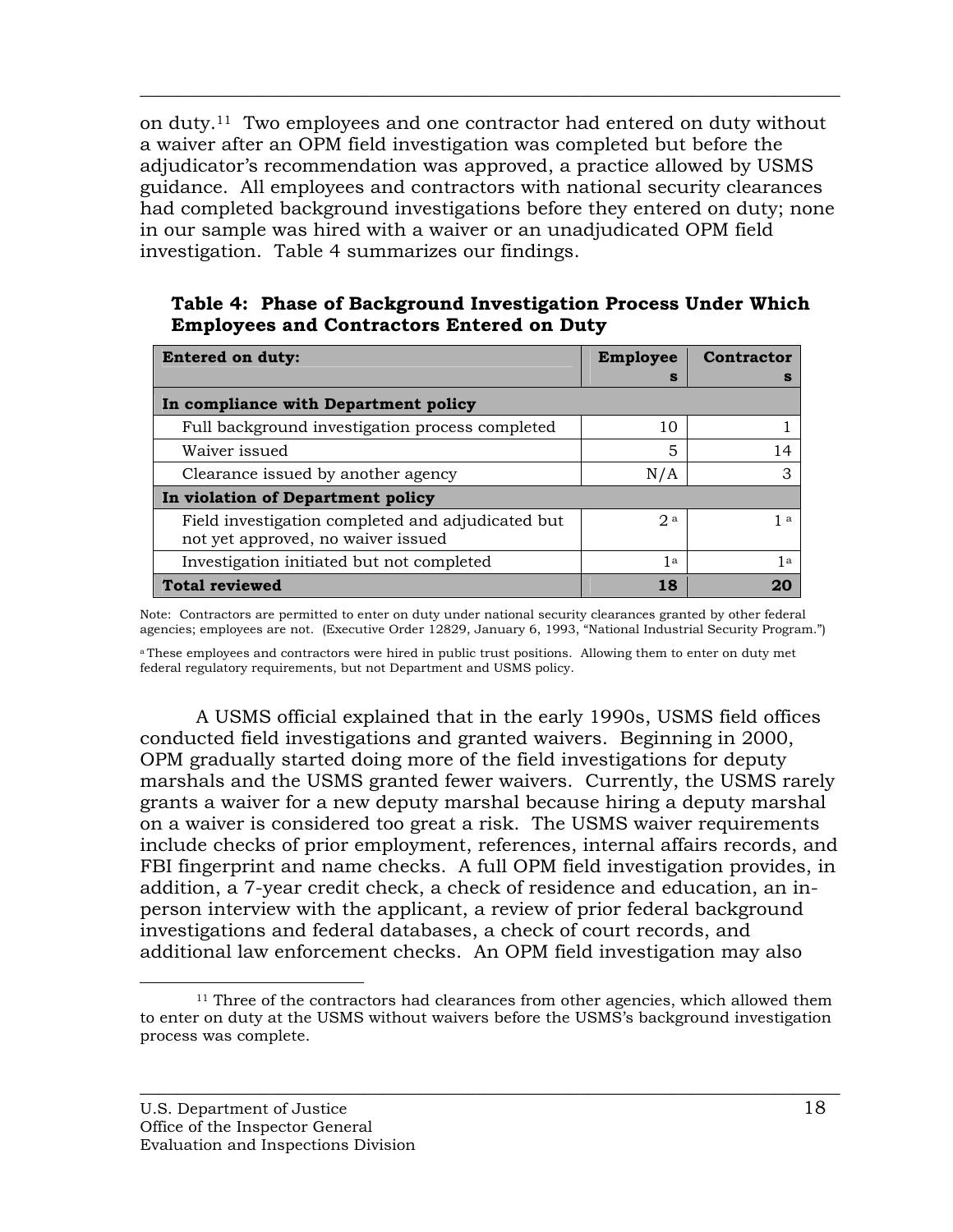on duty.[11] Two employees and one contractor had entered on duty without a waiver after an OPM field investigation was completed but before the adjudicator's recommendation was approved, a practice allowed by USMS guidance. All employees and contractors with national security clearances had completed background investigations before they entered on duty; none in our sample was hired with a waiver or an unadjudicated OPM field investigation. Table 4 summarizes our findings.

**Table 4: Phase of Background Investigation Process Under Which Employees and Contractors Entered on Duty**

| Entered on duty: | Employees | Contractors |
|---|---|---|
| **In compliance with Department policy** | | |
| Full background investigation process completed | 10 | 1 |
| Waiver issued | 5 | 14 |
| Clearance issued by another agency | N/A | 3 |
| **In violation of Department policy** | | |
| Field investigation completed and adjudicated but not yet approved, no waiver issued | 2 [a] | 1 [a] |
| Investigation initiated but not completed | 1[a] | 1[a] |
| **Total reviewed** | **18** | **20** |

Note: Contractors are permitted to enter on duty under national security clearances granted by other federal agencies; employees are not. (Executive Order 12829, January 6, 1993, "National Industrial Security Program.")

[a] These employees and contractors were hired in public trust positions. Allowing them to enter on duty met federal regulatory requirements, but not Department and USMS policy.

A USMS official explained that in the early 1990s, USMS field offices conducted field investigations and granted waivers. Beginning in 2000, OPM gradually started doing more of the field investigations for deputy marshals and the USMS granted fewer waivers. Currently, the USMS rarely grants a waiver for a new deputy marshal because hiring a deputy marshal on a waiver is considered too great a risk. The USMS waiver requirements include checks of prior employment, references, internal affairs records, and FBI fingerprint and name checks. A full OPM field investigation provides, in addition, a 7-year credit check, a check of residence and education, an in-person interview with the applicant, a review of prior federal background investigations and federal databases, a check of court records, and additional law enforcement checks. An OPM field investigation may also

[11] Three of the contractors had clearances from other agencies, which allowed them to enter on duty at the USMS without waivers before the USMS's background investigation process was complete.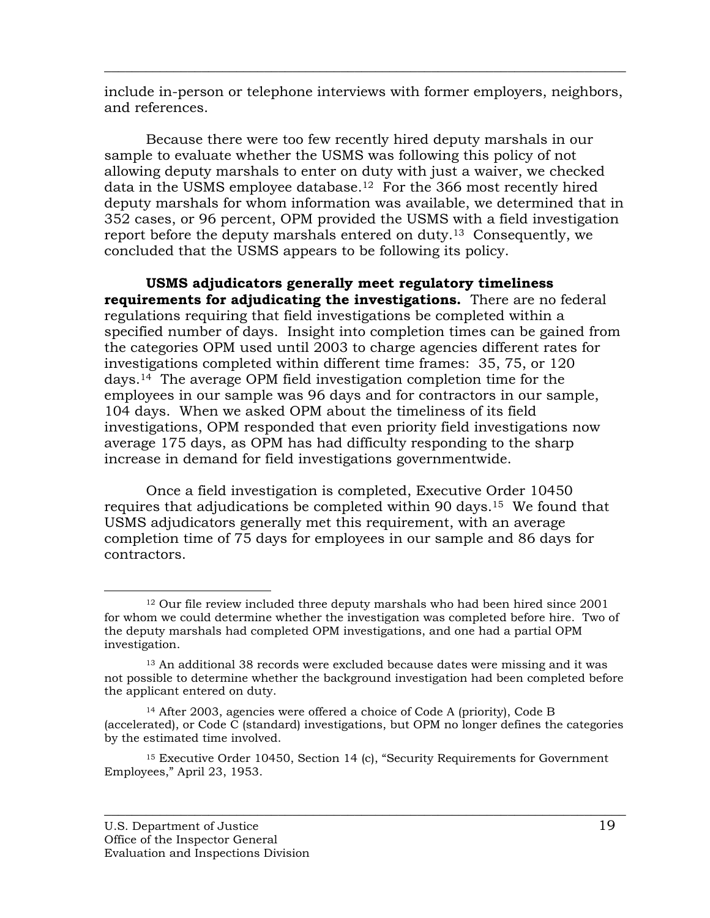include in-person or telephone interviews with former employers, neighbors, and references.

Because there were too few recently hired deputy marshals in our sample to evaluate whether the USMS was following this policy of not allowing deputy marshals to enter on duty with just a waiver, we checked data in the USMS employee database.[12] For the 366 most recently hired deputy marshals for whom information was available, we determined that in 352 cases, or 96 percent, OPM provided the USMS with a field investigation report before the deputy marshals entered on duty.[13] Consequently, we concluded that the USMS appears to be following its policy.

**USMS adjudicators generally meet regulatory timeliness requirements for adjudicating the investigations.** There are no federal regulations requiring that field investigations be completed within a specified number of days. Insight into completion times can be gained from the categories OPM used until 2003 to charge agencies different rates for investigations completed within different time frames: 35, 75, or 120 days.[14] The average OPM field investigation completion time for the employees in our sample was 96 days and for contractors in our sample, 104 days. When we asked OPM about the timeliness of its field investigations, OPM responded that even priority field investigations now average 175 days, as OPM has had difficulty responding to the sharp increase in demand for field investigations governmentwide.

Once a field investigation is completed, Executive Order 10450 requires that adjudications be completed within 90 days.[15] We found that USMS adjudicators generally met this requirement, with an average completion time of 75 days for employees in our sample and 86 days for contractors.

---

[12] Our file review included three deputy marshals who had been hired since 2001 for whom we could determine whether the investigation was completed before hire. Two of the deputy marshals had completed OPM investigations, and one had a partial OPM investigation.

[13] An additional 38 records were excluded because dates were missing and it was not possible to determine whether the background investigation had been completed before the applicant entered on duty.

[14] After 2003, agencies were offered a choice of Code A (priority), Code B (accelerated), or Code C (standard) investigations, but OPM no longer defines the categories by the estimated time involved.

[15] Executive Order 10450, Section 14 (c), "Security Requirements for Government Employees," April 23, 1953.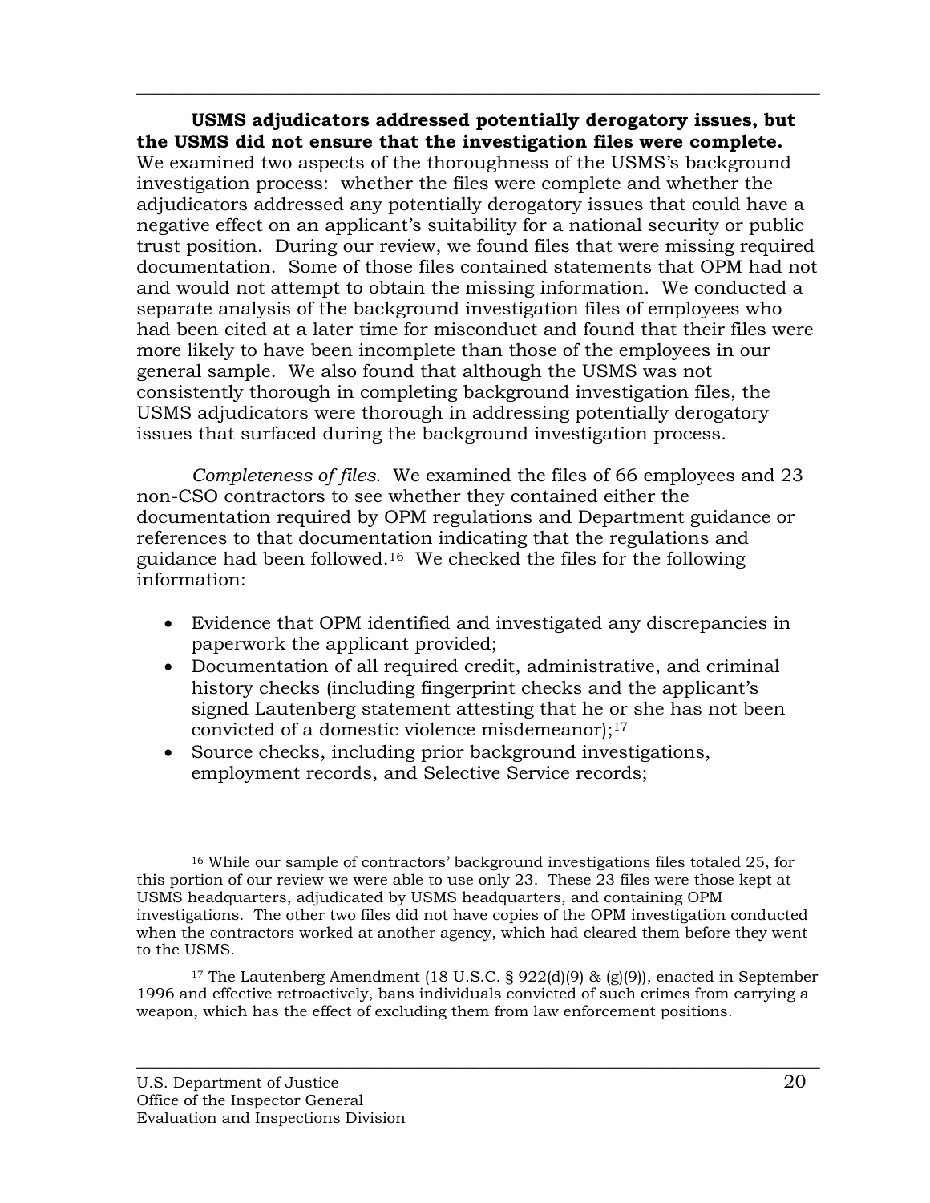**USMS adjudicators addressed potentially derogatory issues, but the USMS did not ensure that the investigation files were complete.** We examined two aspects of the thoroughness of the USMS's background investigation process: whether the files were complete and whether the adjudicators addressed any potentially derogatory issues that could have a negative effect on an applicant's suitability for a national security or public trust position. During our review, we found files that were missing required documentation. Some of those files contained statements that OPM had not and would not attempt to obtain the missing information. We conducted a separate analysis of the background investigation files of employees who had been cited at a later time for misconduct and found that their files were more likely to have been incomplete than those of the employees in our general sample. We also found that although the USMS was not consistently thorough in completing background investigation files, the USMS adjudicators were thorough in addressing potentially derogatory issues that surfaced during the background investigation process.

*Completeness of files*. We examined the files of 66 employees and 23 non-CSO contractors to see whether they contained either the documentation required by OPM regulations and Department guidance or references to that documentation indicating that the regulations and guidance had been followed.[16] We checked the files for the following information:

- Evidence that OPM identified and investigated any discrepancies in paperwork the applicant provided;
- Documentation of all required credit, administrative, and criminal history checks (including fingerprint checks and the applicant's signed Lautenberg statement attesting that he or she has not been convicted of a domestic violence misdemeanor);[17]
- Source checks, including prior background investigations, employment records, and Selective Service records;

[16] While our sample of contractors' background investigations files totaled 25, for this portion of our review we were able to use only 23. These 23 files were those kept at USMS headquarters, adjudicated by USMS headquarters, and containing OPM investigations. The other two files did not have copies of the OPM investigation conducted when the contractors worked at another agency, which had cleared them before they went to the USMS.

[17] The Lautenberg Amendment (18 U.S.C. § 922(d)(9) & (g)(9)), enacted in September 1996 and effective retroactively, bans individuals convicted of such crimes from carrying a weapon, which has the effect of excluding them from law enforcement positions.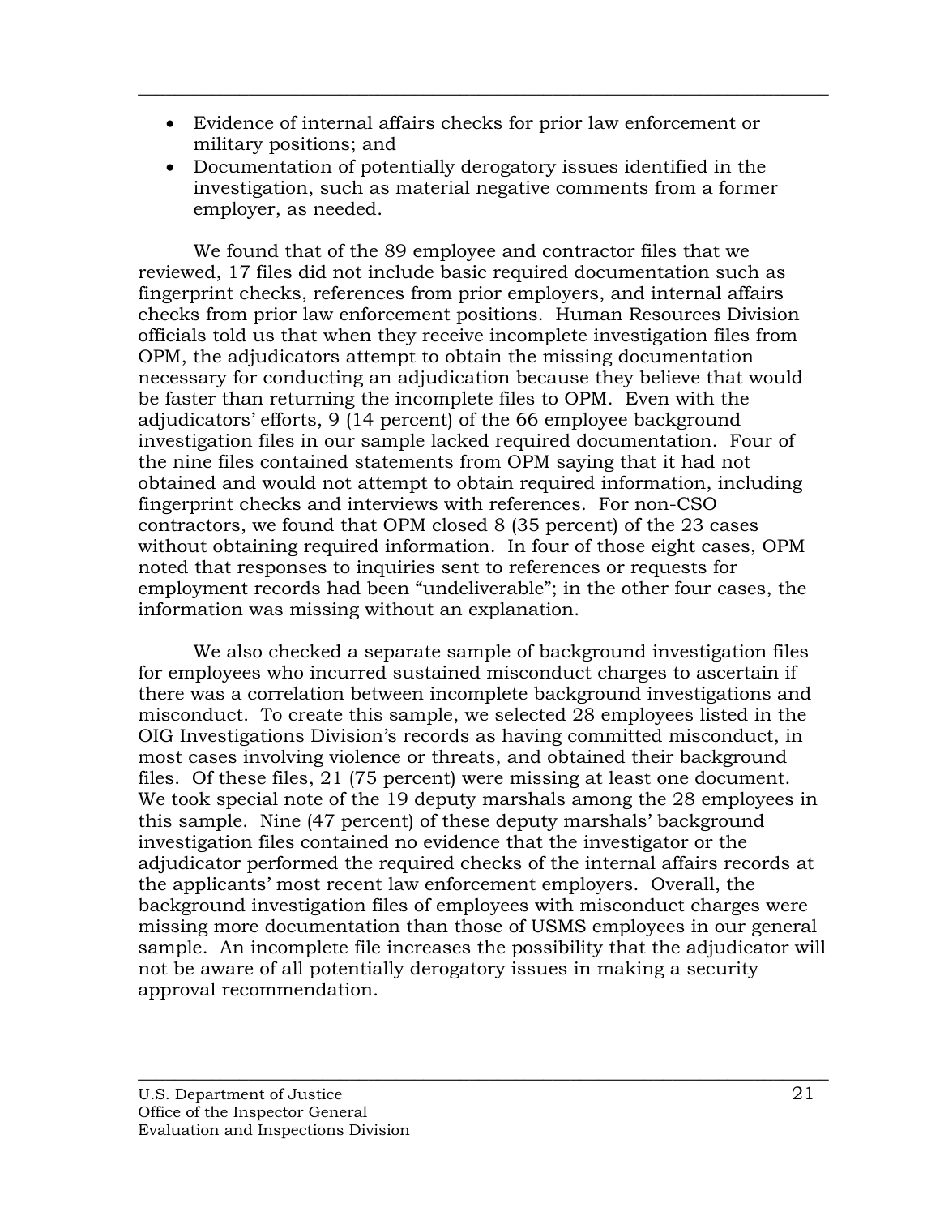- Evidence of internal affairs checks for prior law enforcement or military positions; and
- Documentation of potentially derogatory issues identified in the investigation, such as material negative comments from a former employer, as needed.

We found that of the 89 employee and contractor files that we reviewed, 17 files did not include basic required documentation such as fingerprint checks, references from prior employers, and internal affairs checks from prior law enforcement positions. Human Resources Division officials told us that when they receive incomplete investigation files from OPM, the adjudicators attempt to obtain the missing documentation necessary for conducting an adjudication because they believe that would be faster than returning the incomplete files to OPM. Even with the adjudicators' efforts, 9 (14 percent) of the 66 employee background investigation files in our sample lacked required documentation. Four of the nine files contained statements from OPM saying that it had not obtained and would not attempt to obtain required information, including fingerprint checks and interviews with references. For non-CSO contractors, we found that OPM closed 8 (35 percent) of the 23 cases without obtaining required information. In four of those eight cases, OPM noted that responses to inquiries sent to references or requests for employment records had been "undeliverable"; in the other four cases, the information was missing without an explanation.

We also checked a separate sample of background investigation files for employees who incurred sustained misconduct charges to ascertain if there was a correlation between incomplete background investigations and misconduct. To create this sample, we selected 28 employees listed in the OIG Investigations Division's records as having committed misconduct, in most cases involving violence or threats, and obtained their background files. Of these files, 21 (75 percent) were missing at least one document. We took special note of the 19 deputy marshals among the 28 employees in this sample. Nine (47 percent) of these deputy marshals' background investigation files contained no evidence that the investigator or the adjudicator performed the required checks of the internal affairs records at the applicants' most recent law enforcement employers. Overall, the background investigation files of employees with misconduct charges were missing more documentation than those of USMS employees in our general sample. An incomplete file increases the possibility that the adjudicator will not be aware of all potentially derogatory issues in making a security approval recommendation.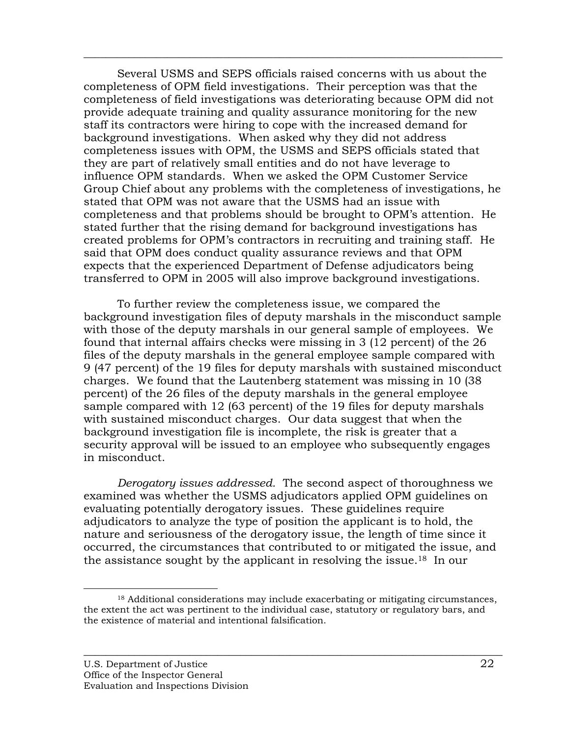Several USMS and SEPS officials raised concerns with us about the completeness of OPM field investigations. Their perception was that the completeness of field investigations was deteriorating because OPM did not provide adequate training and quality assurance monitoring for the new staff its contractors were hiring to cope with the increased demand for background investigations. When asked why they did not address completeness issues with OPM, the USMS and SEPS officials stated that they are part of relatively small entities and do not have leverage to influence OPM standards. When we asked the OPM Customer Service Group Chief about any problems with the completeness of investigations, he stated that OPM was not aware that the USMS had an issue with completeness and that problems should be brought to OPM's attention. He stated further that the rising demand for background investigations has created problems for OPM's contractors in recruiting and training staff. He said that OPM does conduct quality assurance reviews and that OPM expects that the experienced Department of Defense adjudicators being transferred to OPM in 2005 will also improve background investigations.

To further review the completeness issue, we compared the background investigation files of deputy marshals in the misconduct sample with those of the deputy marshals in our general sample of employees. We found that internal affairs checks were missing in 3 (12 percent) of the 26 files of the deputy marshals in the general employee sample compared with 9 (47 percent) of the 19 files for deputy marshals with sustained misconduct charges. We found that the Lautenberg statement was missing in 10 (38 percent) of the 26 files of the deputy marshals in the general employee sample compared with 12 (63 percent) of the 19 files for deputy marshals with sustained misconduct charges. Our data suggest that when the background investigation file is incomplete, the risk is greater that a security approval will be issued to an employee who subsequently engages in misconduct.

*Derogatory issues addressed.* The second aspect of thoroughness we examined was whether the USMS adjudicators applied OPM guidelines on evaluating potentially derogatory issues. These guidelines require adjudicators to analyze the type of position the applicant is to hold, the nature and seriousness of the derogatory issue, the length of time since it occurred, the circumstances that contributed to or mitigated the issue, and the assistance sought by the applicant in resolving the issue.[18] In our

[18] Additional considerations may include exacerbating or mitigating circumstances, the extent the act was pertinent to the individual case, statutory or regulatory bars, and the existence of material and intentional falsification.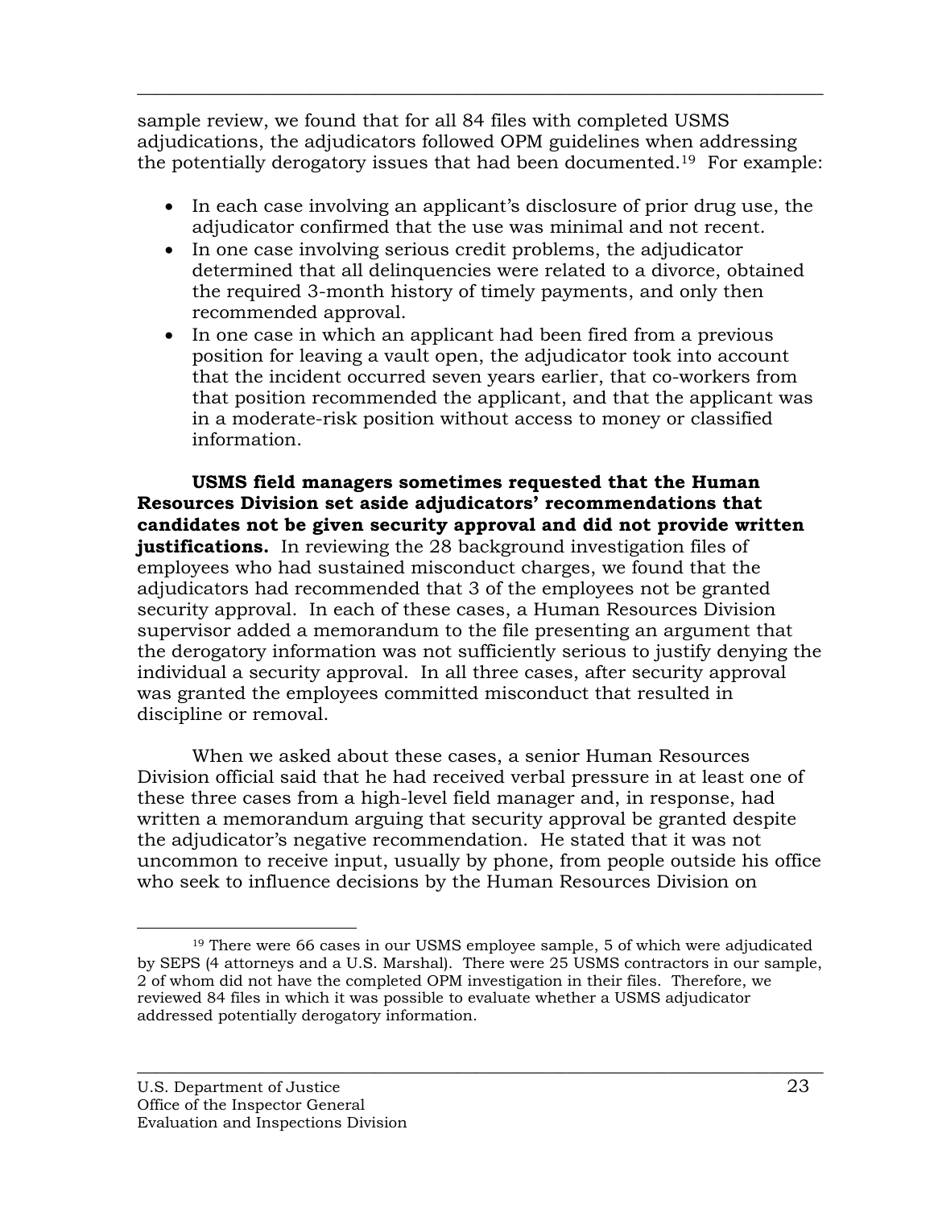sample review, we found that for all 84 files with completed USMS adjudications, the adjudicators followed OPM guidelines when addressing the potentially derogatory issues that had been documented.[19] For example:

- In each case involving an applicant's disclosure of prior drug use, the adjudicator confirmed that the use was minimal and not recent.
- In one case involving serious credit problems, the adjudicator determined that all delinquencies were related to a divorce, obtained the required 3-month history of timely payments, and only then recommended approval.
- In one case in which an applicant had been fired from a previous position for leaving a vault open, the adjudicator took into account that the incident occurred seven years earlier, that co-workers from that position recommended the applicant, and that the applicant was in a moderate-risk position without access to money or classified information.

**USMS field managers sometimes requested that the Human Resources Division set aside adjudicators' recommendations that candidates not be given security approval and did not provide written justifications.** In reviewing the 28 background investigation files of employees who had sustained misconduct charges, we found that the adjudicators had recommended that 3 of the employees not be granted security approval. In each of these cases, a Human Resources Division supervisor added a memorandum to the file presenting an argument that the derogatory information was not sufficiently serious to justify denying the individual a security approval. In all three cases, after security approval was granted the employees committed misconduct that resulted in discipline or removal.

When we asked about these cases, a senior Human Resources Division official said that he had received verbal pressure in at least one of these three cases from a high-level field manager and, in response, had written a memorandum arguing that security approval be granted despite the adjudicator's negative recommendation. He stated that it was not uncommon to receive input, usually by phone, from people outside his office who seek to influence decisions by the Human Resources Division on

[19] There were 66 cases in our USMS employee sample, 5 of which were adjudicated by SEPS (4 attorneys and a U.S. Marshal). There were 25 USMS contractors in our sample, 2 of whom did not have the completed OPM investigation in their files. Therefore, we reviewed 84 files in which it was possible to evaluate whether a USMS adjudicator addressed potentially derogatory information.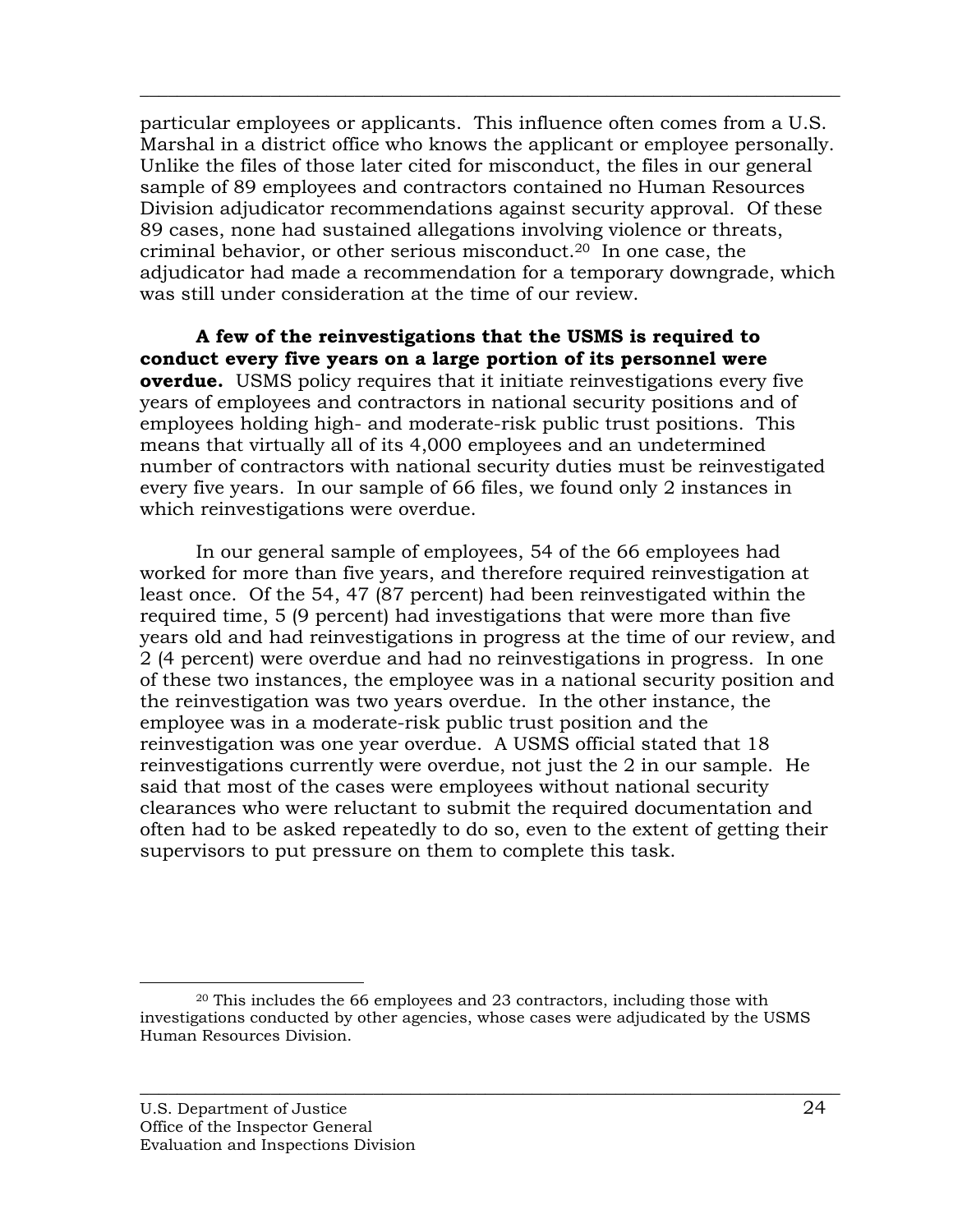particular employees or applicants. This influence often comes from a U.S. Marshal in a district office who knows the applicant or employee personally. Unlike the files of those later cited for misconduct, the files in our general sample of 89 employees and contractors contained no Human Resources Division adjudicator recommendations against security approval. Of these 89 cases, none had sustained allegations involving violence or threats, criminal behavior, or other serious misconduct.[20] In one case, the adjudicator had made a recommendation for a temporary downgrade, which was still under consideration at the time of our review.

**A few of the reinvestigations that the USMS is required to conduct every five years on a large portion of its personnel were overdue.** USMS policy requires that it initiate reinvestigations every five years of employees and contractors in national security positions and of employees holding high- and moderate-risk public trust positions. This means that virtually all of its 4,000 employees and an undetermined number of contractors with national security duties must be reinvestigated every five years. In our sample of 66 files, we found only 2 instances in which reinvestigations were overdue.

In our general sample of employees, 54 of the 66 employees had worked for more than five years, and therefore required reinvestigation at least once. Of the 54, 47 (87 percent) had been reinvestigated within the required time, 5 (9 percent) had investigations that were more than five years old and had reinvestigations in progress at the time of our review, and 2 (4 percent) were overdue and had no reinvestigations in progress. In one of these two instances, the employee was in a national security position and the reinvestigation was two years overdue. In the other instance, the employee was in a moderate-risk public trust position and the reinvestigation was one year overdue. A USMS official stated that 18 reinvestigations currently were overdue, not just the 2 in our sample. He said that most of the cases were employees without national security clearances who were reluctant to submit the required documentation and often had to be asked repeatedly to do so, even to the extent of getting their supervisors to put pressure on them to complete this task.

[20] This includes the 66 employees and 23 contractors, including those with investigations conducted by other agencies, whose cases were adjudicated by the USMS Human Resources Division.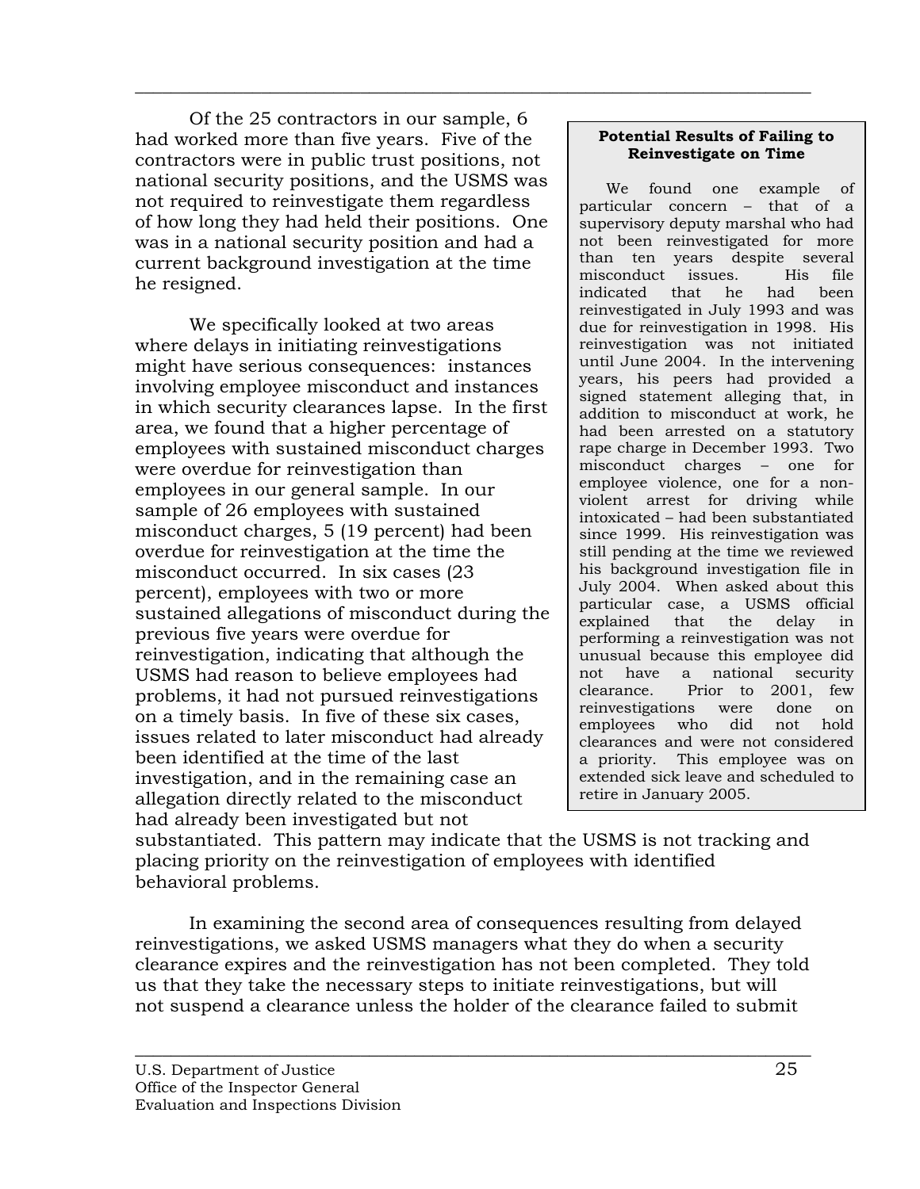Of the 25 contractors in our sample, 6 had worked more than five years. Five of the contractors were in public trust positions, not national security positions, and the USMS was not required to reinvestigate them regardless of how long they had held their positions. One was in a national security position and had a current background investigation at the time he resigned.

We specifically looked at two areas where delays in initiating reinvestigations might have serious consequences: instances involving employee misconduct and instances in which security clearances lapse. In the first area, we found that a higher percentage of employees with sustained misconduct charges were overdue for reinvestigation than employees in our general sample. In our sample of 26 employees with sustained misconduct charges, 5 (19 percent) had been overdue for reinvestigation at the time the misconduct occurred. In six cases (23 percent), employees with two or more sustained allegations of misconduct during the previous five years were overdue for reinvestigation, indicating that although the USMS had reason to believe employees had problems, it had not pursued reinvestigations on a timely basis. In five of these six cases, issues related to later misconduct had already been identified at the time of the last investigation, and in the remaining case an allegation directly related to the misconduct had already been investigated but not substantiated. This pattern may indicate that the USMS is not tracking and placing priority on the reinvestigation of employees with identified behavioral problems.

> **Potential Results of Failing to Reinvestigate on Time**
>
> We found one example of particular concern – that of a supervisory deputy marshal who had not been reinvestigated for more than ten years despite several misconduct issues. His file indicated that he had been reinvestigated in July 1993 and was due for reinvestigation in 1998. His reinvestigation was not initiated until June 2004. In the intervening years, his peers had provided a signed statement alleging that, in addition to misconduct at work, he had been arrested on a statutory rape charge in December 1993. Two misconduct charges – one for employee violence, one for a non-violent arrest for driving while intoxicated – had been substantiated since 1999. His reinvestigation was still pending at the time we reviewed his background investigation file in July 2004. When asked about this particular case, a USMS official explained that the delay in performing a reinvestigation was not unusual because this employee did not have a national security clearance. Prior to 2001, few reinvestigations were done on employees who did not hold clearances and were not considered a priority. This employee was on extended sick leave and scheduled to retire in January 2005.

In examining the second area of consequences resulting from delayed reinvestigations, we asked USMS managers what they do when a security clearance expires and the reinvestigation has not been completed. They told us that they take the necessary steps to initiate reinvestigations, but will not suspend a clearance unless the holder of the clearance failed to submit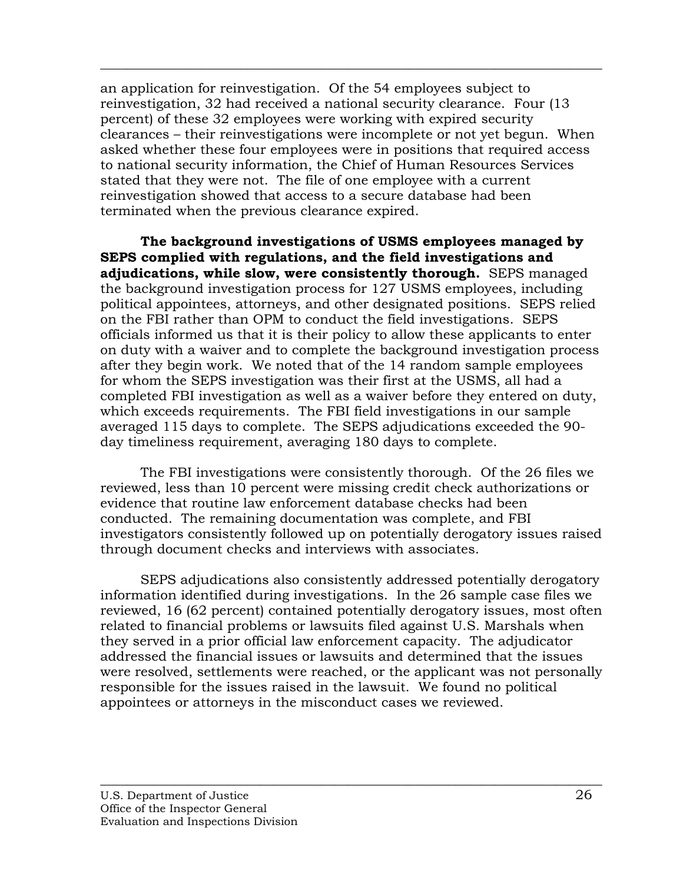an application for reinvestigation. Of the 54 employees subject to reinvestigation, 32 had received a national security clearance. Four (13 percent) of these 32 employees were working with expired security clearances – their reinvestigations were incomplete or not yet begun. When asked whether these four employees were in positions that required access to national security information, the Chief of Human Resources Services stated that they were not. The file of one employee with a current reinvestigation showed that access to a secure database had been terminated when the previous clearance expired.

**The background investigations of USMS employees managed by SEPS complied with regulations, and the field investigations and adjudications, while slow, were consistently thorough.** SEPS managed the background investigation process for 127 USMS employees, including political appointees, attorneys, and other designated positions. SEPS relied on the FBI rather than OPM to conduct the field investigations. SEPS officials informed us that it is their policy to allow these applicants to enter on duty with a waiver and to complete the background investigation process after they begin work. We noted that of the 14 random sample employees for whom the SEPS investigation was their first at the USMS, all had a completed FBI investigation as well as a waiver before they entered on duty, which exceeds requirements. The FBI field investigations in our sample averaged 115 days to complete. The SEPS adjudications exceeded the 90-day timeliness requirement, averaging 180 days to complete.

The FBI investigations were consistently thorough. Of the 26 files we reviewed, less than 10 percent were missing credit check authorizations or evidence that routine law enforcement database checks had been conducted. The remaining documentation was complete, and FBI investigators consistently followed up on potentially derogatory issues raised through document checks and interviews with associates.

SEPS adjudications also consistently addressed potentially derogatory information identified during investigations. In the 26 sample case files we reviewed, 16 (62 percent) contained potentially derogatory issues, most often related to financial problems or lawsuits filed against U.S. Marshals when they served in a prior official law enforcement capacity. The adjudicator addressed the financial issues or lawsuits and determined that the issues were resolved, settlements were reached, or the applicant was not personally responsible for the issues raised in the lawsuit. We found no political appointees or attorneys in the misconduct cases we reviewed.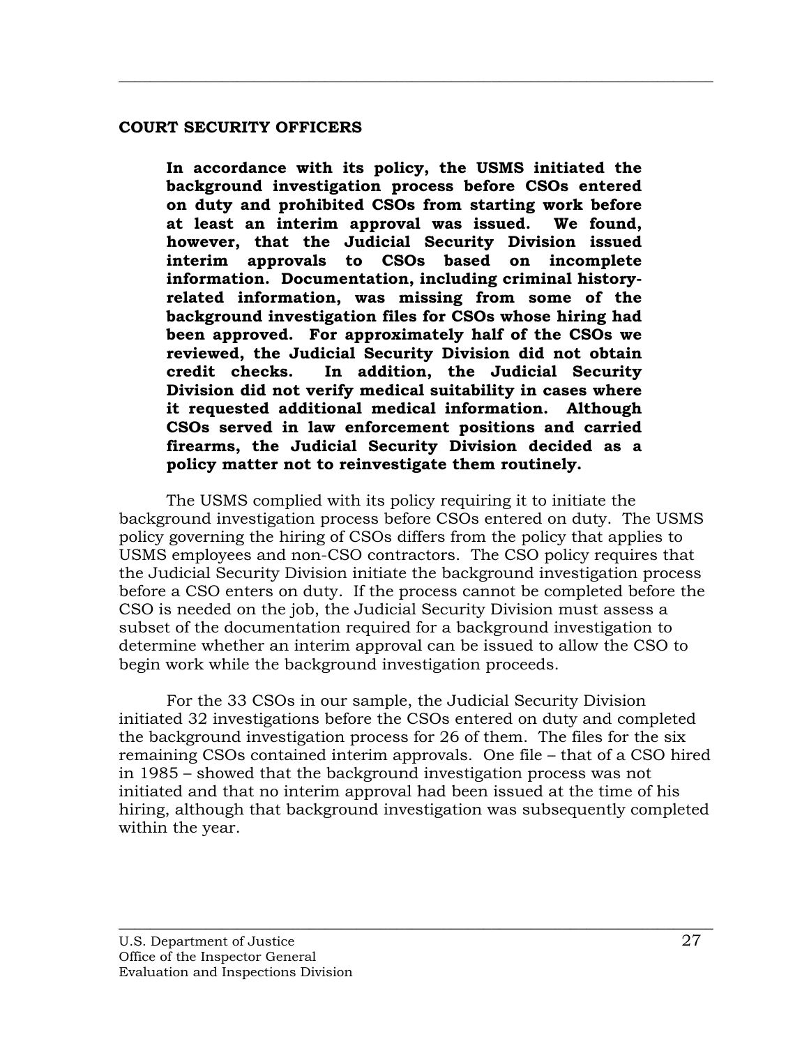## COURT SECURITY OFFICERS

> **In accordance with its policy, the USMS initiated the background investigation process before CSOs entered on duty and prohibited CSOs from starting work before at least an interim approval was issued. We found, however, that the Judicial Security Division issued interim approvals to CSOs based on incomplete information. Documentation, including criminal history-related information, was missing from some of the background investigation files for CSOs whose hiring had been approved. For approximately half of the CSOs we reviewed, the Judicial Security Division did not obtain credit checks. In addition, the Judicial Security Division did not verify medical suitability in cases where it requested additional medical information. Although CSOs served in law enforcement positions and carried firearms, the Judicial Security Division decided as a policy matter not to reinvestigate them routinely.**

The USMS complied with its policy requiring it to initiate the background investigation process before CSOs entered on duty. The USMS policy governing the hiring of CSOs differs from the policy that applies to USMS employees and non-CSO contractors. The CSO policy requires that the Judicial Security Division initiate the background investigation process before a CSO enters on duty. If the process cannot be completed before the CSO is needed on the job, the Judicial Security Division must assess a subset of the documentation required for a background investigation to determine whether an interim approval can be issued to allow the CSO to begin work while the background investigation proceeds.

For the 33 CSOs in our sample, the Judicial Security Division initiated 32 investigations before the CSOs entered on duty and completed the background investigation process for 26 of them. The files for the six remaining CSOs contained interim approvals. One file – that of a CSO hired in 1985 – showed that the background investigation process was not initiated and that no interim approval had been issued at the time of his hiring, although that background investigation was subsequently completed within the year.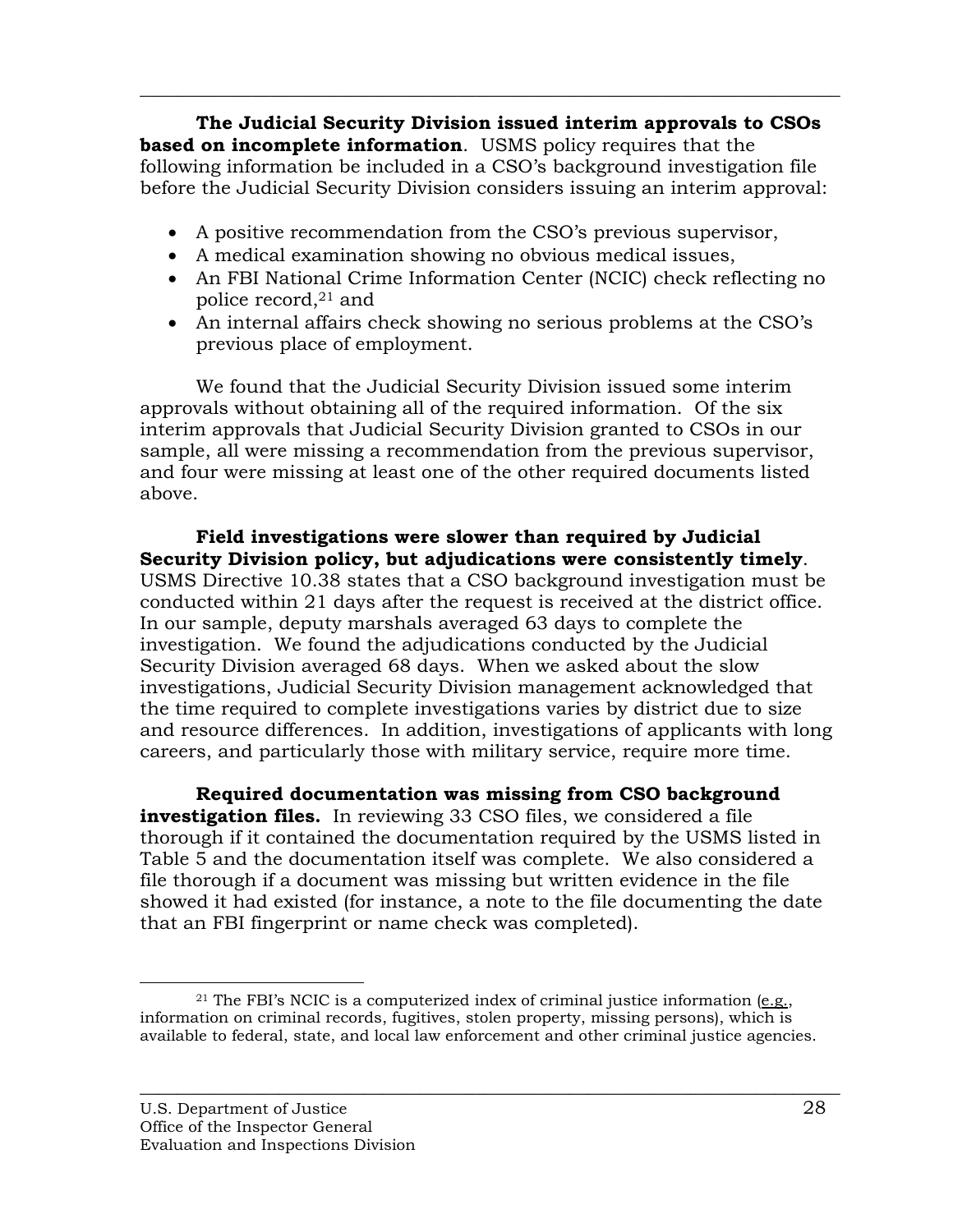**The Judicial Security Division issued interim approvals to CSOs based on incomplete information**. USMS policy requires that the following information be included in a CSO's background investigation file before the Judicial Security Division considers issuing an interim approval:

- A positive recommendation from the CSO's previous supervisor,
- A medical examination showing no obvious medical issues,
- An FBI National Crime Information Center (NCIC) check reflecting no police record,[21] and
- An internal affairs check showing no serious problems at the CSO's previous place of employment.

We found that the Judicial Security Division issued some interim approvals without obtaining all of the required information. Of the six interim approvals that Judicial Security Division granted to CSOs in our sample, all were missing a recommendation from the previous supervisor, and four were missing at least one of the other required documents listed above.

**Field investigations were slower than required by Judicial Security Division policy, but adjudications were consistently timely**. USMS Directive 10.38 states that a CSO background investigation must be conducted within 21 days after the request is received at the district office. In our sample, deputy marshals averaged 63 days to complete the investigation. We found the adjudications conducted by the Judicial Security Division averaged 68 days. When we asked about the slow investigations, Judicial Security Division management acknowledged that the time required to complete investigations varies by district due to size and resource differences. In addition, investigations of applicants with long careers, and particularly those with military service, require more time.

**Required documentation was missing from CSO background investigation files.** In reviewing 33 CSO files, we considered a file thorough if it contained the documentation required by the USMS listed in Table 5 and the documentation itself was complete. We also considered a file thorough if a document was missing but written evidence in the file showed it had existed (for instance, a note to the file documenting the date that an FBI fingerprint or name check was completed).

---

[21] The FBI's NCIC is a computerized index of criminal justice information (e.g., information on criminal records, fugitives, stolen property, missing persons), which is available to federal, state, and local law enforcement and other criminal justice agencies.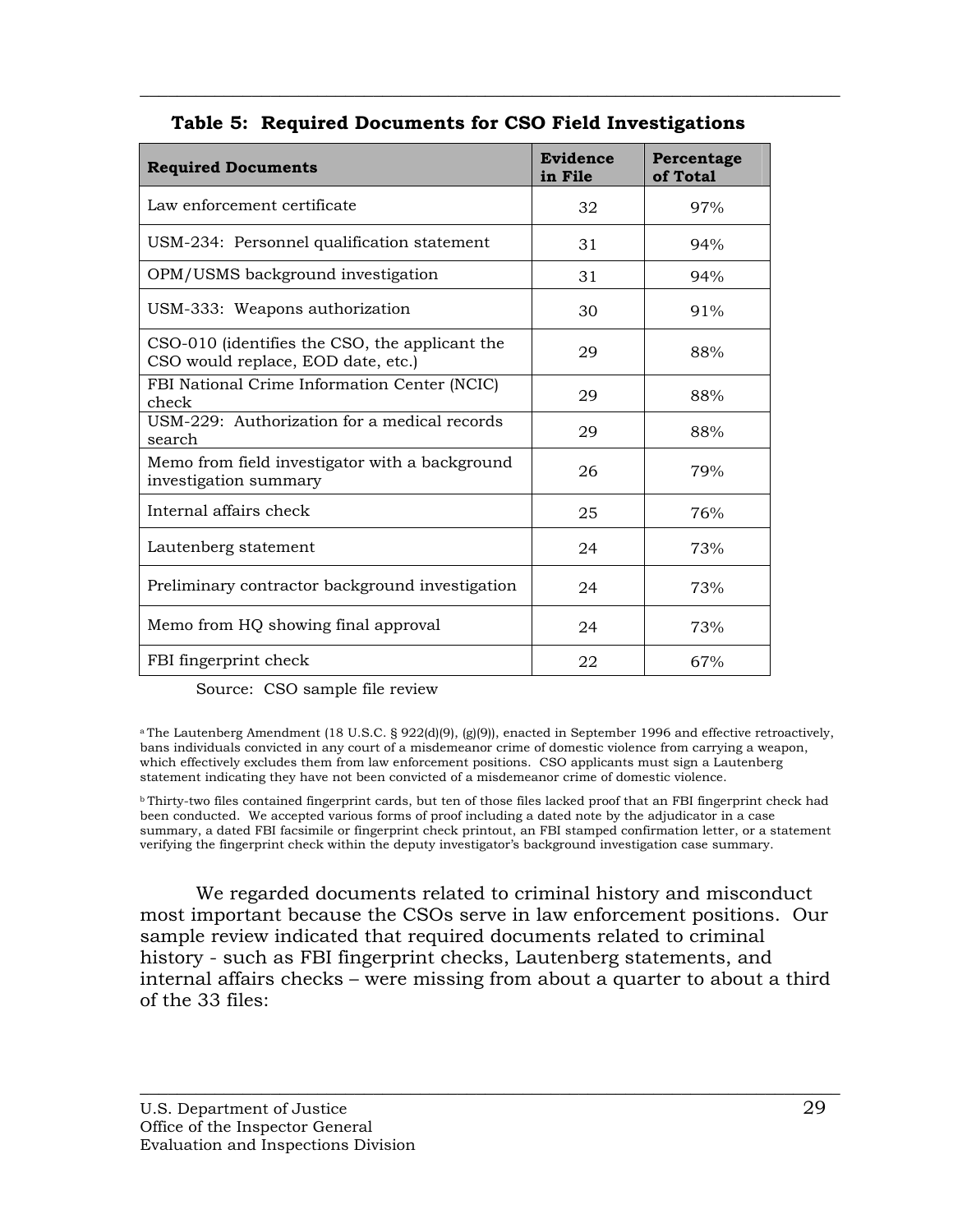**Table 5: Required Documents for CSO Field Investigations**

| Required Documents | Evidence in File | Percentage of Total |
| --- | --- | --- |
| Law enforcement certificate | 32 | 97% |
| USM-234: Personnel qualification statement | 31 | 94% |
| OPM/USMS background investigation | 31 | 94% |
| USM-333: Weapons authorization | 30 | 91% |
| CSO-010 (identifies the CSO, the applicant the CSO would replace, EOD date, etc.) | 29 | 88% |
| FBI National Crime Information Center (NCIC) check | 29 | 88% |
| USM-229: Authorization for a medical records search | 29 | 88% |
| Memo from field investigator with a background investigation summary | 26 | 79% |
| Internal affairs check | 25 | 76% |
| Lautenberg statement | 24 | 73% |
| Preliminary contractor background investigation | 24 | 73% |
| Memo from HQ showing final approval | 24 | 73% |
| FBI fingerprint check | 22 | 67% |

Source: CSO sample file review

[a] The Lautenberg Amendment (18 U.S.C. § 922(d)(9), (g)(9)), enacted in September 1996 and effective retroactively, bans individuals convicted in any court of a misdemeanor crime of domestic violence from carrying a weapon, which effectively excludes them from law enforcement positions. CSO applicants must sign a Lautenberg statement indicating they have not been convicted of a misdemeanor crime of domestic violence.

[b] Thirty-two files contained fingerprint cards, but ten of those files lacked proof that an FBI fingerprint check had been conducted. We accepted various forms of proof including a dated note by the adjudicator in a case summary, a dated FBI facsimile or fingerprint check printout, an FBI stamped confirmation letter, or a statement verifying the fingerprint check within the deputy investigator's background investigation case summary.

We regarded documents related to criminal history and misconduct most important because the CSOs serve in law enforcement positions. Our sample review indicated that required documents related to criminal history - such as FBI fingerprint checks, Lautenberg statements, and internal affairs checks – were missing from about a quarter to about a third of the 33 files: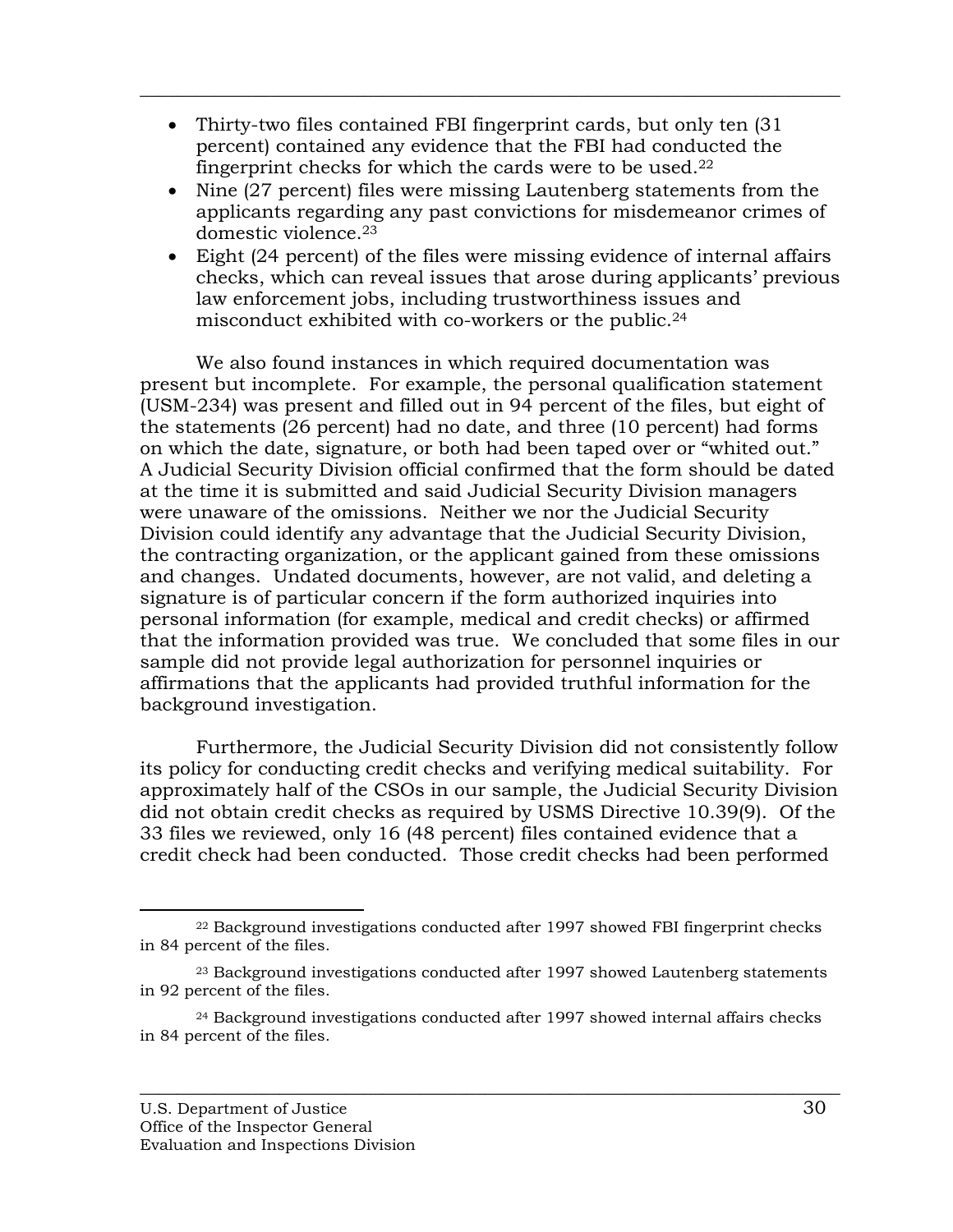- Thirty-two files contained FBI fingerprint cards, but only ten (31 percent) contained any evidence that the FBI had conducted the fingerprint checks for which the cards were to be used.[22]
- Nine (27 percent) files were missing Lautenberg statements from the applicants regarding any past convictions for misdemeanor crimes of domestic violence.[23]
- Eight (24 percent) of the files were missing evidence of internal affairs checks, which can reveal issues that arose during applicants' previous law enforcement jobs, including trustworthiness issues and misconduct exhibited with co-workers or the public.[24]

We also found instances in which required documentation was present but incomplete. For example, the personal qualification statement (USM-234) was present and filled out in 94 percent of the files, but eight of the statements (26 percent) had no date, and three (10 percent) had forms on which the date, signature, or both had been taped over or "whited out." A Judicial Security Division official confirmed that the form should be dated at the time it is submitted and said Judicial Security Division managers were unaware of the omissions. Neither we nor the Judicial Security Division could identify any advantage that the Judicial Security Division, the contracting organization, or the applicant gained from these omissions and changes. Undated documents, however, are not valid, and deleting a signature is of particular concern if the form authorized inquiries into personal information (for example, medical and credit checks) or affirmed that the information provided was true. We concluded that some files in our sample did not provide legal authorization for personnel inquiries or affirmations that the applicants had provided truthful information for the background investigation.

Furthermore, the Judicial Security Division did not consistently follow its policy for conducting credit checks and verifying medical suitability. For approximately half of the CSOs in our sample, the Judicial Security Division did not obtain credit checks as required by USMS Directive 10.39(9). Of the 33 files we reviewed, only 16 (48 percent) files contained evidence that a credit check had been conducted. Those credit checks had been performed

---

[22] Background investigations conducted after 1997 showed FBI fingerprint checks in 84 percent of the files.

[23] Background investigations conducted after 1997 showed Lautenberg statements in 92 percent of the files.

[24] Background investigations conducted after 1997 showed internal affairs checks in 84 percent of the files.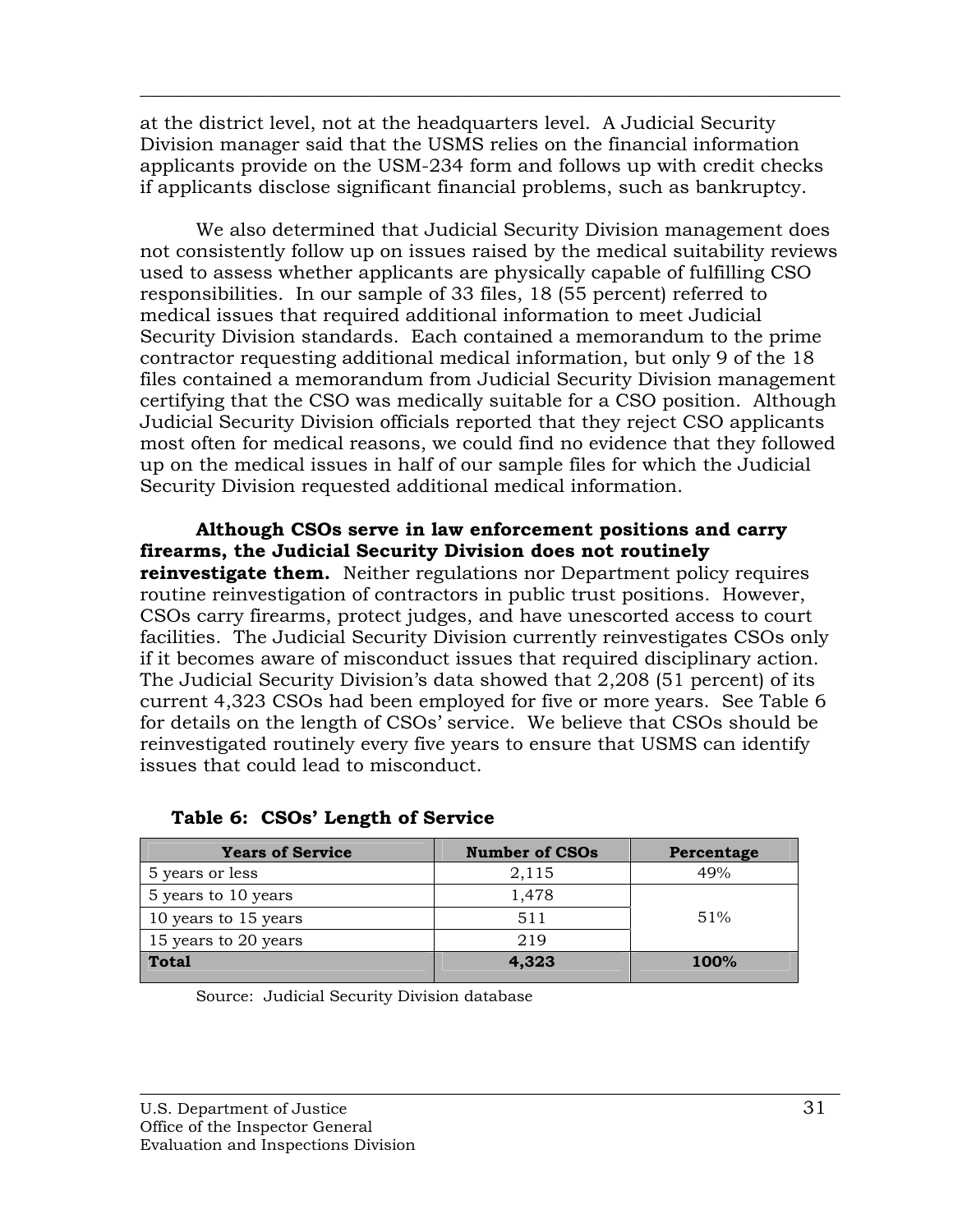at the district level, not at the headquarters level. A Judicial Security Division manager said that the USMS relies on the financial information applicants provide on the USM-234 form and follows up with credit checks if applicants disclose significant financial problems, such as bankruptcy.

We also determined that Judicial Security Division management does not consistently follow up on issues raised by the medical suitability reviews used to assess whether applicants are physically capable of fulfilling CSO responsibilities. In our sample of 33 files, 18 (55 percent) referred to medical issues that required additional information to meet Judicial Security Division standards. Each contained a memorandum to the prime contractor requesting additional medical information, but only 9 of the 18 files contained a memorandum from Judicial Security Division management certifying that the CSO was medically suitable for a CSO position. Although Judicial Security Division officials reported that they reject CSO applicants most often for medical reasons, we could find no evidence that they followed up on the medical issues in half of our sample files for which the Judicial Security Division requested additional medical information.

**Although CSOs serve in law enforcement positions and carry firearms, the Judicial Security Division does not routinely reinvestigate them.** Neither regulations nor Department policy requires routine reinvestigation of contractors in public trust positions. However, CSOs carry firearms, protect judges, and have unescorted access to court facilities. The Judicial Security Division currently reinvestigates CSOs only if it becomes aware of misconduct issues that required disciplinary action. The Judicial Security Division's data showed that 2,208 (51 percent) of its current 4,323 CSOs had been employed for five or more years. See Table 6 for details on the length of CSOs' service. We believe that CSOs should be reinvestigated routinely every five years to ensure that USMS can identify issues that could lead to misconduct.

**Table 6: CSOs' Length of Service**

| Years of Service | Number of CSOs | Percentage |
|---|---|---|
| 5 years or less | 2,115 | 49% |
| 5 years to 10 years | 1,478 | 51% |
| 10 years to 15 years | 511 | |
| 15 years to 20 years | 219 | |
| **Total** | **4,323** | **100%** |

Source: Judicial Security Division database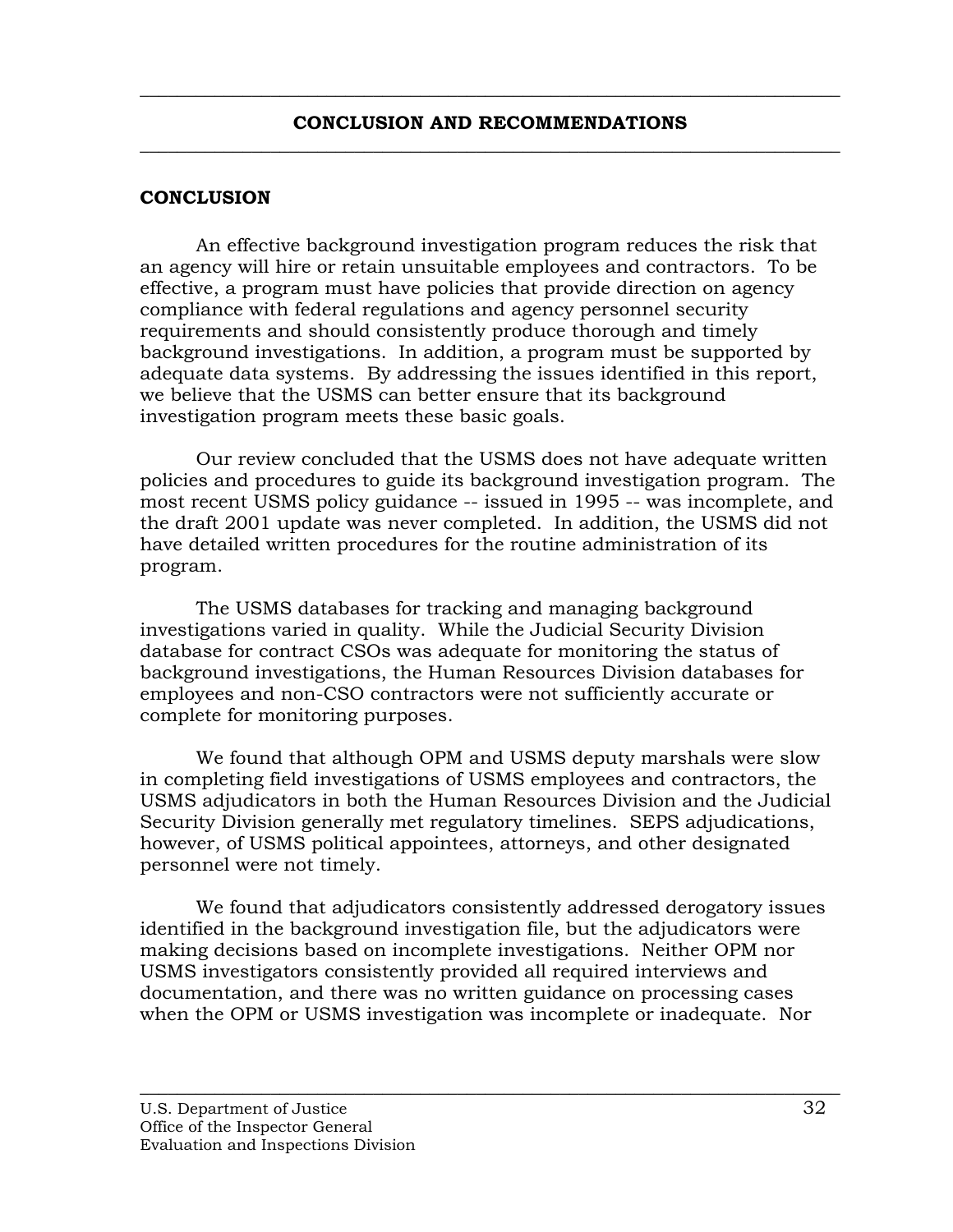## CONCLUSION AND RECOMMENDATIONS

### CONCLUSION

An effective background investigation program reduces the risk that an agency will hire or retain unsuitable employees and contractors. To be effective, a program must have policies that provide direction on agency compliance with federal regulations and agency personnel security requirements and should consistently produce thorough and timely background investigations. In addition, a program must be supported by adequate data systems. By addressing the issues identified in this report, we believe that the USMS can better ensure that its background investigation program meets these basic goals.

Our review concluded that the USMS does not have adequate written policies and procedures to guide its background investigation program. The most recent USMS policy guidance -- issued in 1995 -- was incomplete, and the draft 2001 update was never completed. In addition, the USMS did not have detailed written procedures for the routine administration of its program.

The USMS databases for tracking and managing background investigations varied in quality. While the Judicial Security Division database for contract CSOs was adequate for monitoring the status of background investigations, the Human Resources Division databases for employees and non-CSO contractors were not sufficiently accurate or complete for monitoring purposes.

We found that although OPM and USMS deputy marshals were slow in completing field investigations of USMS employees and contractors, the USMS adjudicators in both the Human Resources Division and the Judicial Security Division generally met regulatory timelines. SEPS adjudications, however, of USMS political appointees, attorneys, and other designated personnel were not timely.

We found that adjudicators consistently addressed derogatory issues identified in the background investigation file, but the adjudicators were making decisions based on incomplete investigations. Neither OPM nor USMS investigators consistently provided all required interviews and documentation, and there was no written guidance on processing cases when the OPM or USMS investigation was incomplete or inadequate. Nor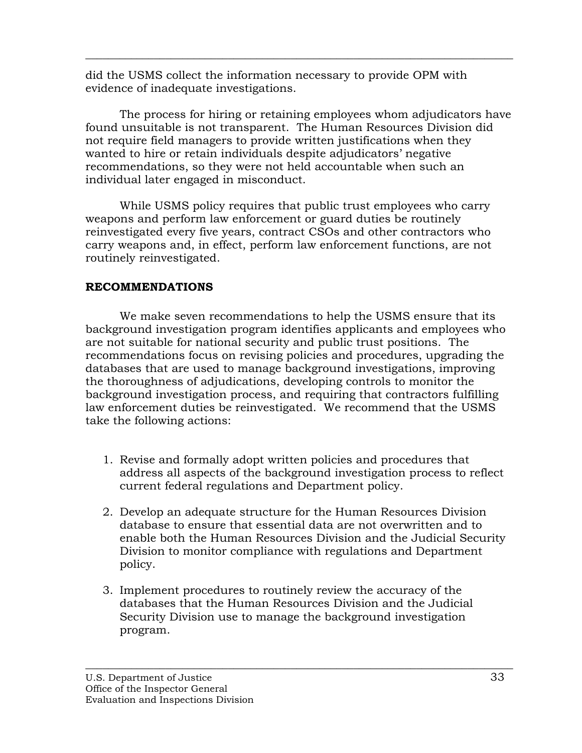did the USMS collect the information necessary to provide OPM with evidence of inadequate investigations.

The process for hiring or retaining employees whom adjudicators have found unsuitable is not transparent. The Human Resources Division did not require field managers to provide written justifications when they wanted to hire or retain individuals despite adjudicators' negative recommendations, so they were not held accountable when such an individual later engaged in misconduct.

While USMS policy requires that public trust employees who carry weapons and perform law enforcement or guard duties be routinely reinvestigated every five years, contract CSOs and other contractors who carry weapons and, in effect, perform law enforcement functions, are not routinely reinvestigated.

## RECOMMENDATIONS

We make seven recommendations to help the USMS ensure that its background investigation program identifies applicants and employees who are not suitable for national security and public trust positions. The recommendations focus on revising policies and procedures, upgrading the databases that are used to manage background investigations, improving the thoroughness of adjudications, developing controls to monitor the background investigation process, and requiring that contractors fulfilling law enforcement duties be reinvestigated. We recommend that the USMS take the following actions:

1. Revise and formally adopt written policies and procedures that address all aspects of the background investigation process to reflect current federal regulations and Department policy.

2. Develop an adequate structure for the Human Resources Division database to ensure that essential data are not overwritten and to enable both the Human Resources Division and the Judicial Security Division to monitor compliance with regulations and Department policy.

3. Implement procedures to routinely review the accuracy of the databases that the Human Resources Division and the Judicial Security Division use to manage the background investigation program.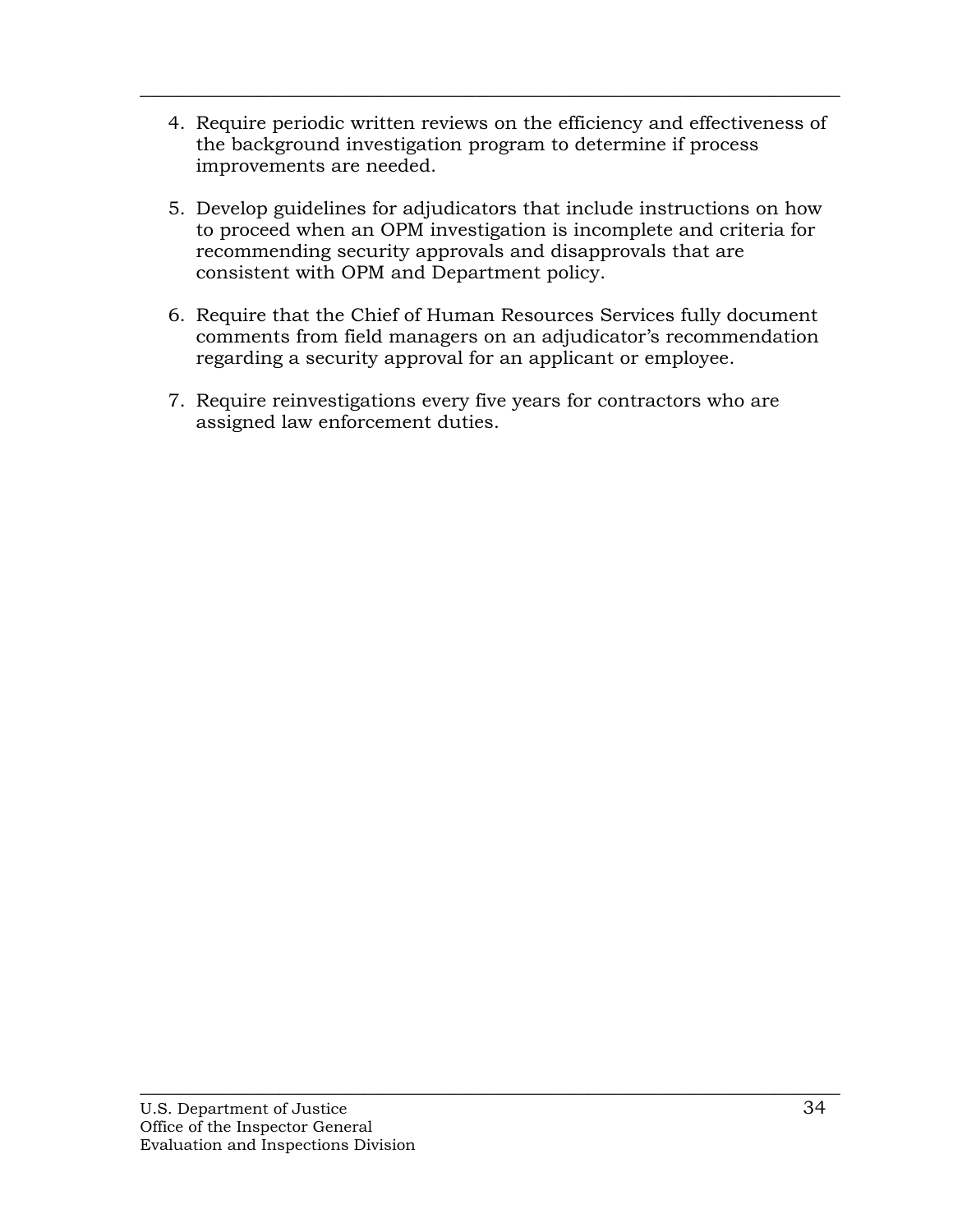4. Require periodic written reviews on the efficiency and effectiveness of the background investigation program to determine if process improvements are needed.

5. Develop guidelines for adjudicators that include instructions on how to proceed when an OPM investigation is incomplete and criteria for recommending security approvals and disapprovals that are consistent with OPM and Department policy.

6. Require that the Chief of Human Resources Services fully document comments from field managers on an adjudicator's recommendation regarding a security approval for an applicant or employee.

7. Require reinvestigations every five years for contractors who are assigned law enforcement duties.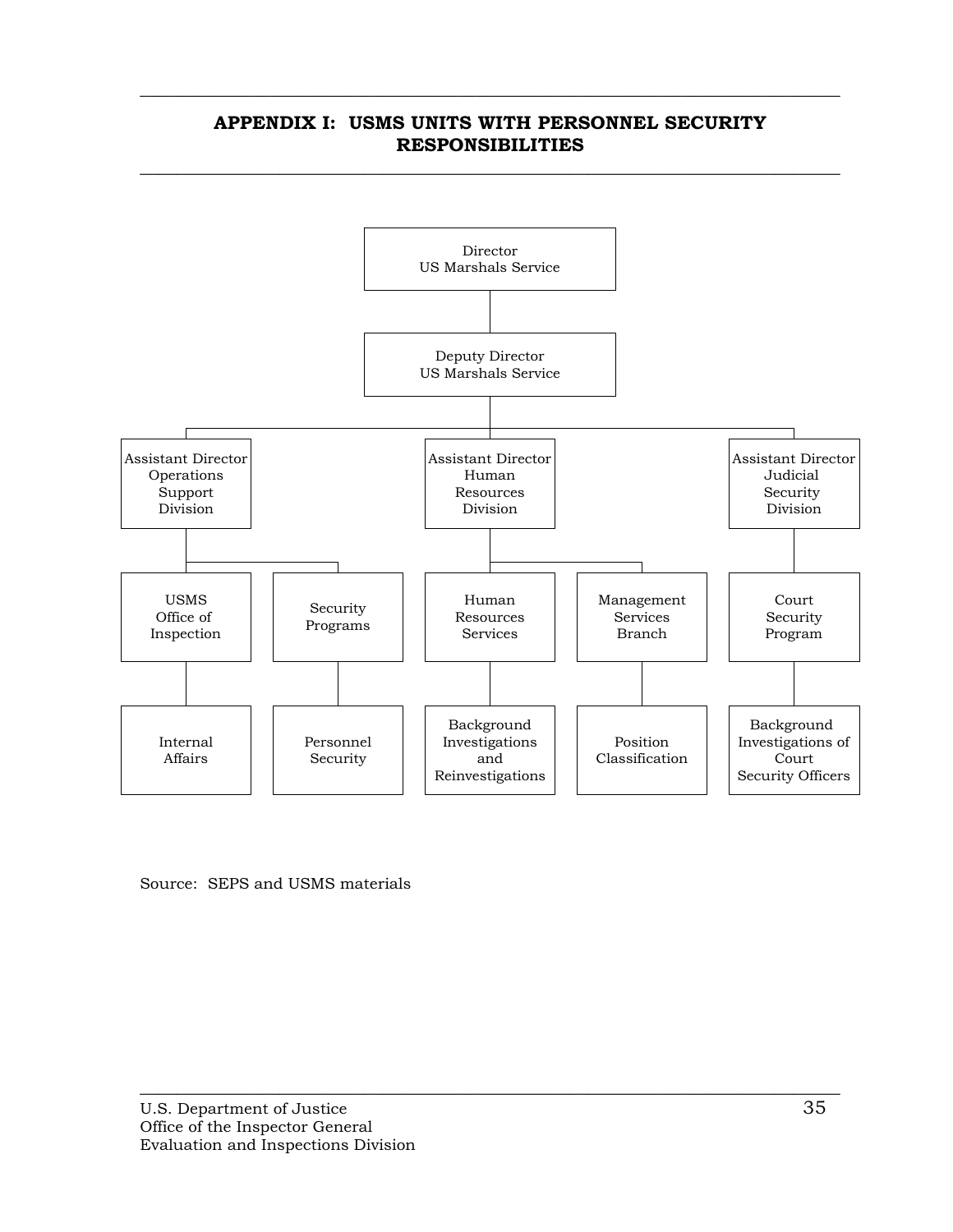## APPENDIX I: USMS UNITS WITH PERSONNEL SECURITY RESPONSIBILITIES

- Director, US Marshals Service
  - Deputy Director, US Marshals Service
    - Assistant Director, Operations Support Division
      - USMS Office of Inspection
        - Internal Affairs
      - Security Programs
        - Personnel Security
    - Assistant Director, Human Resources Division
      - Human Resources Services
        - Background Investigations and Reinvestigations
      - Management Services Branch
        - Position Classification
    - Assistant Director, Judicial Security Division
      - Court Security Program
        - Background Investigations of Court Security Officers

Source: SEPS and USMS materials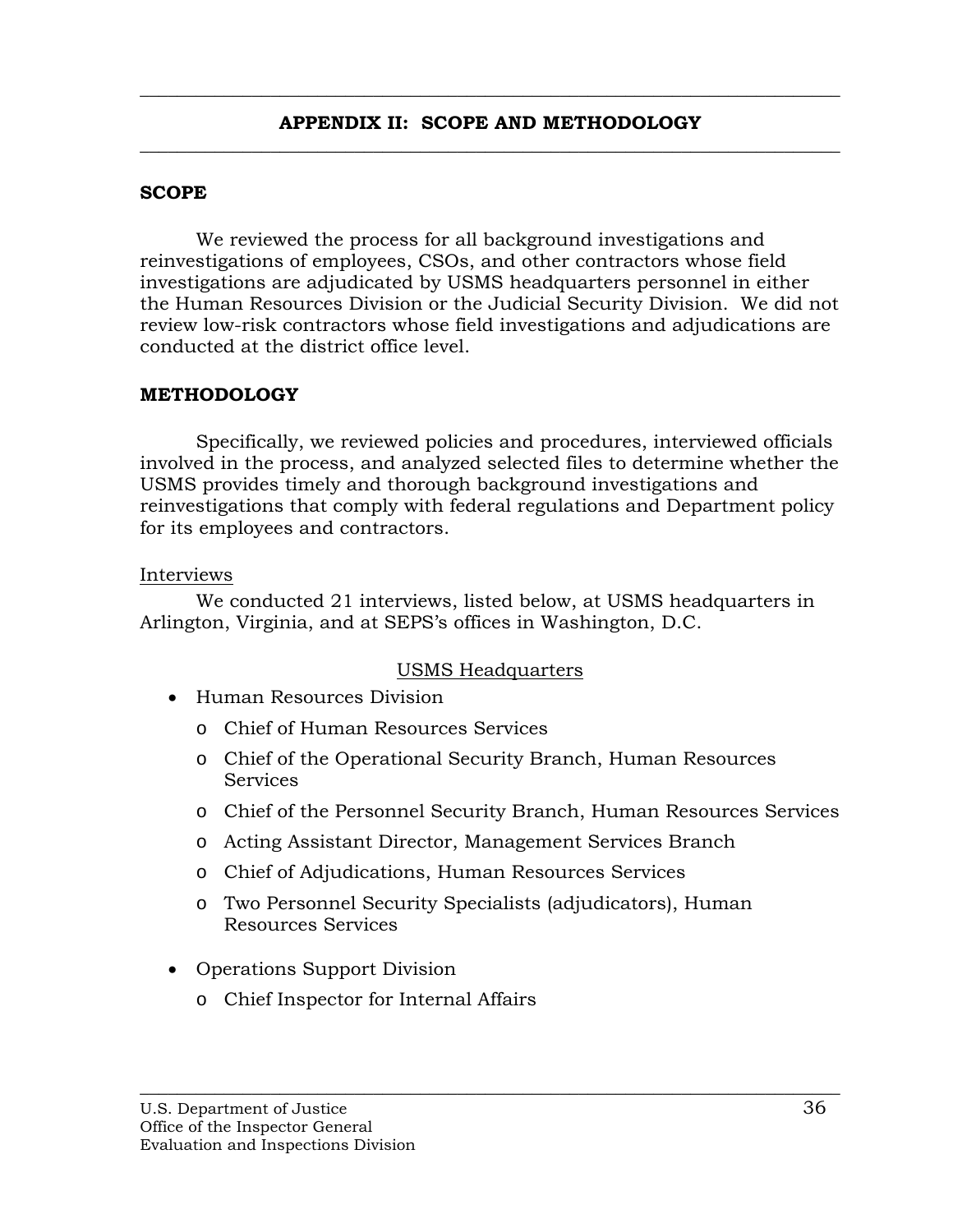## APPENDIX II: SCOPE AND METHODOLOGY

### SCOPE

We reviewed the process for all background investigations and reinvestigations of employees, CSOs, and other contractors whose field investigations are adjudicated by USMS headquarters personnel in either the Human Resources Division or the Judicial Security Division. We did not review low-risk contractors whose field investigations and adjudications are conducted at the district office level.

### METHODOLOGY

Specifically, we reviewed policies and procedures, interviewed officials involved in the process, and analyzed selected files to determine whether the USMS provides timely and thorough background investigations and reinvestigations that comply with federal regulations and Department policy for its employees and contractors.

<u>Interviews</u>

We conducted 21 interviews, listed below, at USMS headquarters in Arlington, Virginia, and at SEPS's offices in Washington, D.C.

<u>USMS Headquarters</u>

- Human Resources Division
  - Chief of Human Resources Services
  - Chief of the Operational Security Branch, Human Resources Services
  - Chief of the Personnel Security Branch, Human Resources Services
  - Acting Assistant Director, Management Services Branch
  - Chief of Adjudications, Human Resources Services
  - Two Personnel Security Specialists (adjudicators), Human Resources Services
- Operations Support Division
  - Chief Inspector for Internal Affairs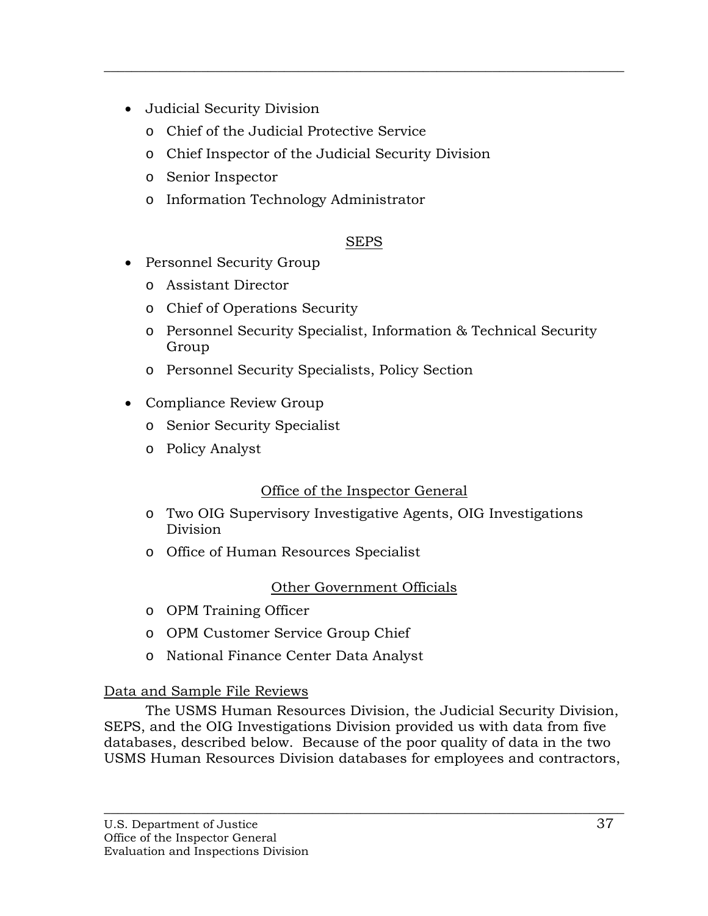- Judicial Security Division
    - Chief of the Judicial Protective Service
    - Chief Inspector of the Judicial Security Division
    - Senior Inspector
    - Information Technology Administrator

<u>SEPS</u>

- Personnel Security Group
    - Assistant Director
    - Chief of Operations Security
    - Personnel Security Specialist, Information & Technical Security Group
    - Personnel Security Specialists, Policy Section

- Compliance Review Group
    - Senior Security Specialist
    - Policy Analyst

<u>Office of the Inspector General</u>

- Two OIG Supervisory Investigative Agents, OIG Investigations Division
- Office of Human Resources Specialist

<u>Other Government Officials</u>

- OPM Training Officer
- OPM Customer Service Group Chief
- National Finance Center Data Analyst

<u>Data and Sample File Reviews</u>

The USMS Human Resources Division, the Judicial Security Division, SEPS, and the OIG Investigations Division provided us with data from five databases, described below. Because of the poor quality of data in the two USMS Human Resources Division databases for employees and contractors,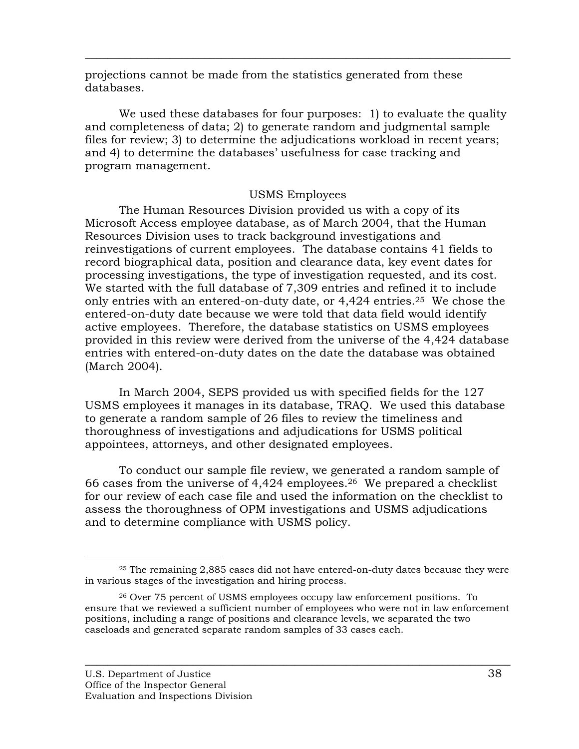projections cannot be made from the statistics generated from these databases.

We used these databases for four purposes: 1) to evaluate the quality and completeness of data; 2) to generate random and judgmental sample files for review; 3) to determine the adjudications workload in recent years; and 4) to determine the databases' usefulness for case tracking and program management.

USMS Employees

The Human Resources Division provided us with a copy of its Microsoft Access employee database, as of March 2004, that the Human Resources Division uses to track background investigations and reinvestigations of current employees. The database contains 41 fields to record biographical data, position and clearance data, key event dates for processing investigations, the type of investigation requested, and its cost. We started with the full database of 7,309 entries and refined it to include only entries with an entered-on-duty date, or 4,424 entries.[25] We chose the entered-on-duty date because we were told that data field would identify active employees. Therefore, the database statistics on USMS employees provided in this review were derived from the universe of the 4,424 database entries with entered-on-duty dates on the date the database was obtained (March 2004).

In March 2004, SEPS provided us with specified fields for the 127 USMS employees it manages in its database, TRAQ. We used this database to generate a random sample of 26 files to review the timeliness and thoroughness of investigations and adjudications for USMS political appointees, attorneys, and other designated employees.

To conduct our sample file review, we generated a random sample of 66 cases from the universe of 4,424 employees.[26] We prepared a checklist for our review of each case file and used the information on the checklist to assess the thoroughness of OPM investigations and USMS adjudications and to determine compliance with USMS policy.

[25] The remaining 2,885 cases did not have entered-on-duty dates because they were in various stages of the investigation and hiring process.

[26] Over 75 percent of USMS employees occupy law enforcement positions. To ensure that we reviewed a sufficient number of employees who were not in law enforcement positions, including a range of positions and clearance levels, we separated the two caseloads and generated separate random samples of 33 cases each.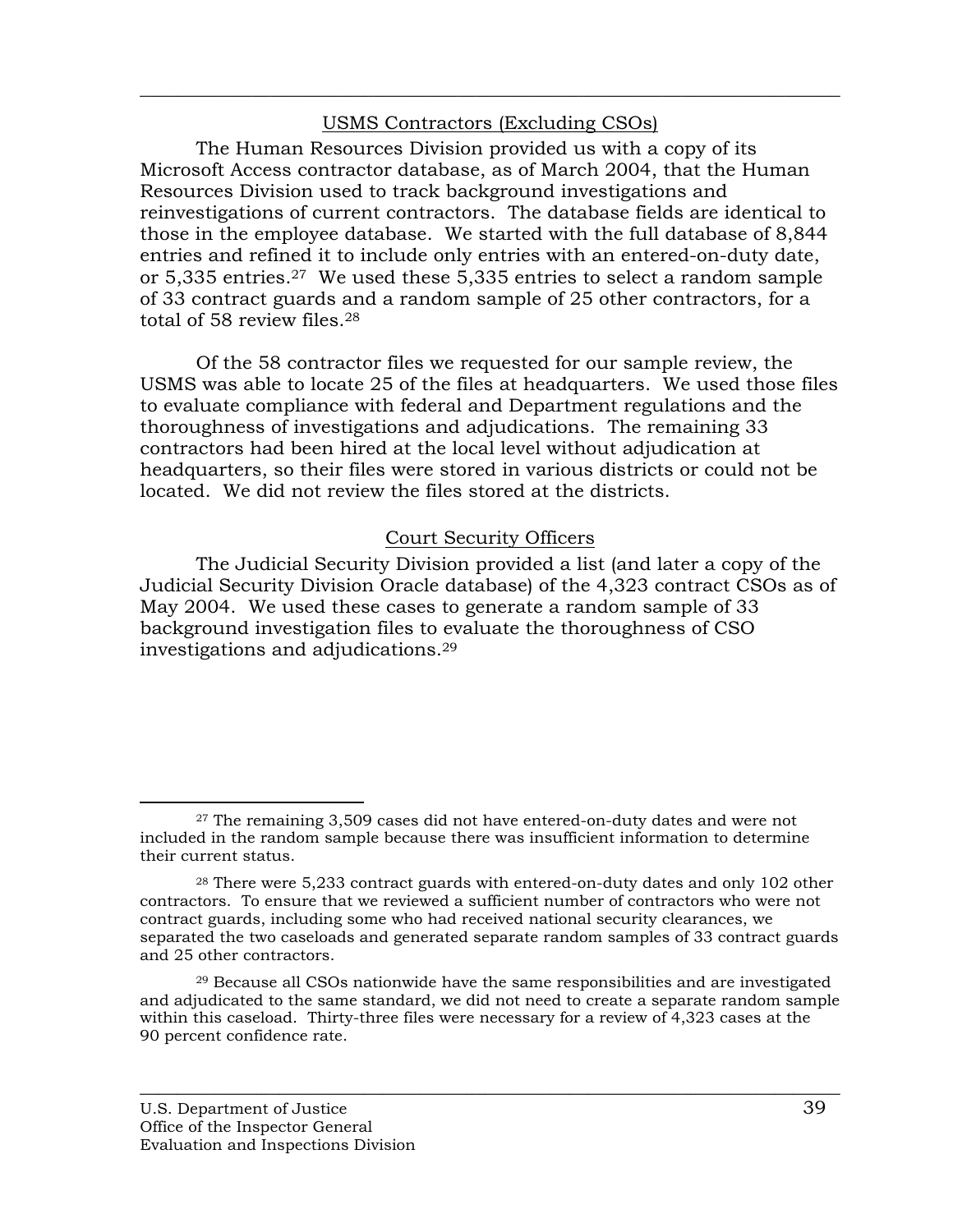### USMS Contractors (Excluding CSOs)

The Human Resources Division provided us with a copy of its Microsoft Access contractor database, as of March 2004, that the Human Resources Division used to track background investigations and reinvestigations of current contractors. The database fields are identical to those in the employee database. We started with the full database of 8,844 entries and refined it to include only entries with an entered-on-duty date, or 5,335 entries.[27] We used these 5,335 entries to select a random sample of 33 contract guards and a random sample of 25 other contractors, for a total of 58 review files.[28]

Of the 58 contractor files we requested for our sample review, the USMS was able to locate 25 of the files at headquarters. We used those files to evaluate compliance with federal and Department regulations and the thoroughness of investigations and adjudications. The remaining 33 contractors had been hired at the local level without adjudication at headquarters, so their files were stored in various districts or could not be located. We did not review the files stored at the districts.

### Court Security Officers

The Judicial Security Division provided a list (and later a copy of the Judicial Security Division Oracle database) of the 4,323 contract CSOs as of May 2004. We used these cases to generate a random sample of 33 background investigation files to evaluate the thoroughness of CSO investigations and adjudications.[29]

---

[27] The remaining 3,509 cases did not have entered-on-duty dates and were not included in the random sample because there was insufficient information to determine their current status.

[28] There were 5,233 contract guards with entered-on-duty dates and only 102 other contractors. To ensure that we reviewed a sufficient number of contractors who were not contract guards, including some who had received national security clearances, we separated the two caseloads and generated separate random samples of 33 contract guards and 25 other contractors.

[29] Because all CSOs nationwide have the same responsibilities and are investigated and adjudicated to the same standard, we did not need to create a separate random sample within this caseload. Thirty-three files were necessary for a review of 4,323 cases at the 90 percent confidence rate.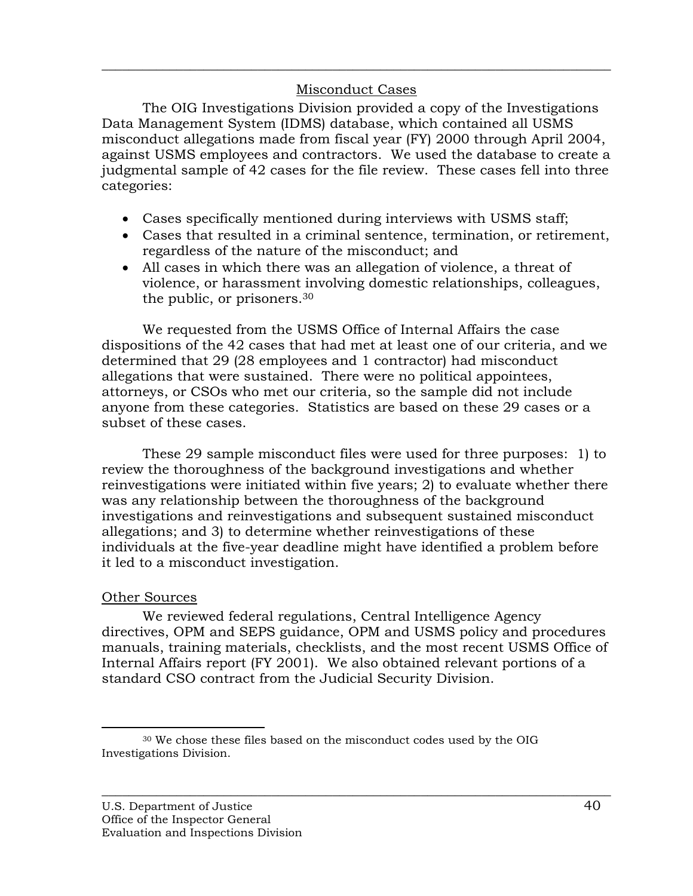### Misconduct Cases

The OIG Investigations Division provided a copy of the Investigations Data Management System (IDMS) database, which contained all USMS misconduct allegations made from fiscal year (FY) 2000 through April 2004, against USMS employees and contractors. We used the database to create a judgmental sample of 42 cases for the file review. These cases fell into three categories:

- Cases specifically mentioned during interviews with USMS staff;
- Cases that resulted in a criminal sentence, termination, or retirement, regardless of the nature of the misconduct; and
- All cases in which there was an allegation of violence, a threat of violence, or harassment involving domestic relationships, colleagues, the public, or prisoners.[30]

We requested from the USMS Office of Internal Affairs the case dispositions of the 42 cases that had met at least one of our criteria, and we determined that 29 (28 employees and 1 contractor) had misconduct allegations that were sustained. There were no political appointees, attorneys, or CSOs who met our criteria, so the sample did not include anyone from these categories. Statistics are based on these 29 cases or a subset of these cases.

These 29 sample misconduct files were used for three purposes: 1) to review the thoroughness of the background investigations and whether reinvestigations were initiated within five years; 2) to evaluate whether there was any relationship between the thoroughness of the background investigations and reinvestigations and subsequent sustained misconduct allegations; and 3) to determine whether reinvestigations of these individuals at the five-year deadline might have identified a problem before it led to a misconduct investigation.

### Other Sources

We reviewed federal regulations, Central Intelligence Agency directives, OPM and SEPS guidance, OPM and USMS policy and procedures manuals, training materials, checklists, and the most recent USMS Office of Internal Affairs report (FY 2001). We also obtained relevant portions of a standard CSO contract from the Judicial Security Division.

[30] We chose these files based on the misconduct codes used by the OIG Investigations Division.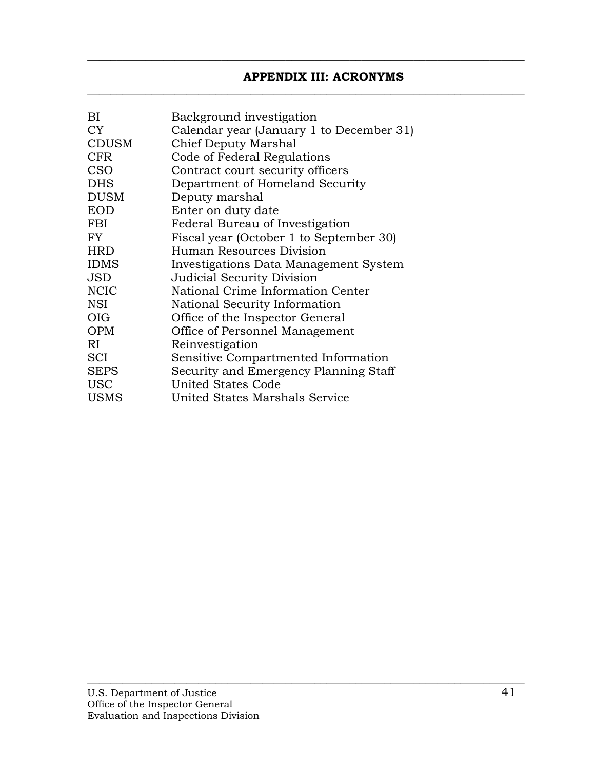## APPENDIX III: ACRONYMS

| | |
|---|---|
| BI | Background investigation |
| CY | Calendar year (January 1 to December 31) |
| CDUSM | Chief Deputy Marshal |
| CFR | Code of Federal Regulations |
| CSO | Contract court security officers |
| DHS | Department of Homeland Security |
| DUSM | Deputy marshal |
| EOD | Enter on duty date |
| FBI | Federal Bureau of Investigation |
| FY | Fiscal year (October 1 to September 30) |
| HRD | Human Resources Division |
| IDMS | Investigations Data Management System |
| JSD | Judicial Security Division |
| NCIC | National Crime Information Center |
| NSI | National Security Information |
| OIG | Office of the Inspector General |
| OPM | Office of Personnel Management |
| RI | Reinvestigation |
| SCI | Sensitive Compartmented Information |
| SEPS | Security and Emergency Planning Staff |
| USC | United States Code |
| USMS | United States Marshals Service |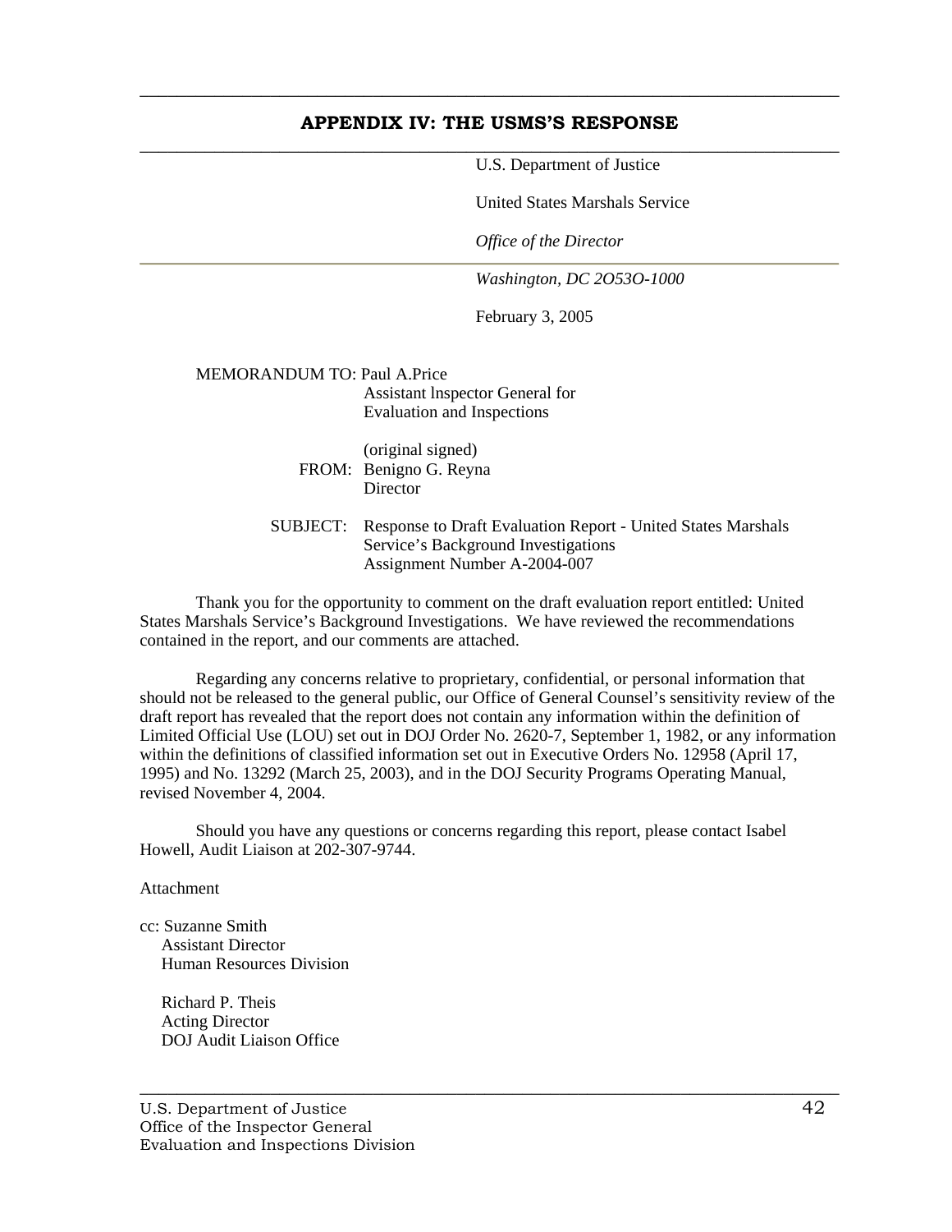## APPENDIX IV: THE USMS'S RESPONSE

U.S. Department of Justice

United States Marshals Service

*Office of the Director*

*Washington, DC 2O53O-1000*

February 3, 2005

MEMORANDUM TO: Paul A.Price
Assistant lnspector General for
Evaluation and Inspections

(original signed)
FROM: Benigno G. Reyna
Director

SUBJECT: Response to Draft Evaluation Report - United States Marshals Service's Background Investigations
Assignment Number A-2004-007

Thank you for the opportunity to comment on the draft evaluation report entitled: United States Marshals Service's Background Investigations. We have reviewed the recommendations contained in the report, and our comments are attached.

Regarding any concerns relative to proprietary, confidential, or personal information that should not be released to the general public, our Office of General Counsel's sensitivity review of the draft report has revealed that the report does not contain any information within the definition of Limited Official Use (LOU) set out in DOJ Order No. 2620-7, September 1, 1982, or any information within the definitions of classified information set out in Executive Orders No. 12958 (April 17, 1995) and No. 13292 (March 25, 2003), and in the DOJ Security Programs Operating Manual, revised November 4, 2004.

Should you have any questions or concerns regarding this report, please contact Isabel Howell, Audit Liaison at 202-307-9744.

Attachment

cc: Suzanne Smith
Assistant Director
Human Resources Division

Richard P. Theis
Acting Director
DOJ Audit Liaison Office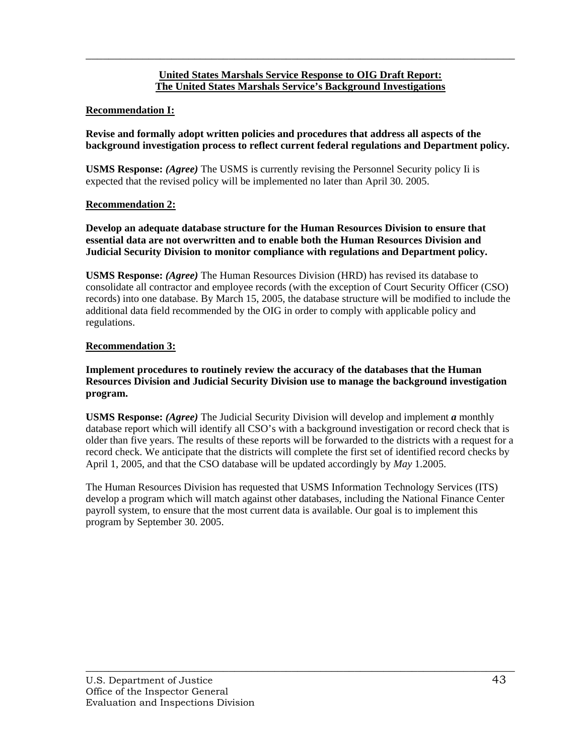**United States Marshals Service Response to OIG Draft Report:**
**The United States Marshals Service's Background Investigations**

**Recommendation I:**

**Revise and formally adopt written policies and procedures that address all aspects of the background investigation process to reflect current federal regulations and Department policy.**

**USMS Response:** ***(Agree)*** The USMS is currently revising the Personnel Security policy Ii is expected that the revised policy will be implemented no later than April 30. 2005.

**Recommendation 2:**

**Develop an adequate database structure for the Human Resources Division to ensure that essential data are not overwritten and to enable both the Human Resources Division and Judicial Security Division to monitor compliance with regulations and Department policy.**

**USMS Response:** ***(Agree)*** The Human Resources Division (HRD) has revised its database to consolidate all contractor and employee records (with the exception of Court Security Officer (CSO) records) into one database. By March 15, 2005, the database structure will be modified to include the additional data field recommended by the OIG in order to comply with applicable policy and regulations.

**Recommendation 3:**

**Implement procedures to routinely review the accuracy of the databases that the Human Resources Division and Judicial Security Division use to manage the background investigation program.**

**USMS Response:** ***(Agree)*** The Judicial Security Division will develop and implement ***a*** monthly database report which will identify all CSO's with a background investigation or record check that is older than five years. The results of these reports will be forwarded to the districts with a request for a record check. We anticipate that the districts will complete the first set of identified record checks by April 1, 2005, and that the CSO database will be updated accordingly by *May* 1.2005.

The Human Resources Division has requested that USMS Information Technology Services (ITS) develop a program which will match against other databases, including the National Finance Center payroll system, to ensure that the most current data is available. Our goal is to implement this program by September 30. 2005.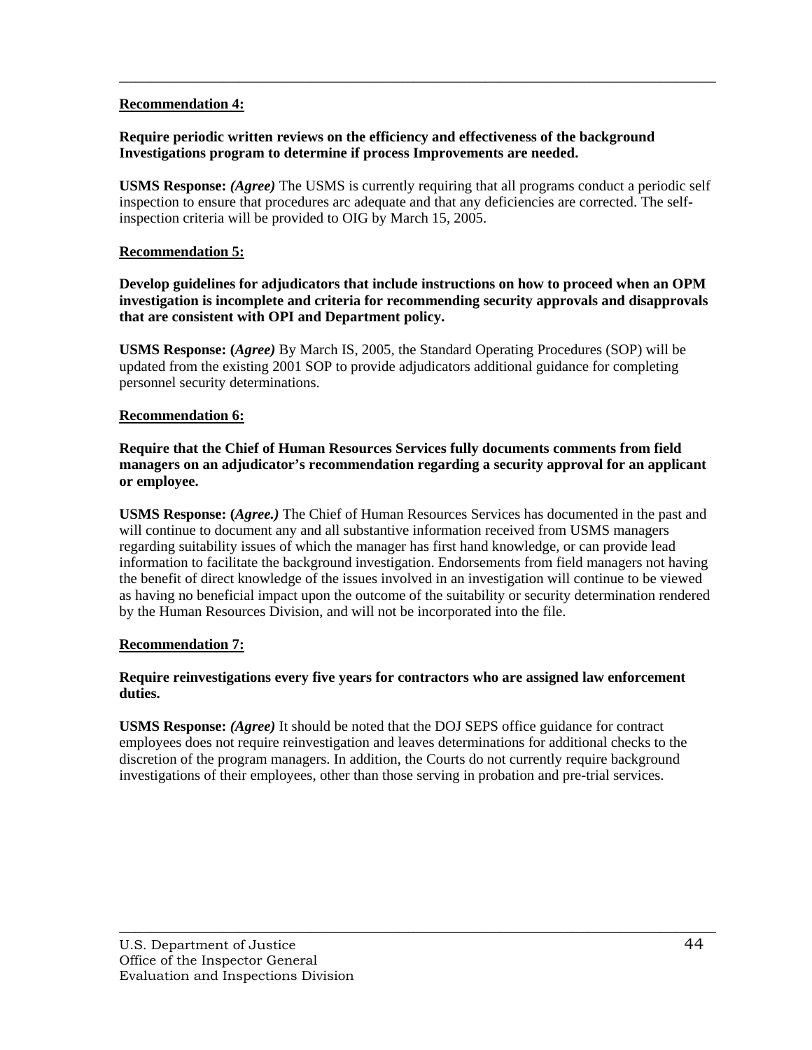**Recommendation 4:**

**Require periodic written reviews on the efficiency and effectiveness of the background Investigations program to determine if process Improvements are needed.**

**USMS Response:** ***(Agree)*** The USMS is currently requiring that all programs conduct a periodic self inspection to ensure that procedures arc adequate and that any deficiencies are corrected. The self-inspection criteria will be provided to OIG by March 15, 2005.

**Recommendation 5:**

**Develop guidelines for adjudicators that include instructions on how to proceed when an OPM investigation is incomplete and criteria for recommending security approvals and disapprovals that are consistent with OPI and Department policy.**

**USMS Response: (*Agree)*** By March IS, 2005, the Standard Operating Procedures (SOP) will be updated from the existing 2001 SOP to provide adjudicators additional guidance for completing personnel security determinations.

**Recommendation 6:**

**Require that the Chief of Human Resources Services fully documents comments from field managers on an adjudicator's recommendation regarding a security approval for an applicant or employee.**

**USMS Response: (*Agree.)*** The Chief of Human Resources Services has documented in the past and will continue to document any and all substantive information received from USMS managers regarding suitability issues of which the manager has first hand knowledge, or can provide lead information to facilitate the background investigation. Endorsements from field managers not having the benefit of direct knowledge of the issues involved in an investigation will continue to be viewed as having no beneficial impact upon the outcome of the suitability or security determination rendered by the Human Resources Division, and will not be incorporated into the file.

**Recommendation 7:**

**Require reinvestigations every five years for contractors who are assigned law enforcement duties.**

**USMS Response:** ***(Agree)*** It should be noted that the DOJ SEPS office guidance for contract employees does not require reinvestigation and leaves determinations for additional checks to the discretion of the program managers. In addition, the Courts do not currently require background investigations of their employees, other than those serving in probation and pre-trial services.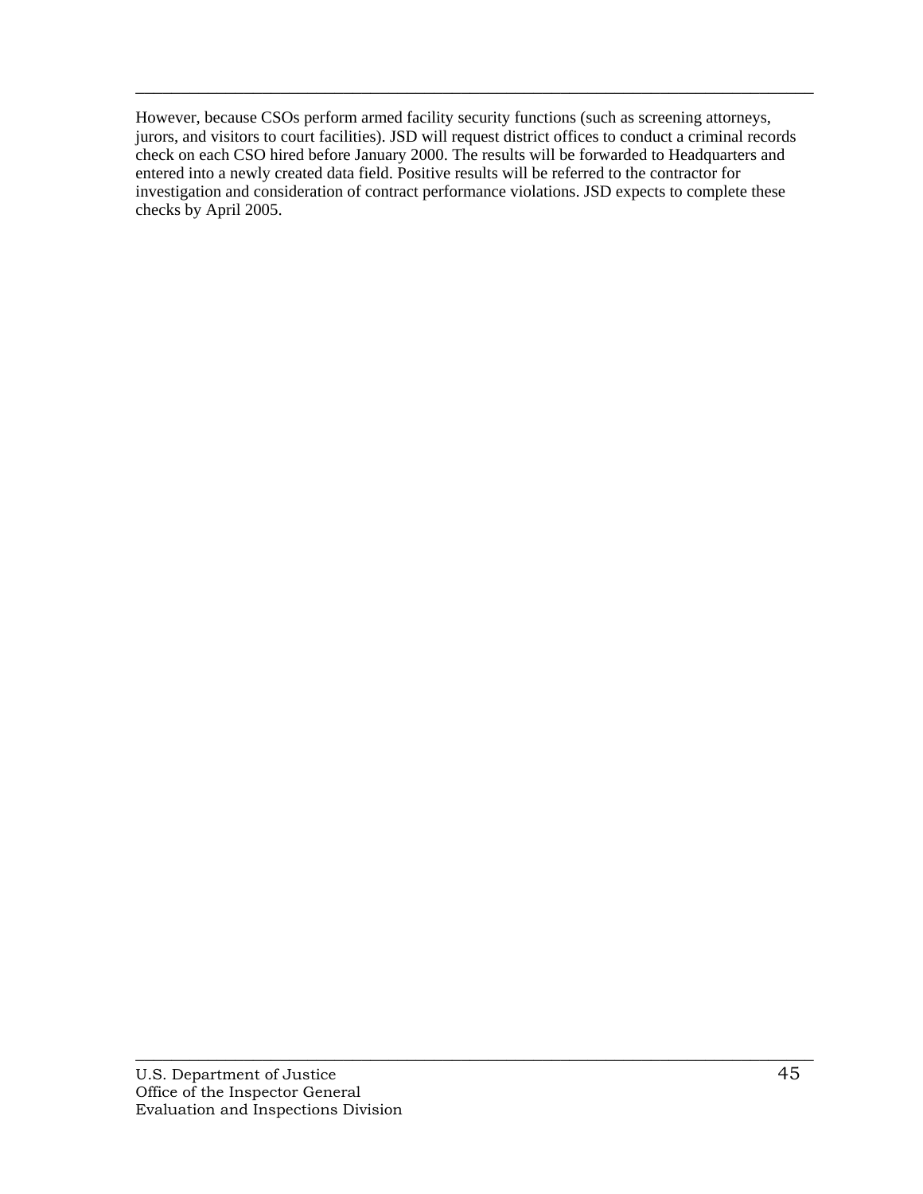However, because CSOs perform armed facility security functions (such as screening attorneys, jurors, and visitors to court facilities). JSD will request district offices to conduct a criminal records check on each CSO hired before January 2000. The results will be forwarded to Headquarters and entered into a newly created data field. Positive results will be referred to the contractor for investigation and consideration of contract performance violations. JSD expects to complete these checks by April 2005.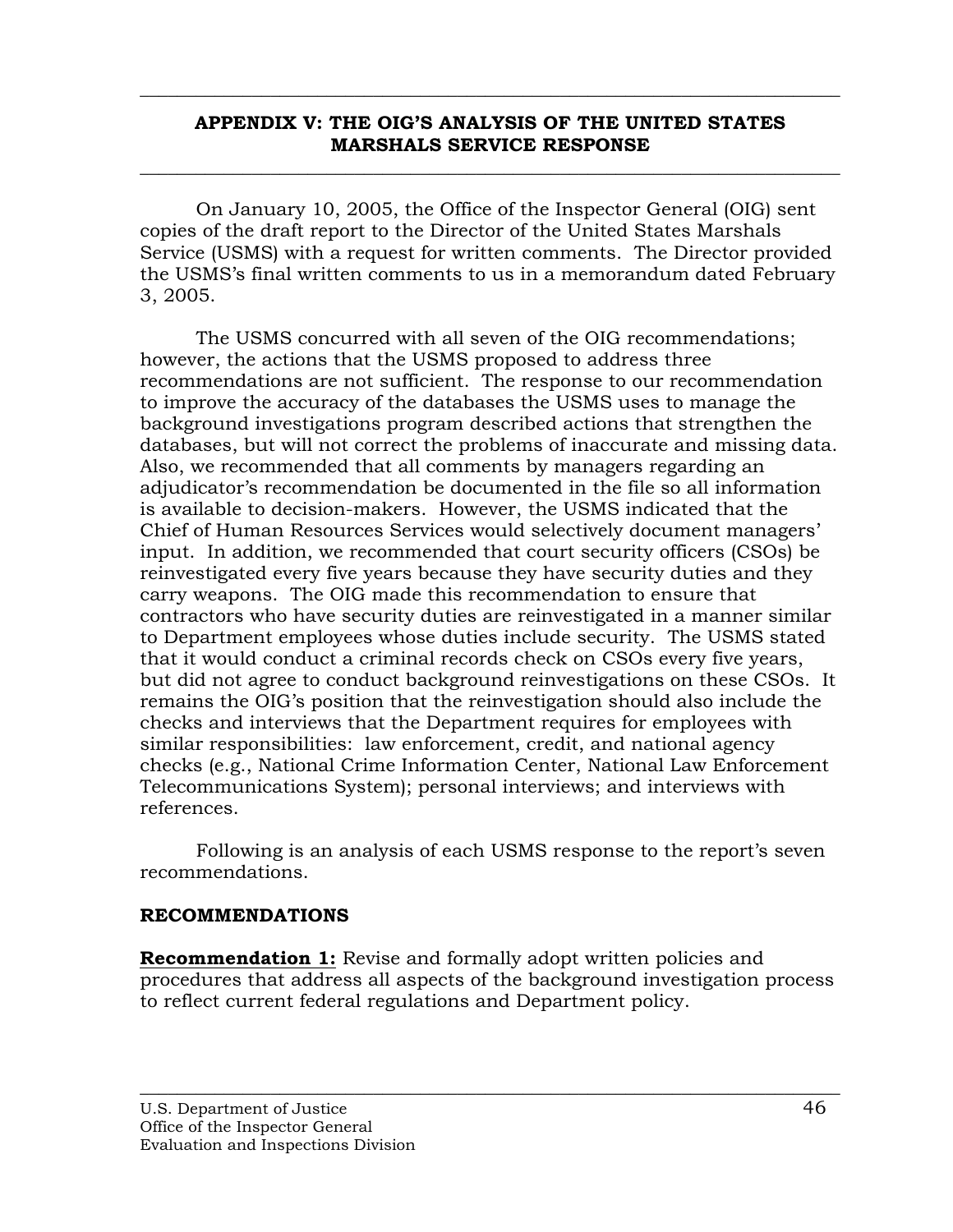## APPENDIX V: THE OIG'S ANALYSIS OF THE UNITED STATES MARSHALS SERVICE RESPONSE

On January 10, 2005, the Office of the Inspector General (OIG) sent copies of the draft report to the Director of the United States Marshals Service (USMS) with a request for written comments. The Director provided the USMS's final written comments to us in a memorandum dated February 3, 2005.

The USMS concurred with all seven of the OIG recommendations; however, the actions that the USMS proposed to address three recommendations are not sufficient. The response to our recommendation to improve the accuracy of the databases the USMS uses to manage the background investigations program described actions that strengthen the databases, but will not correct the problems of inaccurate and missing data. Also, we recommended that all comments by managers regarding an adjudicator's recommendation be documented in the file so all information is available to decision-makers. However, the USMS indicated that the Chief of Human Resources Services would selectively document managers' input. In addition, we recommended that court security officers (CSOs) be reinvestigated every five years because they have security duties and they carry weapons. The OIG made this recommendation to ensure that contractors who have security duties are reinvestigated in a manner similar to Department employees whose duties include security. The USMS stated that it would conduct a criminal records check on CSOs every five years, but did not agree to conduct background reinvestigations on these CSOs. It remains the OIG's position that the reinvestigation should also include the checks and interviews that the Department requires for employees with similar responsibilities: law enforcement, credit, and national agency checks (e.g., National Crime Information Center, National Law Enforcement Telecommunications System); personal interviews; and interviews with references.

Following is an analysis of each USMS response to the report's seven recommendations.

### RECOMMENDATIONS

**Recommendation 1:** Revise and formally adopt written policies and procedures that address all aspects of the background investigation process to reflect current federal regulations and Department policy.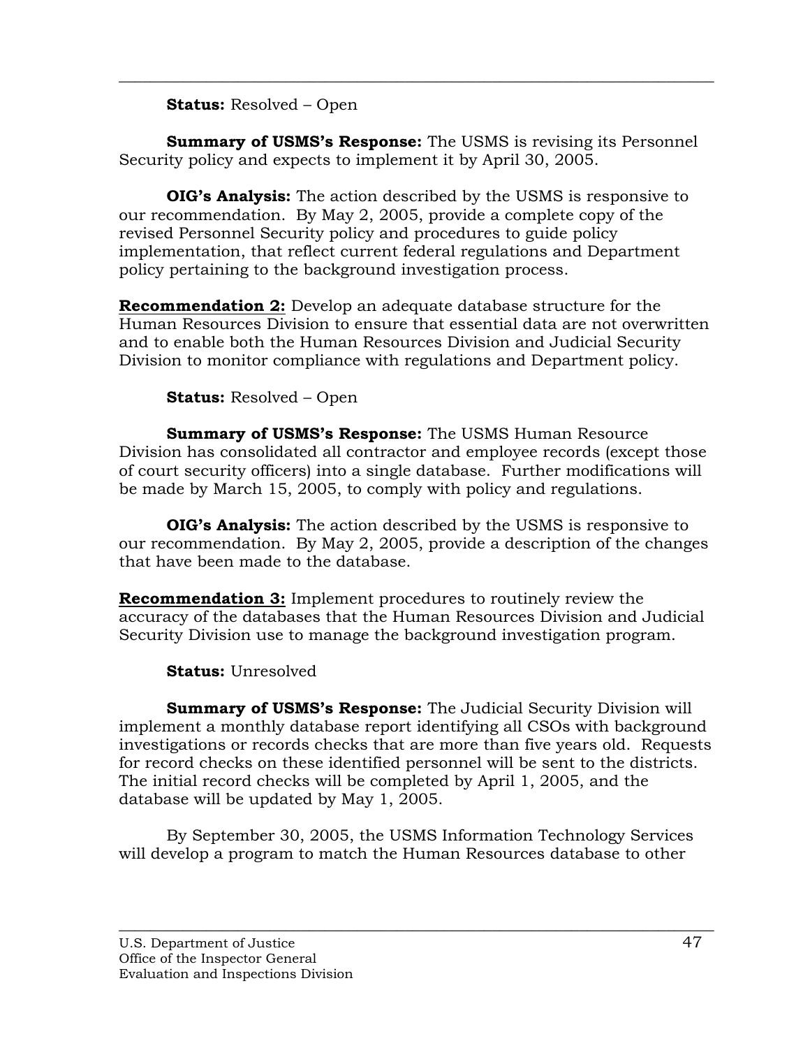**Status:** Resolved – Open

**Summary of USMS's Response:** The USMS is revising its Personnel Security policy and expects to implement it by April 30, 2005.

**OIG's Analysis:** The action described by the USMS is responsive to our recommendation. By May 2, 2005, provide a complete copy of the revised Personnel Security policy and procedures to guide policy implementation, that reflect current federal regulations and Department policy pertaining to the background investigation process.

**Recommendation 2:** Develop an adequate database structure for the Human Resources Division to ensure that essential data are not overwritten and to enable both the Human Resources Division and Judicial Security Division to monitor compliance with regulations and Department policy.

**Status:** Resolved – Open

**Summary of USMS's Response:** The USMS Human Resource Division has consolidated all contractor and employee records (except those of court security officers) into a single database. Further modifications will be made by March 15, 2005, to comply with policy and regulations.

**OIG's Analysis:** The action described by the USMS is responsive to our recommendation. By May 2, 2005, provide a description of the changes that have been made to the database.

**Recommendation 3:** Implement procedures to routinely review the accuracy of the databases that the Human Resources Division and Judicial Security Division use to manage the background investigation program.

**Status:** Unresolved

**Summary of USMS's Response:** The Judicial Security Division will implement a monthly database report identifying all CSOs with background investigations or records checks that are more than five years old. Requests for record checks on these identified personnel will be sent to the districts. The initial record checks will be completed by April 1, 2005, and the database will be updated by May 1, 2005.

By September 30, 2005, the USMS Information Technology Services will develop a program to match the Human Resources database to other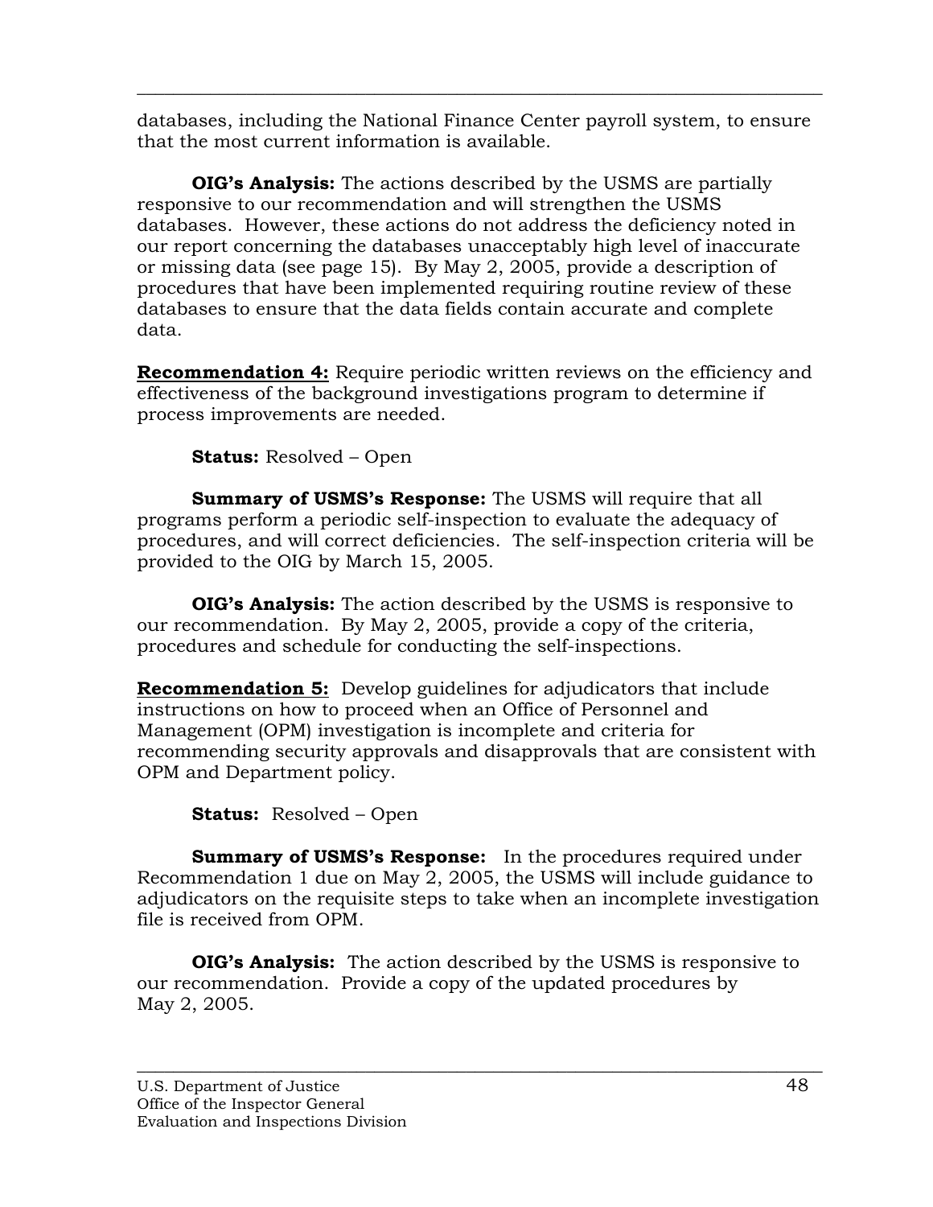databases, including the National Finance Center payroll system, to ensure that the most current information is available.

**OIG's Analysis:** The actions described by the USMS are partially responsive to our recommendation and will strengthen the USMS databases. However, these actions do not address the deficiency noted in our report concerning the databases unacceptably high level of inaccurate or missing data (see page 15). By May 2, 2005, provide a description of procedures that have been implemented requiring routine review of these databases to ensure that the data fields contain accurate and complete data.

**Recommendation 4:** Require periodic written reviews on the efficiency and effectiveness of the background investigations program to determine if process improvements are needed.

**Status:** Resolved – Open

**Summary of USMS's Response:** The USMS will require that all programs perform a periodic self-inspection to evaluate the adequacy of procedures, and will correct deficiencies. The self-inspection criteria will be provided to the OIG by March 15, 2005.

**OIG's Analysis:** The action described by the USMS is responsive to our recommendation. By May 2, 2005, provide a copy of the criteria, procedures and schedule for conducting the self-inspections.

**Recommendation 5:** Develop guidelines for adjudicators that include instructions on how to proceed when an Office of Personnel and Management (OPM) investigation is incomplete and criteria for recommending security approvals and disapprovals that are consistent with OPM and Department policy.

**Status:** Resolved – Open

**Summary of USMS's Response:** In the procedures required under Recommendation 1 due on May 2, 2005, the USMS will include guidance to adjudicators on the requisite steps to take when an incomplete investigation file is received from OPM.

**OIG's Analysis:** The action described by the USMS is responsive to our recommendation. Provide a copy of the updated procedures by May 2, 2005.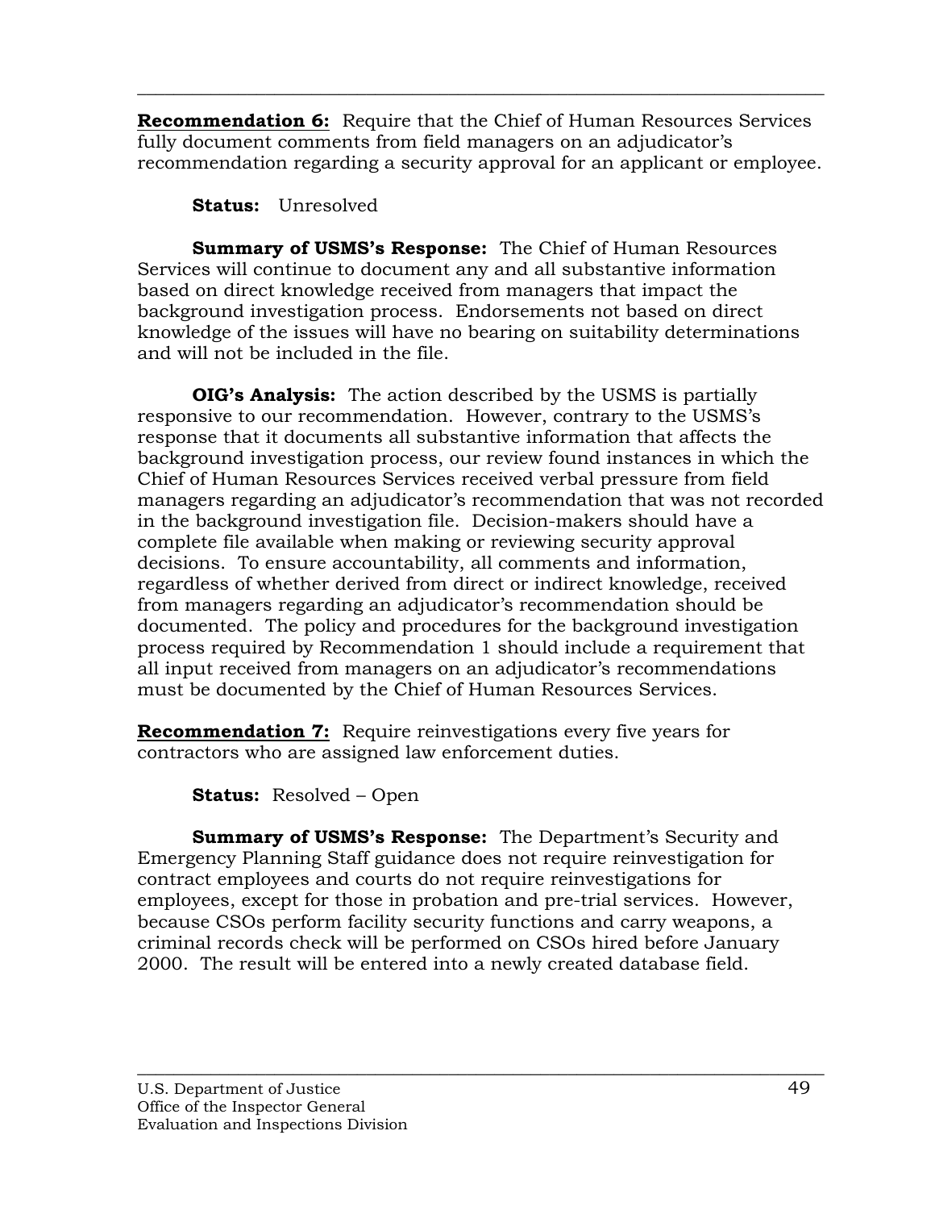**Recommendation 6:** Require that the Chief of Human Resources Services fully document comments from field managers on an adjudicator's recommendation regarding a security approval for an applicant or employee.

**Status:** Unresolved

**Summary of USMS's Response:** The Chief of Human Resources Services will continue to document any and all substantive information based on direct knowledge received from managers that impact the background investigation process. Endorsements not based on direct knowledge of the issues will have no bearing on suitability determinations and will not be included in the file.

**OIG's Analysis:** The action described by the USMS is partially responsive to our recommendation. However, contrary to the USMS's response that it documents all substantive information that affects the background investigation process, our review found instances in which the Chief of Human Resources Services received verbal pressure from field managers regarding an adjudicator's recommendation that was not recorded in the background investigation file. Decision-makers should have a complete file available when making or reviewing security approval decisions. To ensure accountability, all comments and information, regardless of whether derived from direct or indirect knowledge, received from managers regarding an adjudicator's recommendation should be documented. The policy and procedures for the background investigation process required by Recommendation 1 should include a requirement that all input received from managers on an adjudicator's recommendations must be documented by the Chief of Human Resources Services.

**Recommendation 7:** Require reinvestigations every five years for contractors who are assigned law enforcement duties.

**Status:** Resolved – Open

**Summary of USMS's Response:** The Department's Security and Emergency Planning Staff guidance does not require reinvestigation for contract employees and courts do not require reinvestigations for employees, except for those in probation and pre-trial services. However, because CSOs perform facility security functions and carry weapons, a criminal records check will be performed on CSOs hired before January 2000. The result will be entered into a newly created database field.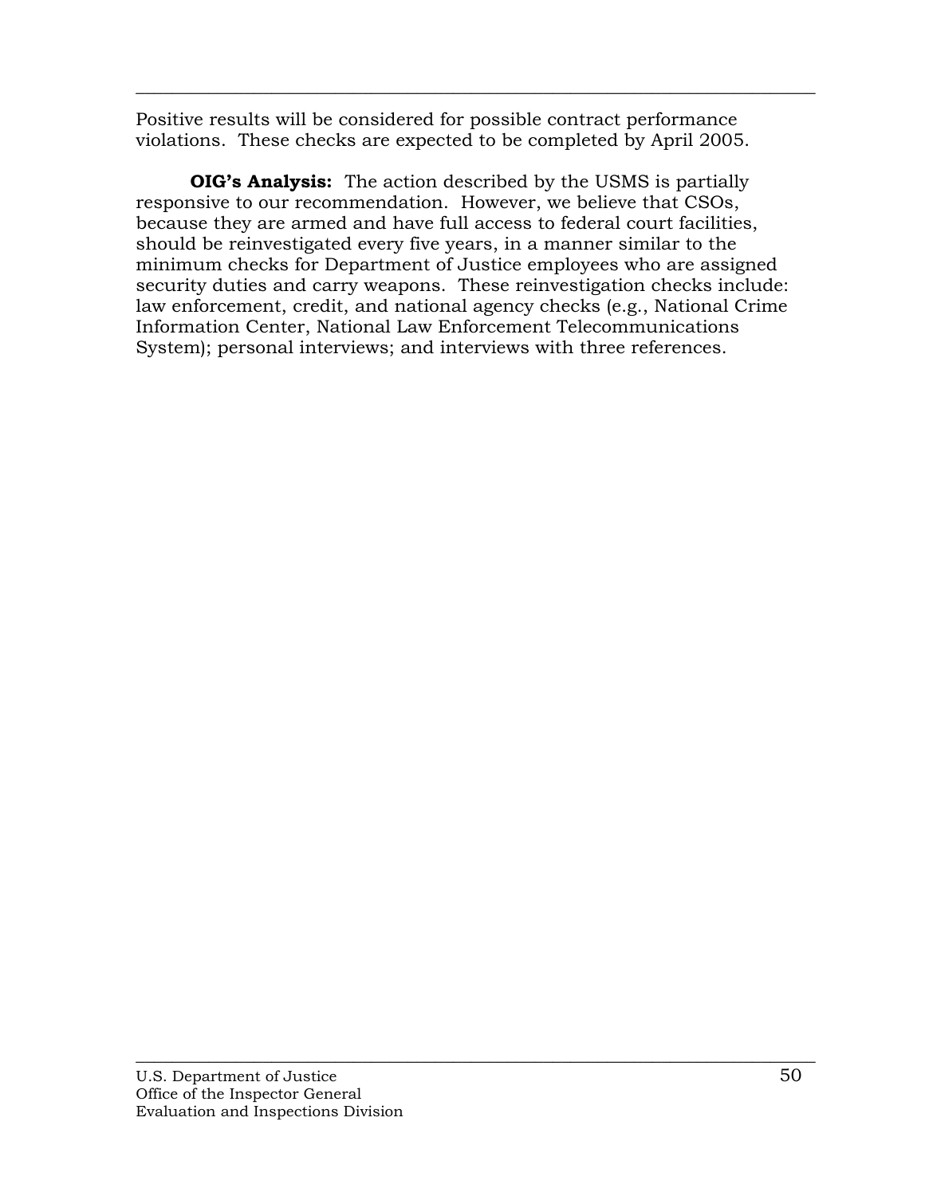Positive results will be considered for possible contract performance violations. These checks are expected to be completed by April 2005.

**OIG's Analysis:** The action described by the USMS is partially responsive to our recommendation. However, we believe that CSOs, because they are armed and have full access to federal court facilities, should be reinvestigated every five years, in a manner similar to the minimum checks for Department of Justice employees who are assigned security duties and carry weapons. These reinvestigation checks include: law enforcement, credit, and national agency checks (e.g., National Crime Information Center, National Law Enforcement Telecommunications System); personal interviews; and interviews with three references.